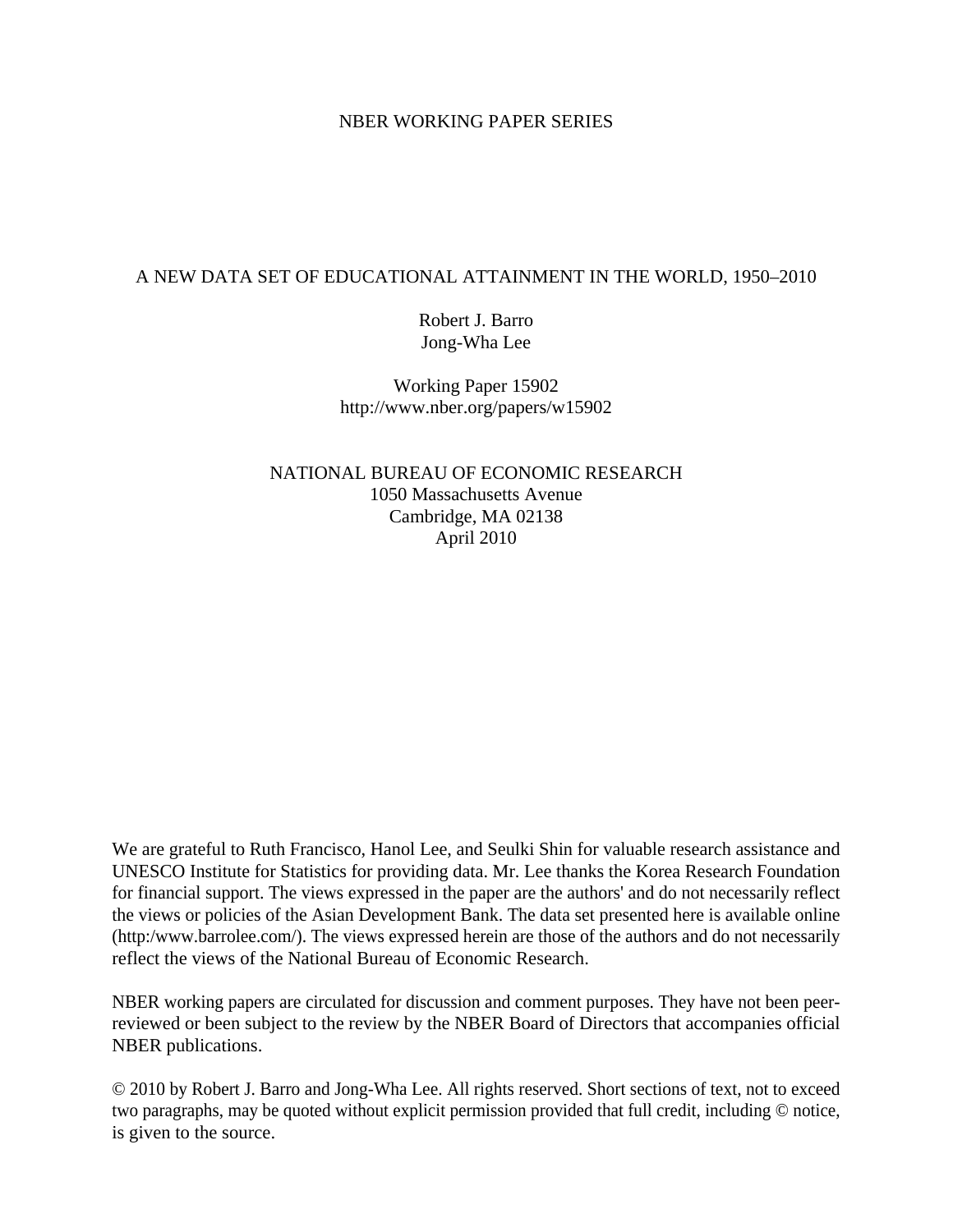NBER WORKING PAPER SERIES

# A NEW DATA SET OF EDUCATIONAL ATTAINMENT IN THE WORLD, 1950–2010

Robert J. Barro
Jong-Wha Lee

Working Paper 15902
http://www.nber.org/papers/w15902

NATIONAL BUREAU OF ECONOMIC RESEARCH
1050 Massachusetts Avenue
Cambridge, MA 02138
April 2010

We are grateful to Ruth Francisco, Hanol Lee, and Seulki Shin for valuable research assistance and UNESCO Institute for Statistics for providing data. Mr. Lee thanks the Korea Research Foundation for financial support. The views expressed in the paper are the authors' and do not necessarily reflect the views or policies of the Asian Development Bank. The data set presented here is available online (http:/www.barrolee.com/). The views expressed herein are those of the authors and do not necessarily reflect the views of the National Bureau of Economic Research.

NBER working papers are circulated for discussion and comment purposes. They have not been peer-reviewed or been subject to the review by the NBER Board of Directors that accompanies official NBER publications.

© 2010 by Robert J. Barro and Jong-Wha Lee. All rights reserved. Short sections of text, not to exceed two paragraphs, may be quoted without explicit permission provided that full credit, including © notice, is given to the source.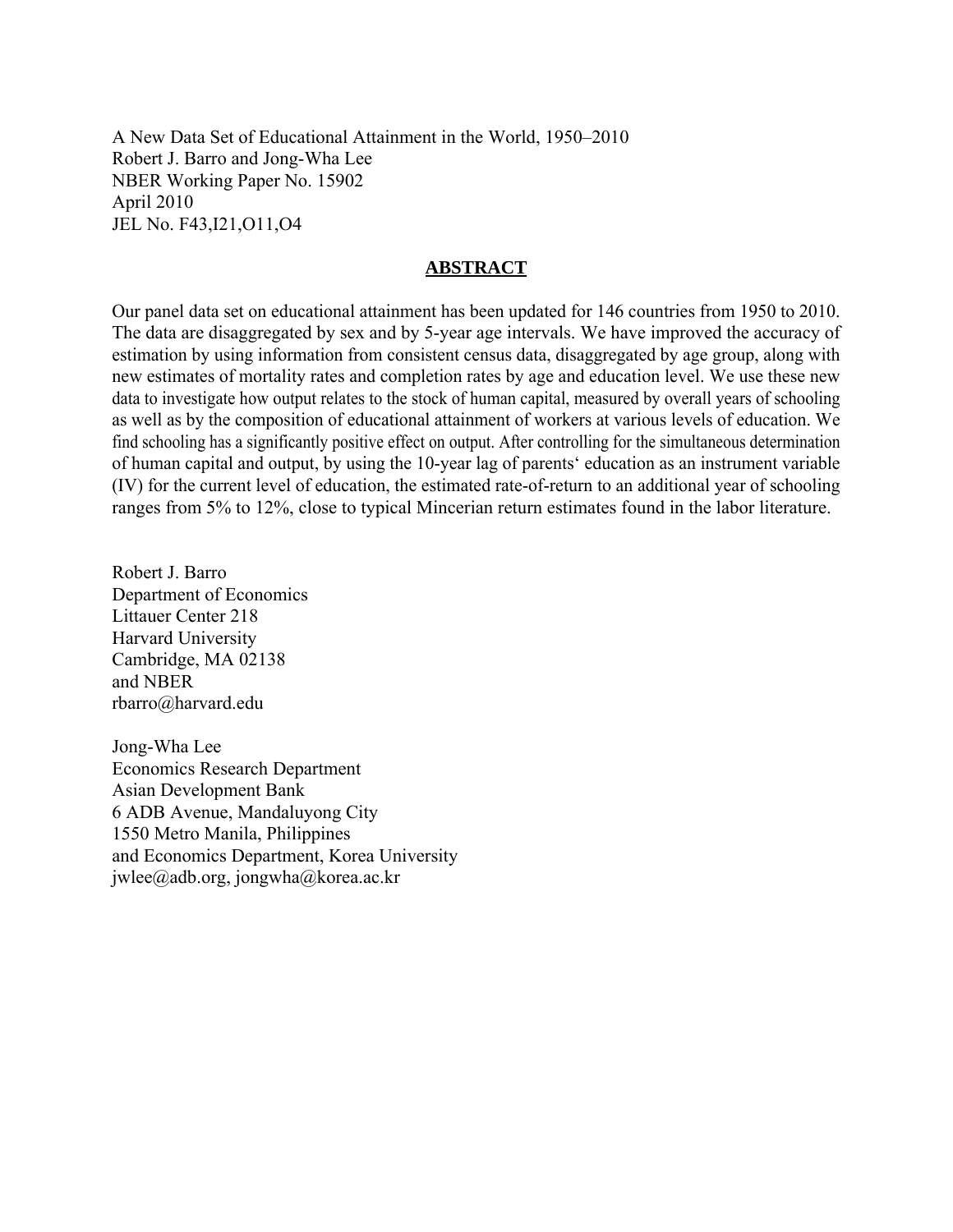A New Data Set of Educational Attainment in the World, 1950–2010
Robert J. Barro and Jong-Wha Lee
NBER Working Paper No. 15902
April 2010
JEL No. F43,I21,O11,O4

## ABSTRACT

Our panel data set on educational attainment has been updated for 146 countries from 1950 to 2010. The data are disaggregated by sex and by 5-year age intervals. We have improved the accuracy of estimation by using information from consistent census data, disaggregated by age group, along with new estimates of mortality rates and completion rates by age and education level. We use these new data to investigate how output relates to the stock of human capital, measured by overall years of schooling as well as by the composition of educational attainment of workers at various levels of education. We find schooling has a significantly positive effect on output. After controlling for the simultaneous determination of human capital and output, by using the 10-year lag of parents' education as an instrument variable (IV) for the current level of education, the estimated rate-of-return to an additional year of schooling ranges from 5% to 12%, close to typical Mincerian return estimates found in the labor literature.

Robert J. Barro
Department of Economics
Littauer Center 218
Harvard University
Cambridge, MA 02138
and NBER
rbarro@harvard.edu

Jong-Wha Lee
Economics Research Department
Asian Development Bank
6 ADB Avenue, Mandaluyong City
1550 Metro Manila, Philippines
and Economics Department, Korea University
jwlee@adb.org, jongwha@korea.ac.kr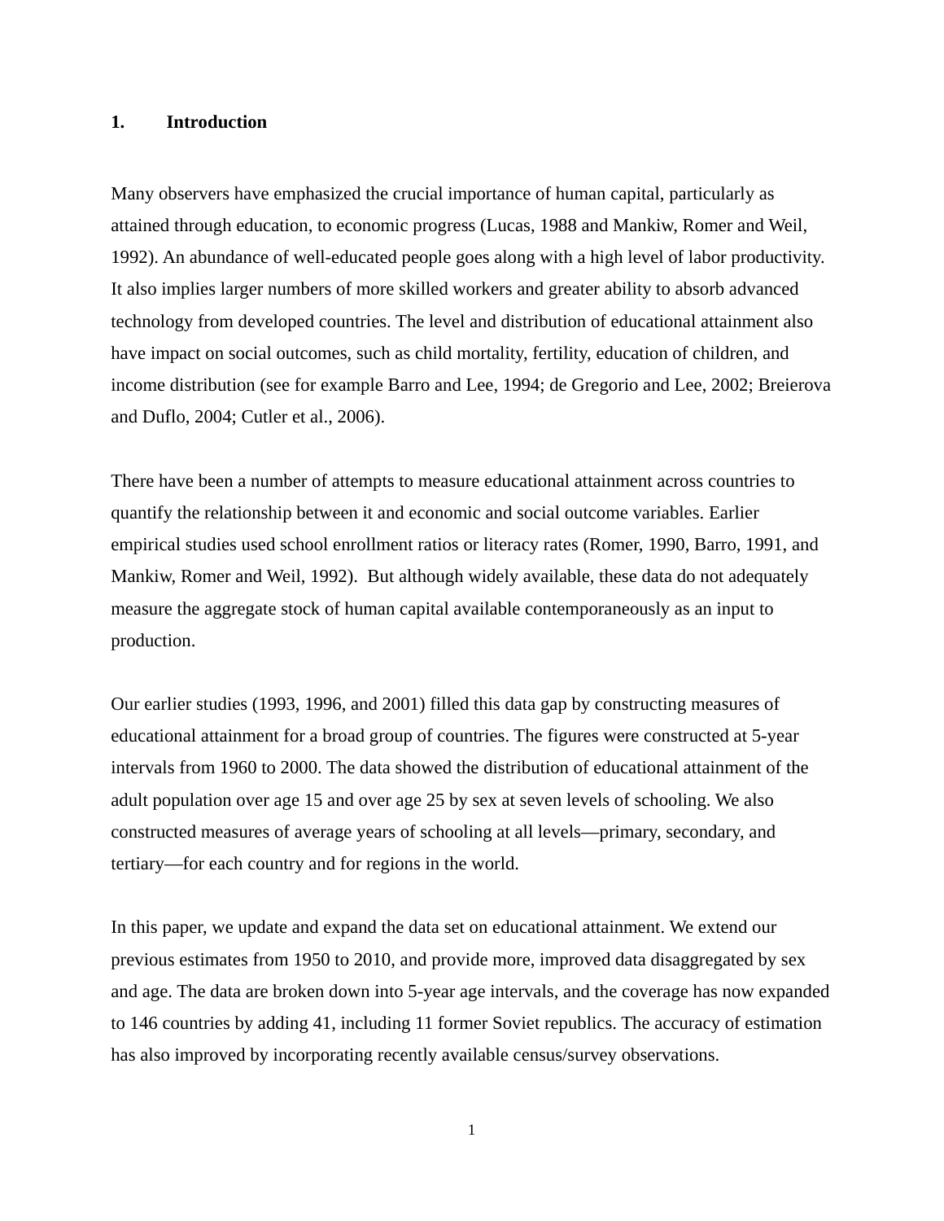## 1. Introduction

Many observers have emphasized the crucial importance of human capital, particularly as attained through education, to economic progress (Lucas, 1988 and Mankiw, Romer and Weil, 1992). An abundance of well-educated people goes along with a high level of labor productivity. It also implies larger numbers of more skilled workers and greater ability to absorb advanced technology from developed countries. The level and distribution of educational attainment also have impact on social outcomes, such as child mortality, fertility, education of children, and income distribution (see for example Barro and Lee, 1994; de Gregorio and Lee, 2002; Breierova and Duflo, 2004; Cutler et al., 2006).

There have been a number of attempts to measure educational attainment across countries to quantify the relationship between it and economic and social outcome variables. Earlier empirical studies used school enrollment ratios or literacy rates (Romer, 1990, Barro, 1991, and Mankiw, Romer and Weil, 1992). But although widely available, these data do not adequately measure the aggregate stock of human capital available contemporaneously as an input to production.

Our earlier studies (1993, 1996, and 2001) filled this data gap by constructing measures of educational attainment for a broad group of countries. The figures were constructed at 5-year intervals from 1960 to 2000. The data showed the distribution of educational attainment of the adult population over age 15 and over age 25 by sex at seven levels of schooling. We also constructed measures of average years of schooling at all levels—primary, secondary, and tertiary—for each country and for regions in the world.

In this paper, we update and expand the data set on educational attainment. We extend our previous estimates from 1950 to 2010, and provide more, improved data disaggregated by sex and age. The data are broken down into 5-year age intervals, and the coverage has now expanded to 146 countries by adding 41, including 11 former Soviet republics. The accuracy of estimation has also improved by incorporating recently available census/survey observations.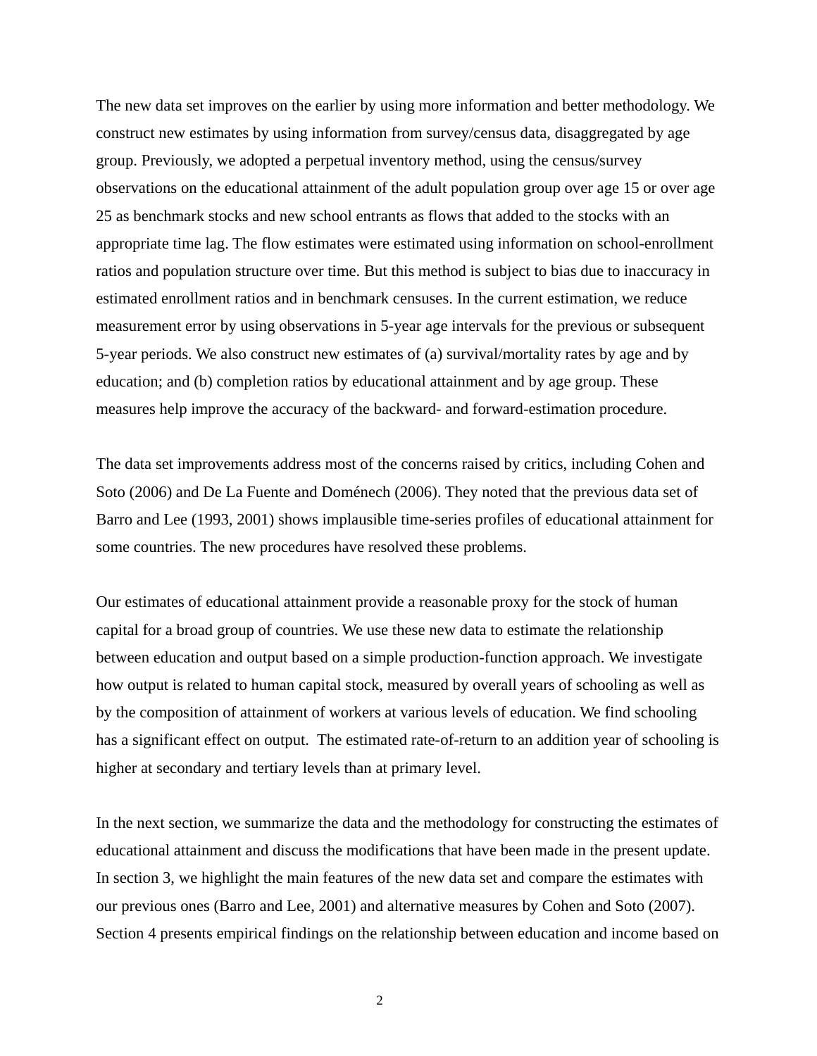The new data set improves on the earlier by using more information and better methodology. We construct new estimates by using information from survey/census data, disaggregated by age group. Previously, we adopted a perpetual inventory method, using the census/survey observations on the educational attainment of the adult population group over age 15 or over age 25 as benchmark stocks and new school entrants as flows that added to the stocks with an appropriate time lag. The flow estimates were estimated using information on school-enrollment ratios and population structure over time. But this method is subject to bias due to inaccuracy in estimated enrollment ratios and in benchmark censuses. In the current estimation, we reduce measurement error by using observations in 5-year age intervals for the previous or subsequent 5-year periods. We also construct new estimates of (a) survival/mortality rates by age and by education; and (b) completion ratios by educational attainment and by age group. These measures help improve the accuracy of the backward- and forward-estimation procedure.

The data set improvements address most of the concerns raised by critics, including Cohen and Soto (2006) and De La Fuente and Doménech (2006). They noted that the previous data set of Barro and Lee (1993, 2001) shows implausible time-series profiles of educational attainment for some countries. The new procedures have resolved these problems.

Our estimates of educational attainment provide a reasonable proxy for the stock of human capital for a broad group of countries. We use these new data to estimate the relationship between education and output based on a simple production-function approach. We investigate how output is related to human capital stock, measured by overall years of schooling as well as by the composition of attainment of workers at various levels of education. We find schooling has a significant effect on output. The estimated rate-of-return to an addition year of schooling is higher at secondary and tertiary levels than at primary level.

In the next section, we summarize the data and the methodology for constructing the estimates of educational attainment and discuss the modifications that have been made in the present update. In section 3, we highlight the main features of the new data set and compare the estimates with our previous ones (Barro and Lee, 2001) and alternative measures by Cohen and Soto (2007). Section 4 presents empirical findings on the relationship between education and income based on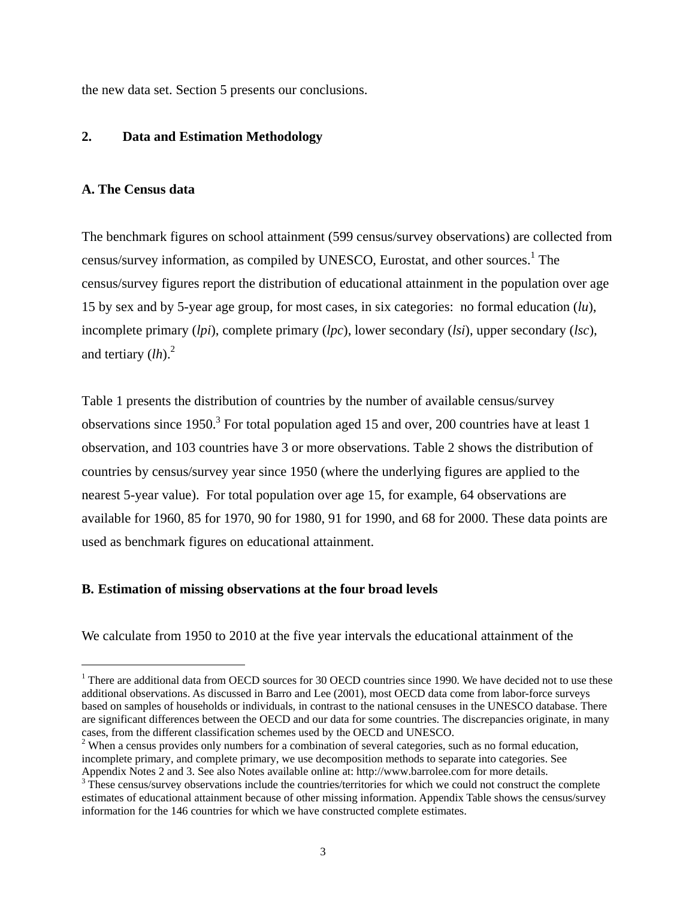the new data set. Section 5 presents our conclusions.

## 2. Data and Estimation Methodology

### A. The Census data

The benchmark figures on school attainment (599 census/survey observations) are collected from census/survey information, as compiled by UNESCO, Eurostat, and other sources.[1] The census/survey figures report the distribution of educational attainment in the population over age 15 by sex and by 5-year age group, for most cases, in six categories: no formal education (*lu*), incomplete primary (*lpi*), complete primary (*lpc*), lower secondary (*lsi*), upper secondary (*lsc*), and tertiary (*lh*).[2]

Table 1 presents the distribution of countries by the number of available census/survey observations since 1950.[3] For total population aged 15 and over, 200 countries have at least 1 observation, and 103 countries have 3 or more observations. Table 2 shows the distribution of countries by census/survey year since 1950 (where the underlying figures are applied to the nearest 5-year value). For total population over age 15, for example, 64 observations are available for 1960, 85 for 1970, 90 for 1980, 91 for 1990, and 68 for 2000. These data points are used as benchmark figures on educational attainment.

### B. Estimation of missing observations at the four broad levels

We calculate from 1950 to 2010 at the five year intervals the educational attainment of the

---

[1] There are additional data from OECD sources for 30 OECD countries since 1990. We have decided not to use these additional observations. As discussed in Barro and Lee (2001), most OECD data come from labor-force surveys based on samples of households or individuals, in contrast to the national censuses in the UNESCO database. There are significant differences between the OECD and our data for some countries. The discrepancies originate, in many cases, from the different classification schemes used by the OECD and UNESCO.

[2] When a census provides only numbers for a combination of several categories, such as no formal education, incomplete primary, and complete primary, we use decomposition methods to separate into categories. See Appendix Notes 2 and 3. See also Notes available online at: http://www.barrolee.com for more details.

[3] These census/survey observations include the countries/territories for which we could not construct the complete estimates of educational attainment because of other missing information. Appendix Table shows the census/survey information for the 146 countries for which we have constructed complete estimates.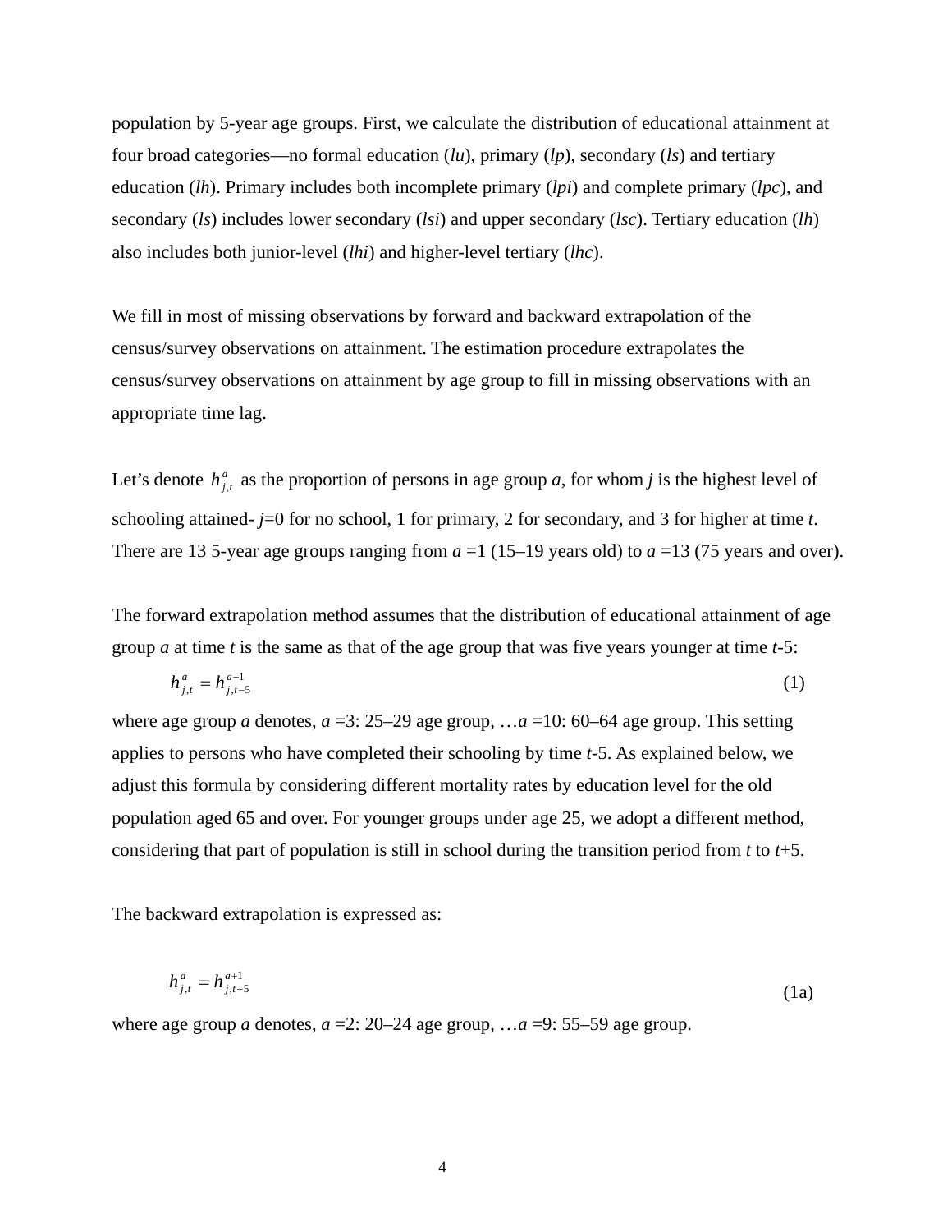population by 5-year age groups. First, we calculate the distribution of educational attainment at four broad categories—no formal education (*lu*), primary (*lp*), secondary (*ls*) and tertiary education (*lh*). Primary includes both incomplete primary (*lpi*) and complete primary (*lpc*), and secondary (*ls*) includes lower secondary (*lsi*) and upper secondary (*lsc*). Tertiary education (*lh*) also includes both junior-level (*lhi*) and higher-level tertiary (*lhc*).

We fill in most of missing observations by forward and backward extrapolation of the census/survey observations on attainment. The estimation procedure extrapolates the census/survey observations on attainment by age group to fill in missing observations with an appropriate time lag.

Let's denote $h^{a}_{j,t}$ as the proportion of persons in age group *a*, for whom *j* is the highest level of schooling attained- *j*=0 for no school, 1 for primary, 2 for secondary, and 3 for higher at time *t*. There are 13 5-year age groups ranging from *a* =1 (15–19 years old) to *a* =13 (75 years and over).

The forward extrapolation method assumes that the distribution of educational attainment of age group *a* at time *t* is the same as that of the age group that was five years younger at time *t*-5:

$$h^{a}_{j,t} = h^{a-1}_{j,t-5} \tag{1}$$

where age group *a* denotes, *a* =3: 25–29 age group, …*a* =10: 60–64 age group. This setting applies to persons who have completed their schooling by time *t*-5. As explained below, we adjust this formula by considering different mortality rates by education level for the old population aged 65 and over. For younger groups under age 25, we adopt a different method, considering that part of population is still in school during the transition period from *t* to *t*+5.

The backward extrapolation is expressed as:

$$h^{a}_{j,t} = h^{a+1}_{j,t+5} \tag{1a}$$

where age group *a* denotes, *a* =2: 20–24 age group, …*a* =9: 55–59 age group.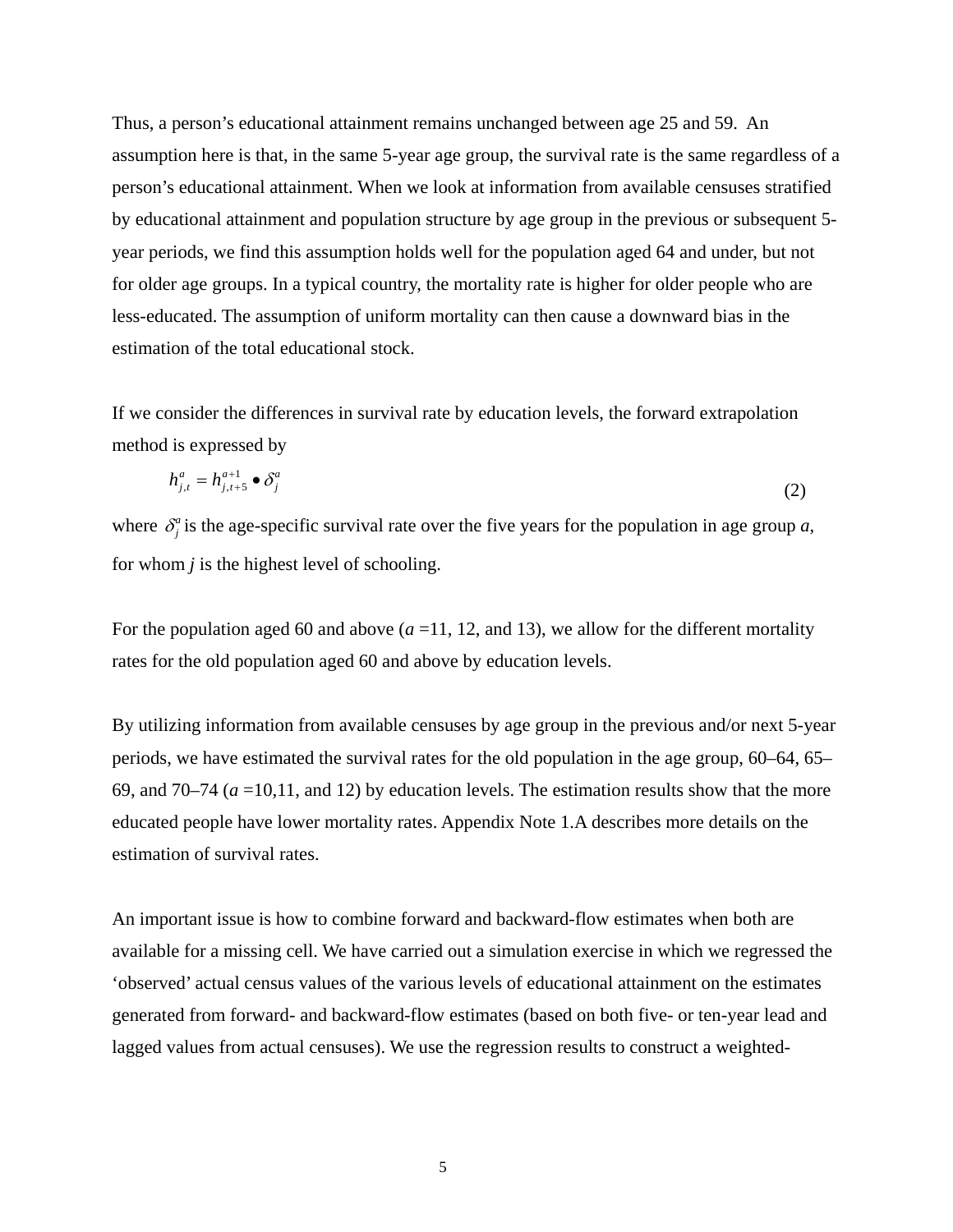Thus, a person's educational attainment remains unchanged between age 25 and 59. An assumption here is that, in the same 5-year age group, the survival rate is the same regardless of a person's educational attainment. When we look at information from available censuses stratified by educational attainment and population structure by age group in the previous or subsequent 5-year periods, we find this assumption holds well for the population aged 64 and under, but not for older age groups. In a typical country, the mortality rate is higher for older people who are less-educated. The assumption of uniform mortality can then cause a downward bias in the estimation of the total educational stock.

If we consider the differences in survival rate by education levels, the forward extrapolation method is expressed by

$$h_{j,t}^{a} = h_{j,t+5}^{a+1} \bullet \delta_{j}^{a} \tag{2}$$

where $\delta_j^a$ is the age-specific survival rate over the five years for the population in age group *a*, for whom *j* is the highest level of schooling.

For the population aged 60 and above (*a* =11, 12, and 13), we allow for the different mortality rates for the old population aged 60 and above by education levels.

By utilizing information from available censuses by age group in the previous and/or next 5-year periods, we have estimated the survival rates for the old population in the age group, 60–64, 65–69, and 70–74 (*a* =10,11, and 12) by education levels. The estimation results show that the more educated people have lower mortality rates. Appendix Note 1.A describes more details on the estimation of survival rates.

An important issue is how to combine forward and backward-flow estimates when both are available for a missing cell. We have carried out a simulation exercise in which we regressed the 'observed' actual census values of the various levels of educational attainment on the estimates generated from forward- and backward-flow estimates (based on both five- or ten-year lead and lagged values from actual censuses). We use the regression results to construct a weighted-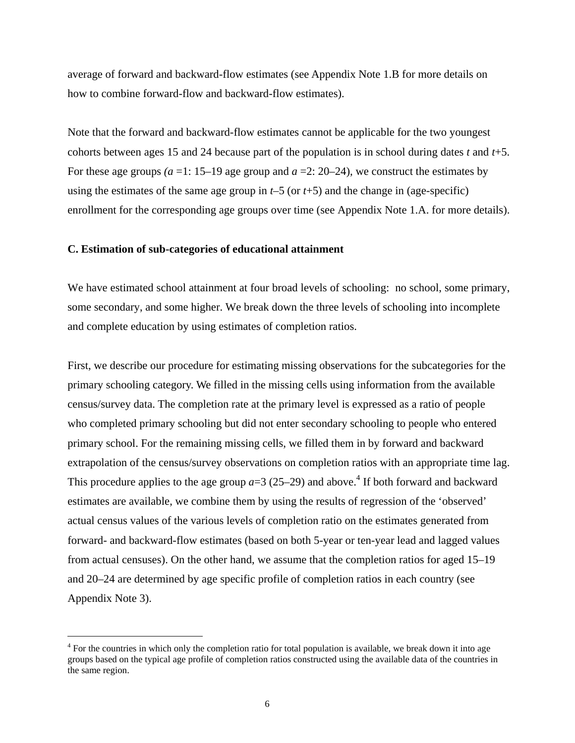average of forward and backward-flow estimates (see Appendix Note 1.B for more details on how to combine forward-flow and backward-flow estimates).

Note that the forward and backward-flow estimates cannot be applicable for the two youngest cohorts between ages 15 and 24 because part of the population is in school during dates $t$ and $t$+5. For these age groups ($a$ =1: 15–19 age group and $a$ =2: 20–24), we construct the estimates by using the estimates of the same age group in $t$–5 (or $t$+5) and the change in (age-specific) enrollment for the corresponding age groups over time (see Appendix Note 1.A. for more details).

**C. Estimation of sub-categories of educational attainment**

We have estimated school attainment at four broad levels of schooling: no school, some primary, some secondary, and some higher. We break down the three levels of schooling into incomplete and complete education by using estimates of completion ratios.

First, we describe our procedure for estimating missing observations for the subcategories for the primary schooling category. We filled in the missing cells using information from the available census/survey data. The completion rate at the primary level is expressed as a ratio of people who completed primary schooling but did not enter secondary schooling to people who entered primary school. For the remaining missing cells, we filled them in by forward and backward extrapolation of the census/survey observations on completion ratios with an appropriate time lag. This procedure applies to the age group $a$=3 (25–29) and above.[4] If both forward and backward estimates are available, we combine them by using the results of regression of the 'observed' actual census values of the various levels of completion ratio on the estimates generated from forward- and backward-flow estimates (based on both 5-year or ten-year lead and lagged values from actual censuses). On the other hand, we assume that the completion ratios for aged 15–19 and 20–24 are determined by age specific profile of completion ratios in each country (see Appendix Note 3).

[4] For the countries in which only the completion ratio for total population is available, we break down it into age groups based on the typical age profile of completion ratios constructed using the available data of the countries in the same region.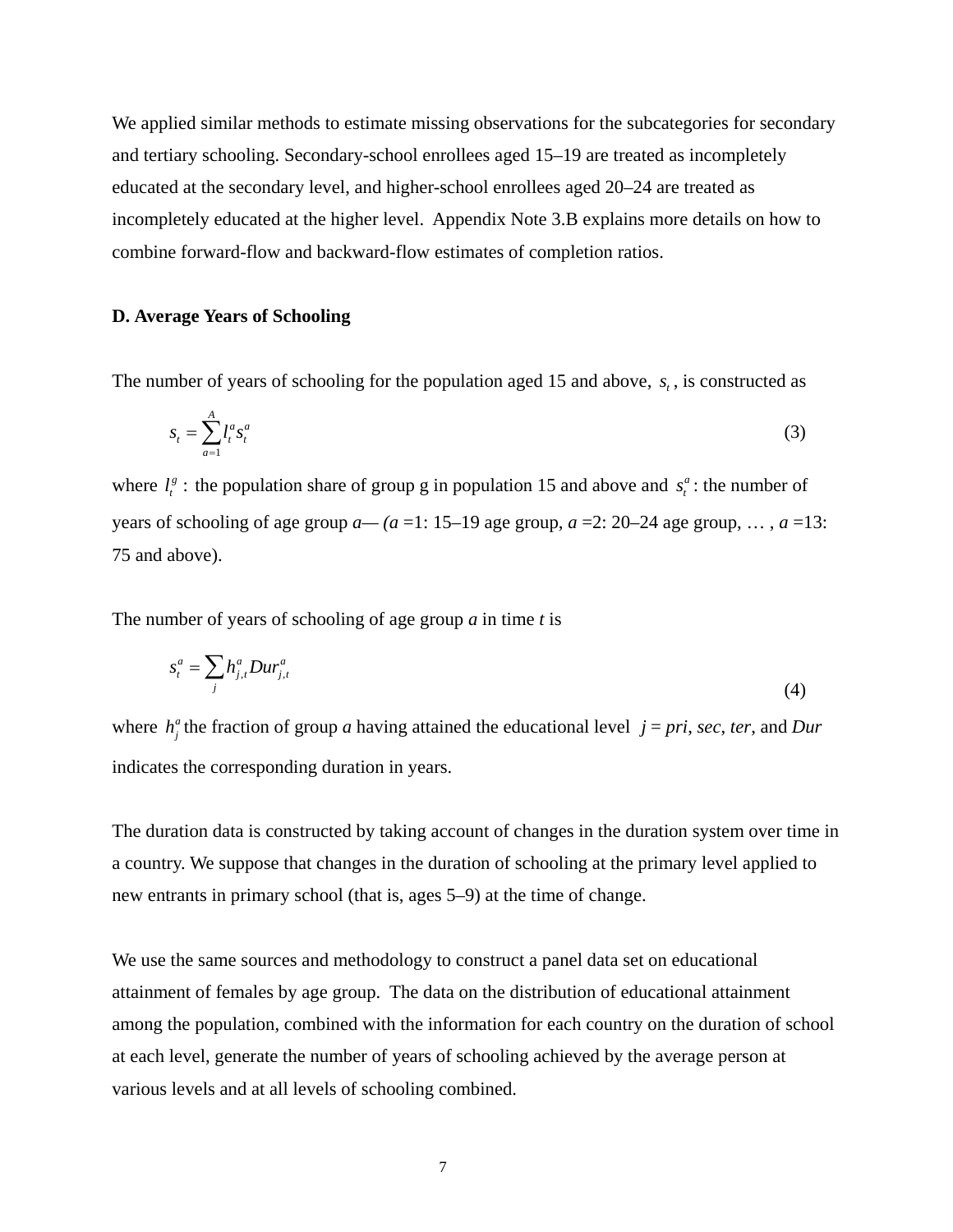We applied similar methods to estimate missing observations for the subcategories for secondary and tertiary schooling. Secondary-school enrollees aged 15–19 are treated as incompletely educated at the secondary level, and higher-school enrollees aged 20–24 are treated as incompletely educated at the higher level. Appendix Note 3.B explains more details on how to combine forward-flow and backward-flow estimates of completion ratios.

**D. Average Years of Schooling**

The number of years of schooling for the population aged 15 and above, $s_t$, is constructed as

$$s_t = \sum_{a=1}^{A} l_t^a s_t^a \tag{3}$$

where $l_t^g$ : the population share of group g in population 15 and above and $s_t^a$ : the number of years of schooling of age group *a*— (*a* =1: 15–19 age group, *a* =2: 20–24 age group, … , *a* =13: 75 and above).

The number of years of schooling of age group *a* in time *t* is

$$s_t^a = \sum_j h_{j,t}^a Dur_{j,t}^a \tag{4}$$

where $h_j^a$ the fraction of group *a* having attained the educational level *j* = *pri*, *sec*, *ter*, and *Dur* indicates the corresponding duration in years.

The duration data is constructed by taking account of changes in the duration system over time in a country. We suppose that changes in the duration of schooling at the primary level applied to new entrants in primary school (that is, ages 5–9) at the time of change.

We use the same sources and methodology to construct a panel data set on educational attainment of females by age group. The data on the distribution of educational attainment among the population, combined with the information for each country on the duration of school at each level, generate the number of years of schooling achieved by the average person at various levels and at all levels of schooling combined.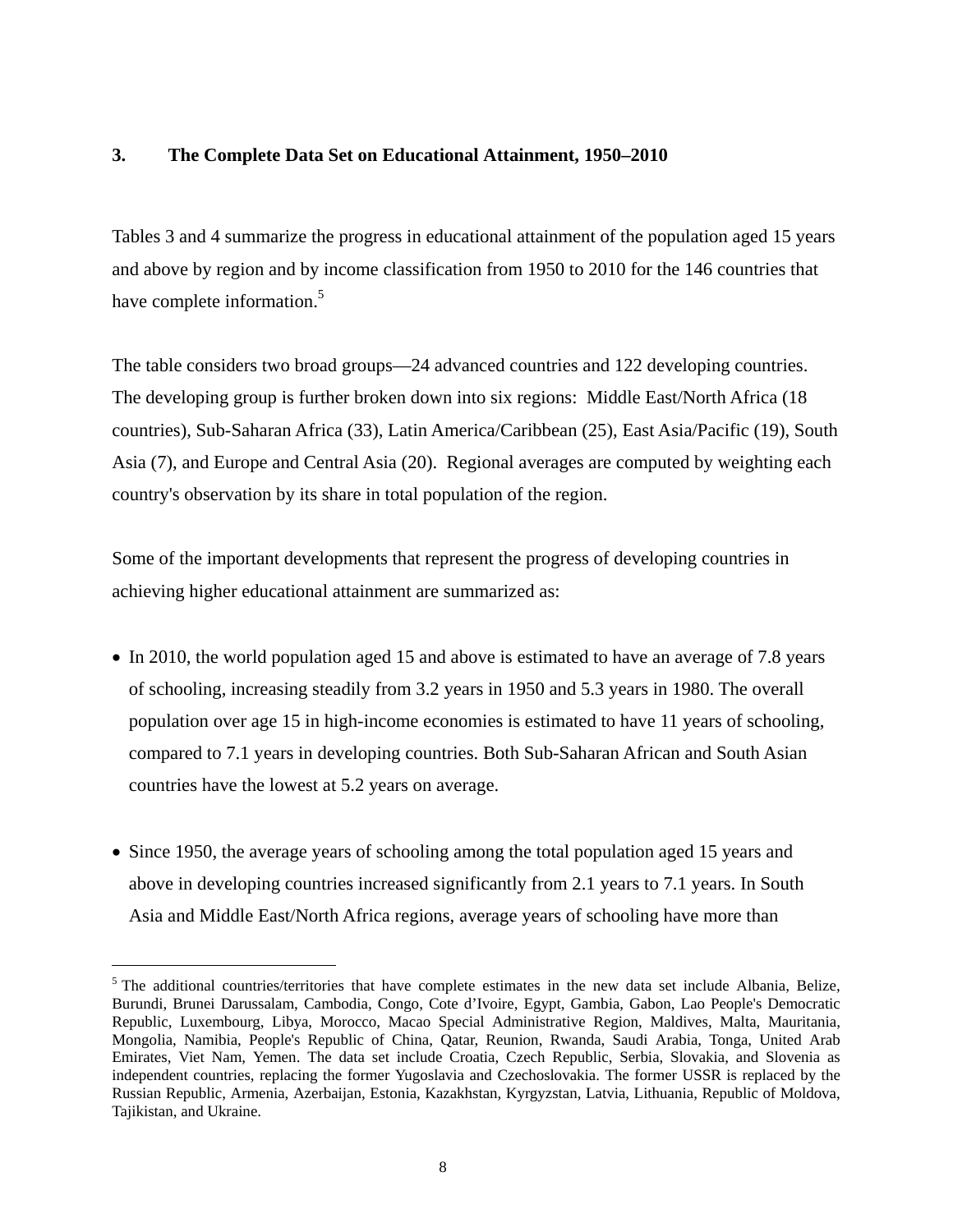## 3. The Complete Data Set on Educational Attainment, 1950–2010

Tables 3 and 4 summarize the progress in educational attainment of the population aged 15 years and above by region and by income classification from 1950 to 2010 for the 146 countries that have complete information.[5]

The table considers two broad groups—24 advanced countries and 122 developing countries. The developing group is further broken down into six regions: Middle East/North Africa (18 countries), Sub-Saharan Africa (33), Latin America/Caribbean (25), East Asia/Pacific (19), South Asia (7), and Europe and Central Asia (20). Regional averages are computed by weighting each country's observation by its share in total population of the region.

Some of the important developments that represent the progress of developing countries in achieving higher educational attainment are summarized as:

- In 2010, the world population aged 15 and above is estimated to have an average of 7.8 years of schooling, increasing steadily from 3.2 years in 1950 and 5.3 years in 1980. The overall population over age 15 in high-income economies is estimated to have 11 years of schooling, compared to 7.1 years in developing countries. Both Sub-Saharan African and South Asian countries have the lowest at 5.2 years on average.

- Since 1950, the average years of schooling among the total population aged 15 years and above in developing countries increased significantly from 2.1 years to 7.1 years. In South Asia and Middle East/North Africa regions, average years of schooling have more than

[5] The additional countries/territories that have complete estimates in the new data set include Albania, Belize, Burundi, Brunei Darussalam, Cambodia, Congo, Cote d'Ivoire, Egypt, Gambia, Gabon, Lao People's Democratic Republic, Luxembourg, Libya, Morocco, Macao Special Administrative Region, Maldives, Malta, Mauritania, Mongolia, Namibia, People's Republic of China, Qatar, Reunion, Rwanda, Saudi Arabia, Tonga, United Arab Emirates, Viet Nam, Yemen. The data set include Croatia, Czech Republic, Serbia, Slovakia, and Slovenia as independent countries, replacing the former Yugoslavia and Czechoslovakia. The former USSR is replaced by the Russian Republic, Armenia, Azerbaijan, Estonia, Kazakhstan, Kyrgyzstan, Latvia, Lithuania, Republic of Moldova, Tajikistan, and Ukraine.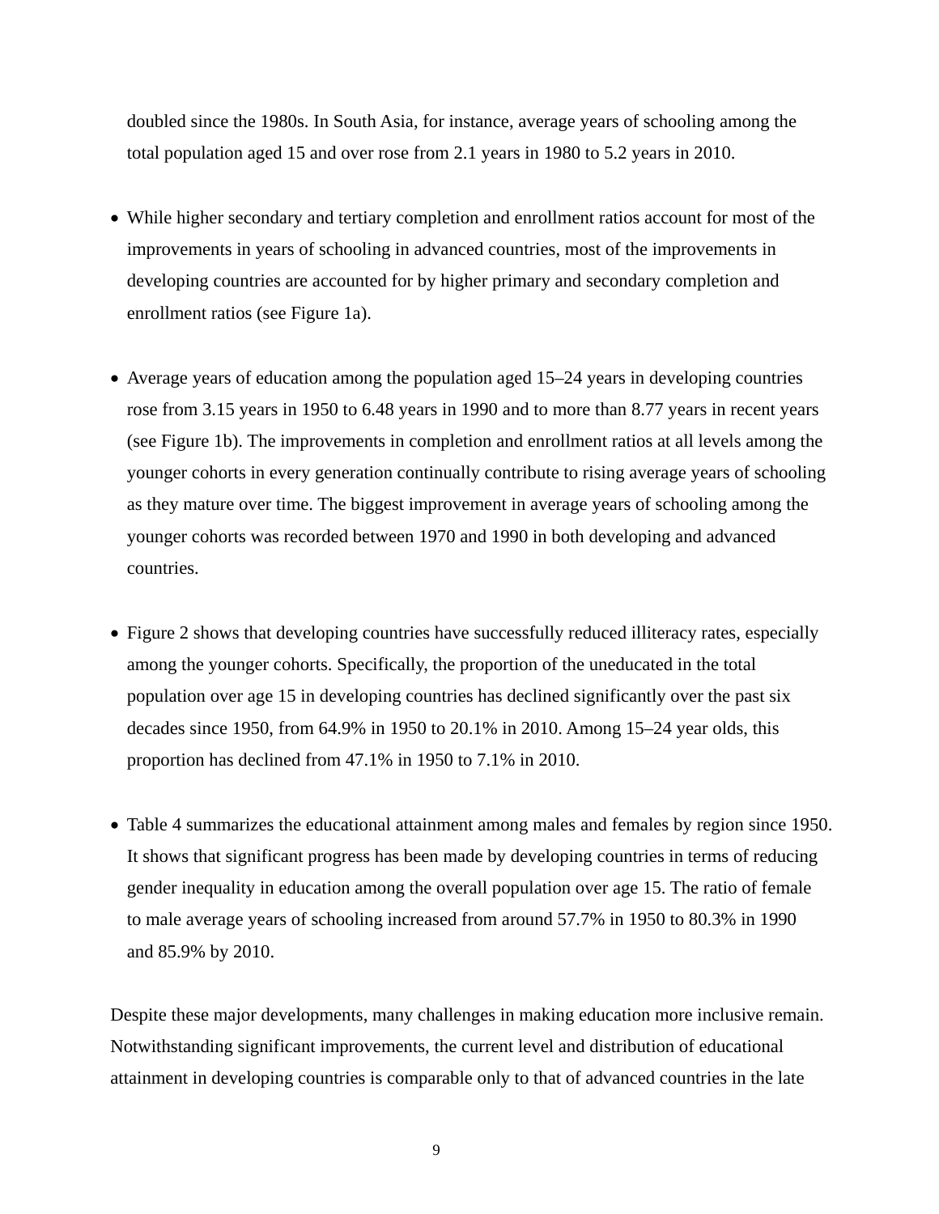doubled since the 1980s. In South Asia, for instance, average years of schooling among the total population aged 15 and over rose from 2.1 years in 1980 to 5.2 years in 2010.

- While higher secondary and tertiary completion and enrollment ratios account for most of the improvements in years of schooling in advanced countries, most of the improvements in developing countries are accounted for by higher primary and secondary completion and enrollment ratios (see Figure 1a).

- Average years of education among the population aged 15–24 years in developing countries rose from 3.15 years in 1950 to 6.48 years in 1990 and to more than 8.77 years in recent years (see Figure 1b). The improvements in completion and enrollment ratios at all levels among the younger cohorts in every generation continually contribute to rising average years of schooling as they mature over time. The biggest improvement in average years of schooling among the younger cohorts was recorded between 1970 and 1990 in both developing and advanced countries.

- Figure 2 shows that developing countries have successfully reduced illiteracy rates, especially among the younger cohorts. Specifically, the proportion of the uneducated in the total population over age 15 in developing countries has declined significantly over the past six decades since 1950, from 64.9% in 1950 to 20.1% in 2010. Among 15–24 year olds, this proportion has declined from 47.1% in 1950 to 7.1% in 2010.

- Table 4 summarizes the educational attainment among males and females by region since 1950. It shows that significant progress has been made by developing countries in terms of reducing gender inequality in education among the overall population over age 15. The ratio of female to male average years of schooling increased from around 57.7% in 1950 to 80.3% in 1990 and 85.9% by 2010.

Despite these major developments, many challenges in making education more inclusive remain. Notwithstanding significant improvements, the current level and distribution of educational attainment in developing countries is comparable only to that of advanced countries in the late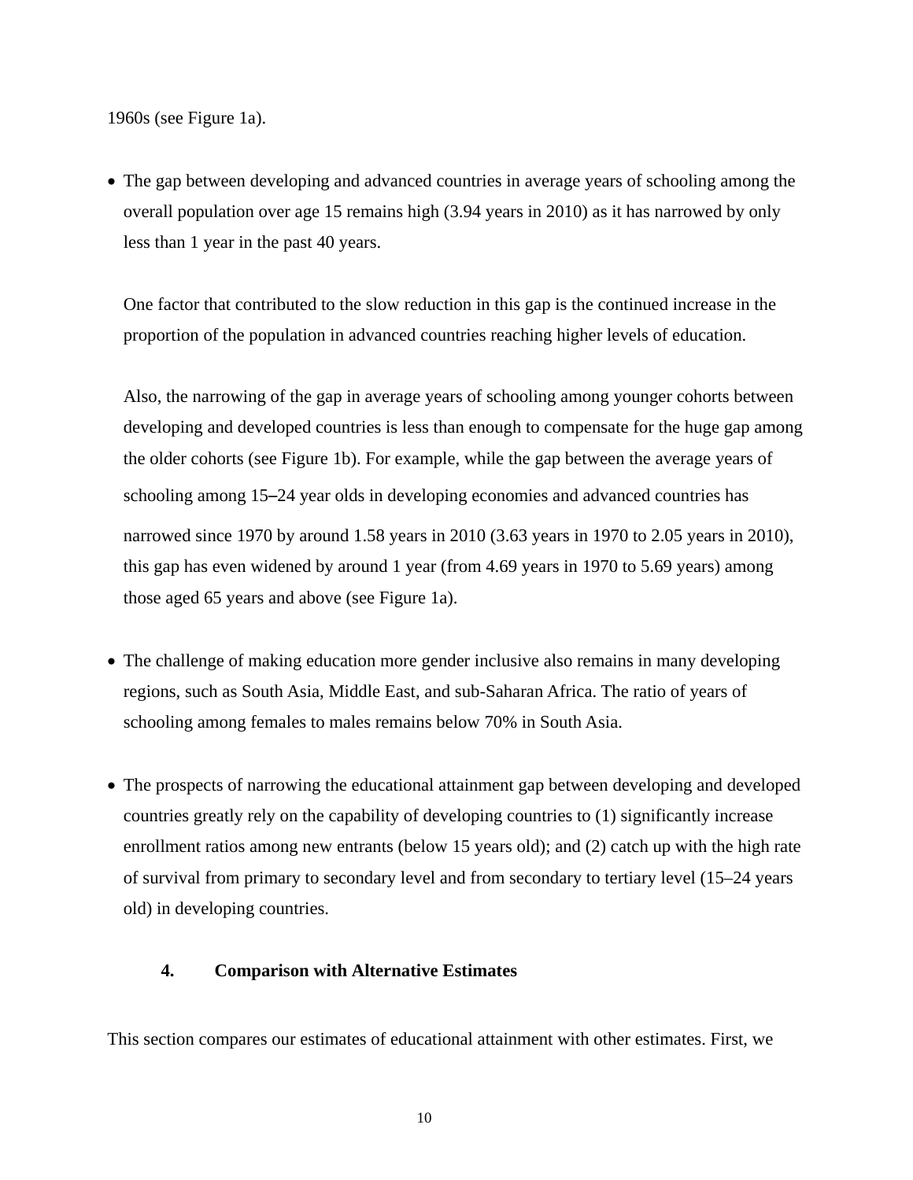1960s (see Figure 1a).

- The gap between developing and advanced countries in average years of schooling among the overall population over age 15 remains high (3.94 years in 2010) as it has narrowed by only less than 1 year in the past 40 years.

  One factor that contributed to the slow reduction in this gap is the continued increase in the proportion of the population in advanced countries reaching higher levels of education.

  Also, the narrowing of the gap in average years of schooling among younger cohorts between developing and developed countries is less than enough to compensate for the huge gap among the older cohorts (see Figure 1b). For example, while the gap between the average years of schooling among 15–24 year olds in developing economies and advanced countries has narrowed since 1970 by around 1.58 years in 2010 (3.63 years in 1970 to 2.05 years in 2010), this gap has even widened by around 1 year (from 4.69 years in 1970 to 5.69 years) among those aged 65 years and above (see Figure 1a).

- The challenge of making education more gender inclusive also remains in many developing regions, such as South Asia, Middle East, and sub-Saharan Africa. The ratio of years of schooling among females to males remains below 70% in South Asia.

- The prospects of narrowing the educational attainment gap between developing and developed countries greatly rely on the capability of developing countries to (1) significantly increase enrollment ratios among new entrants (below 15 years old); and (2) catch up with the high rate of survival from primary to secondary level and from secondary to tertiary level (15–24 years old) in developing countries.

## 4. Comparison with Alternative Estimates

This section compares our estimates of educational attainment with other estimates. First, we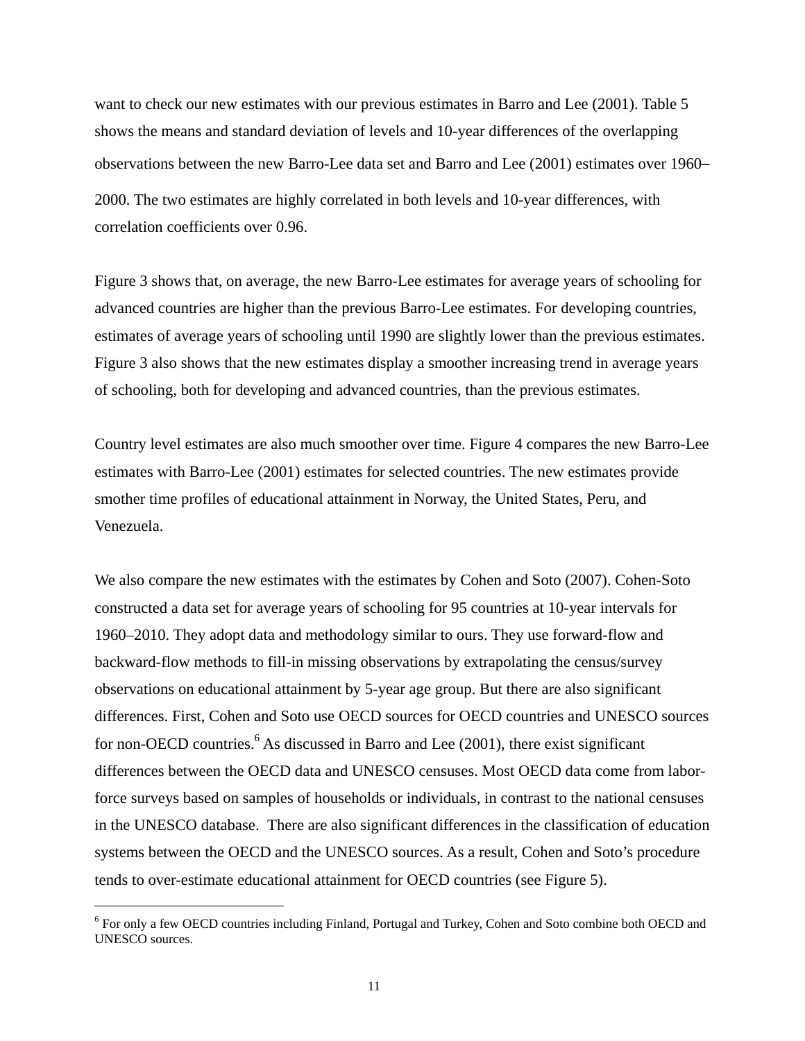want to check our new estimates with our previous estimates in Barro and Lee (2001). Table 5 shows the means and standard deviation of levels and 10-year differences of the overlapping observations between the new Barro-Lee data set and Barro and Lee (2001) estimates over 1960–2000. The two estimates are highly correlated in both levels and 10-year differences, with correlation coefficients over 0.96.

Figure 3 shows that, on average, the new Barro-Lee estimates for average years of schooling for advanced countries are higher than the previous Barro-Lee estimates. For developing countries, estimates of average years of schooling until 1990 are slightly lower than the previous estimates. Figure 3 also shows that the new estimates display a smoother increasing trend in average years of schooling, both for developing and advanced countries, than the previous estimates.

Country level estimates are also much smoother over time. Figure 4 compares the new Barro-Lee estimates with Barro-Lee (2001) estimates for selected countries. The new estimates provide smother time profiles of educational attainment in Norway, the United States, Peru, and Venezuela.

We also compare the new estimates with the estimates by Cohen and Soto (2007). Cohen-Soto constructed a data set for average years of schooling for 95 countries at 10-year intervals for 1960–2010. They adopt data and methodology similar to ours. They use forward-flow and backward-flow methods to fill-in missing observations by extrapolating the census/survey observations on educational attainment by 5-year age group. But there are also significant differences. First, Cohen and Soto use OECD sources for OECD countries and UNESCO sources for non-OECD countries.[6] As discussed in Barro and Lee (2001), there exist significant differences between the OECD data and UNESCO censuses. Most OECD data come from labor-force surveys based on samples of households or individuals, in contrast to the national censuses in the UNESCO database. There are also significant differences in the classification of education systems between the OECD and the UNESCO sources. As a result, Cohen and Soto's procedure tends to over-estimate educational attainment for OECD countries (see Figure 5).

[6] For only a few OECD countries including Finland, Portugal and Turkey, Cohen and Soto combine both OECD and UNESCO sources.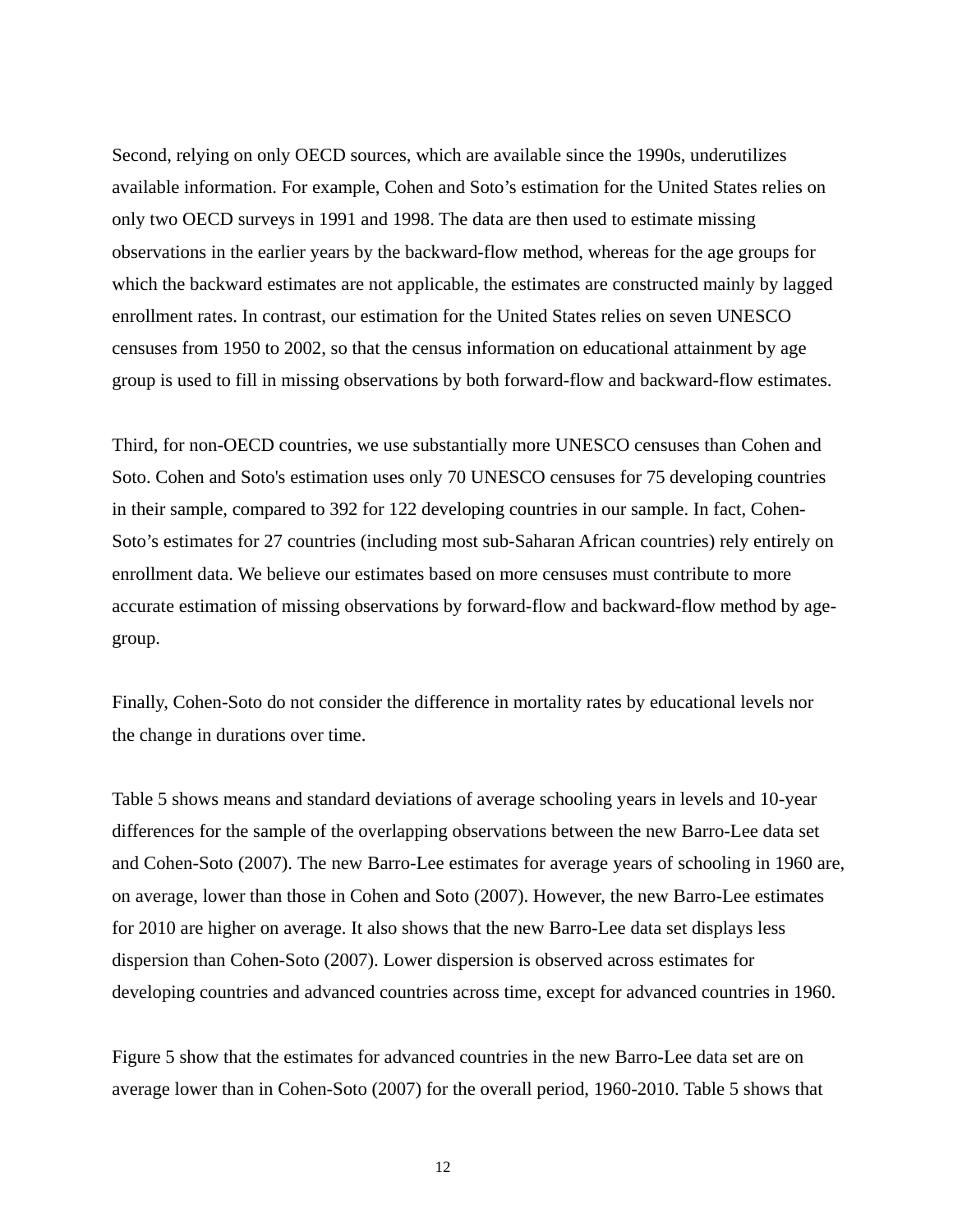Second, relying on only OECD sources, which are available since the 1990s, underutilizes available information. For example, Cohen and Soto's estimation for the United States relies on only two OECD surveys in 1991 and 1998. The data are then used to estimate missing observations in the earlier years by the backward-flow method, whereas for the age groups for which the backward estimates are not applicable, the estimates are constructed mainly by lagged enrollment rates. In contrast, our estimation for the United States relies on seven UNESCO censuses from 1950 to 2002, so that the census information on educational attainment by age group is used to fill in missing observations by both forward-flow and backward-flow estimates.

Third, for non-OECD countries, we use substantially more UNESCO censuses than Cohen and Soto. Cohen and Soto's estimation uses only 70 UNESCO censuses for 75 developing countries in their sample, compared to 392 for 122 developing countries in our sample. In fact, Cohen-Soto's estimates for 27 countries (including most sub-Saharan African countries) rely entirely on enrollment data. We believe our estimates based on more censuses must contribute to more accurate estimation of missing observations by forward-flow and backward-flow method by age-group.

Finally, Cohen-Soto do not consider the difference in mortality rates by educational levels nor the change in durations over time.

Table 5 shows means and standard deviations of average schooling years in levels and 10-year differences for the sample of the overlapping observations between the new Barro-Lee data set and Cohen-Soto (2007). The new Barro-Lee estimates for average years of schooling in 1960 are, on average, lower than those in Cohen and Soto (2007). However, the new Barro-Lee estimates for 2010 are higher on average. It also shows that the new Barro-Lee data set displays less dispersion than Cohen-Soto (2007). Lower dispersion is observed across estimates for developing countries and advanced countries across time, except for advanced countries in 1960.

Figure 5 show that the estimates for advanced countries in the new Barro-Lee data set are on average lower than in Cohen-Soto (2007) for the overall period, 1960-2010. Table 5 shows that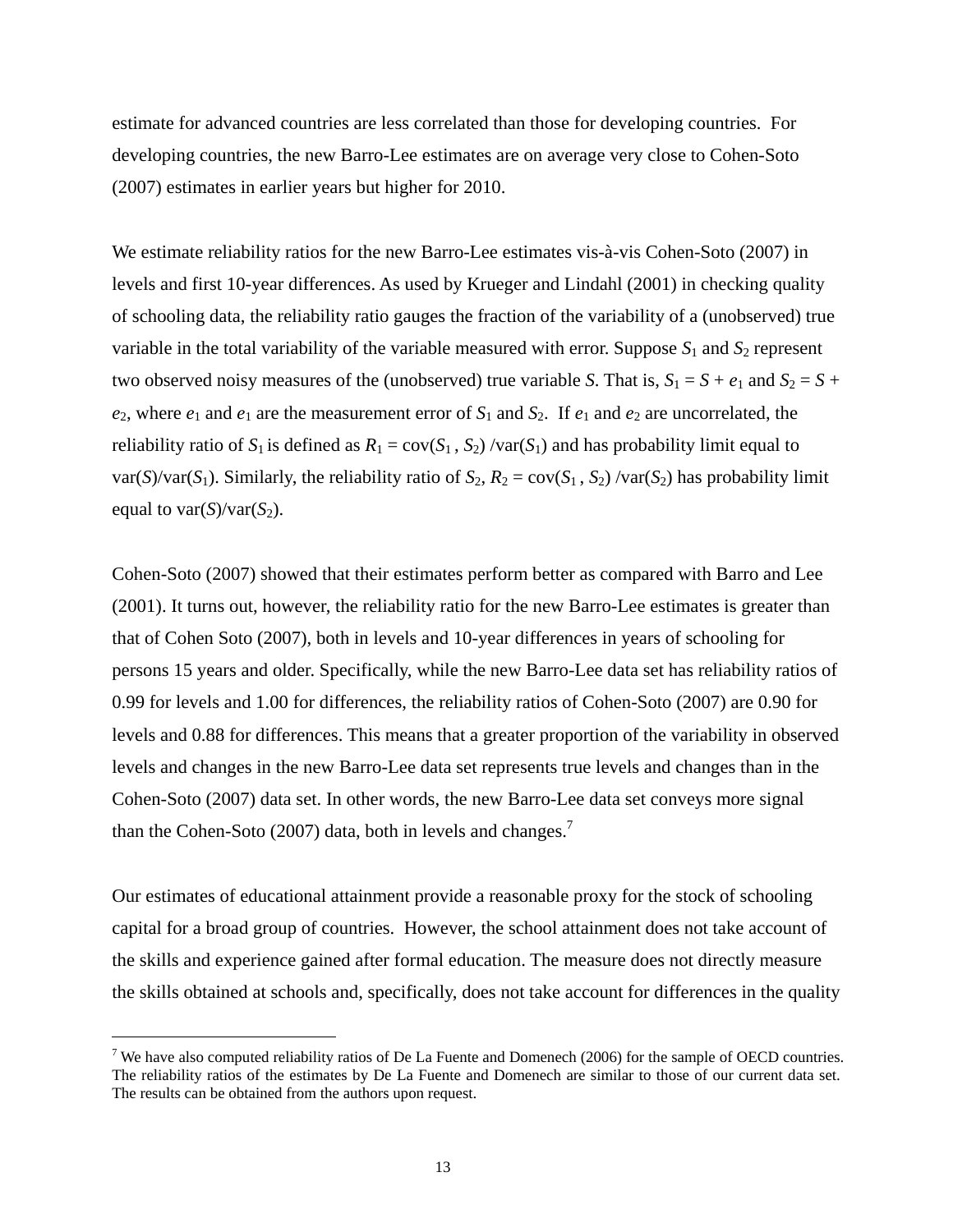estimate for advanced countries are less correlated than those for developing countries. For developing countries, the new Barro-Lee estimates are on average very close to Cohen-Soto (2007) estimates in earlier years but higher for 2010.

We estimate reliability ratios for the new Barro-Lee estimates vis-à-vis Cohen-Soto (2007) in levels and first 10-year differences. As used by Krueger and Lindahl (2001) in checking quality of schooling data, the reliability ratio gauges the fraction of the variability of a (unobserved) true variable in the total variability of the variable measured with error. Suppose $S_1$ and $S_2$ represent two observed noisy measures of the (unobserved) true variable $S$. That is, $S_1 = S + e_1$ and $S_2 = S + e_2$, where $e_1$ and $e_1$ are the measurement error of $S_1$ and $S_2$. If $e_1$ and $e_2$ are uncorrelated, the reliability ratio of $S_1$ is defined as $R_1 = \text{cov}(S_1, S_2) / \text{var}(S_1)$ and has probability limit equal to $\text{var}(S)/\text{var}(S_1)$. Similarly, the reliability ratio of $S_2$, $R_2 = \text{cov}(S_1, S_2) / \text{var}(S_2)$ has probability limit equal to $\text{var}(S)/\text{var}(S_2)$.

Cohen-Soto (2007) showed that their estimates perform better as compared with Barro and Lee (2001). It turns out, however, the reliability ratio for the new Barro-Lee estimates is greater than that of Cohen Soto (2007), both in levels and 10-year differences in years of schooling for persons 15 years and older. Specifically, while the new Barro-Lee data set has reliability ratios of 0.99 for levels and 1.00 for differences, the reliability ratios of Cohen-Soto (2007) are 0.90 for levels and 0.88 for differences. This means that a greater proportion of the variability in observed levels and changes in the new Barro-Lee data set represents true levels and changes than in the Cohen-Soto (2007) data set. In other words, the new Barro-Lee data set conveys more signal than the Cohen-Soto (2007) data, both in levels and changes.[7]

Our estimates of educational attainment provide a reasonable proxy for the stock of schooling capital for a broad group of countries. However, the school attainment does not take account of the skills and experience gained after formal education. The measure does not directly measure the skills obtained at schools and, specifically, does not take account for differences in the quality

[7] We have also computed reliability ratios of De La Fuente and Domenech (2006) for the sample of OECD countries. The reliability ratios of the estimates by De La Fuente and Domenech are similar to those of our current data set. The results can be obtained from the authors upon request.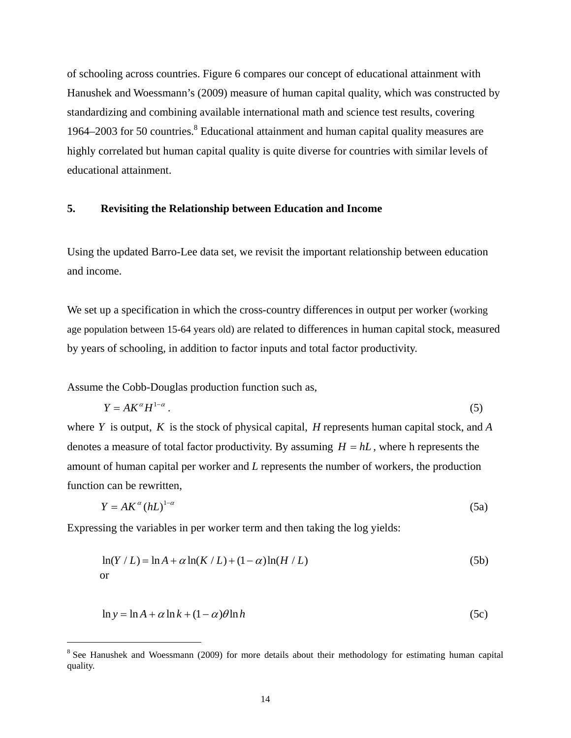of schooling across countries. Figure 6 compares our concept of educational attainment with Hanushek and Woessmann's (2009) measure of human capital quality, which was constructed by standardizing and combining available international math and science test results, covering 1964–2003 for 50 countries.[8] Educational attainment and human capital quality measures are highly correlated but human capital quality is quite diverse for countries with similar levels of educational attainment.

## 5. Revisiting the Relationship between Education and Income

Using the updated Barro-Lee data set, we revisit the important relationship between education and income.

We set up a specification in which the cross-country differences in output per worker (working age population between 15-64 years old) are related to differences in human capital stock, measured by years of schooling, in addition to factor inputs and total factor productivity.

Assume the Cobb-Douglas production function such as,

$$Y = AK^{\alpha} H^{1-\alpha} \quad (5)$$

where $Y$ is output, $K$ is the stock of physical capital, $H$ represents human capital stock, and $A$ denotes a measure of total factor productivity. By assuming $H = hL$, where h represents the amount of human capital per worker and $L$ represents the number of workers, the production function can be rewritten,

$$Y = AK^{\alpha} (hL)^{1-\alpha} \quad (5a)$$

Expressing the variables in per worker term and then taking the log yields:

$$\ln(Y / L) = \ln A + \alpha \ln(K / L) + (1-\alpha)\ln(H / L) \quad (5b)$$

or

$$\ln y = \ln A + \alpha \ln k + (1-\alpha)\theta \ln h \quad (5c)$$

---

[8] See Hanushek and Woessmann (2009) for more details about their methodology for estimating human capital quality.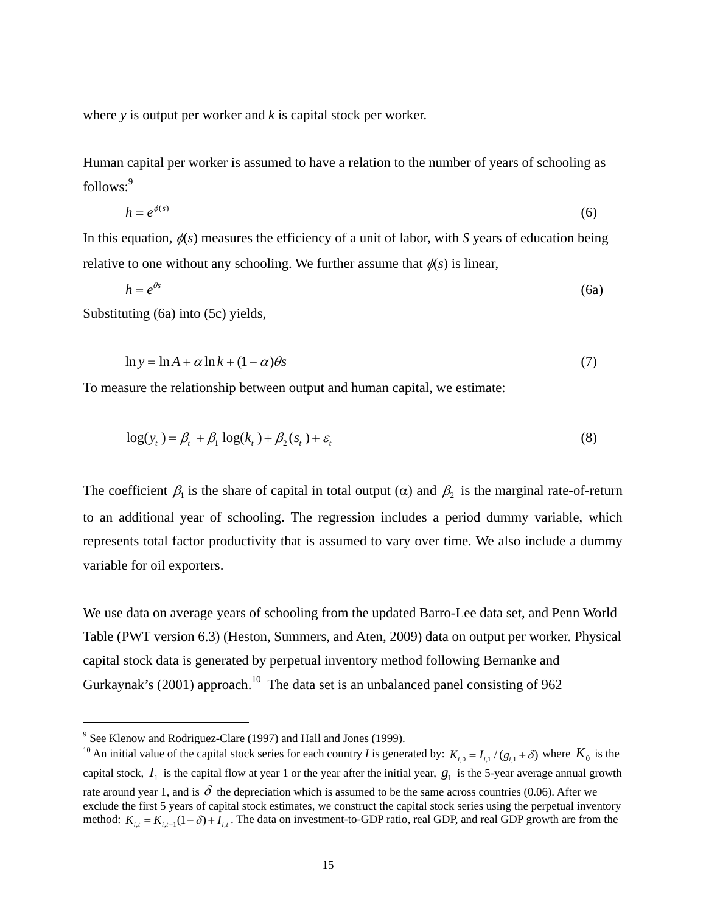where *y* is output per worker and *k* is capital stock per worker.

Human capital per worker is assumed to have a relation to the number of years of schooling as follows:[9]

$$h = e^{\phi(s)} \tag{6}$$

In this equation, $\phi(s)$ measures the efficiency of a unit of labor, with *S* years of education being relative to one without any schooling. We further assume that $\phi(s)$ is linear,

$$h = e^{\theta s} \tag{6a}$$

Substituting (6a) into (5c) yields,

$$\ln y = \ln A + \alpha \ln k + (1-\alpha)\theta s \tag{7}$$

To measure the relationship between output and human capital, we estimate:

$$\log(y_t) = \beta_t + \beta_1 \log(k_t) + \beta_2 (s_t) + \varepsilon_t \tag{8}$$

The coefficient $\beta_1$ is the share of capital in total output ($\alpha$) and $\beta_2$ is the marginal rate-of-return to an additional year of schooling. The regression includes a period dummy variable, which represents total factor productivity that is assumed to vary over time. We also include a dummy variable for oil exporters.

We use data on average years of schooling from the updated Barro-Lee data set, and Penn World Table (PWT version 6.3) (Heston, Summers, and Aten, 2009) data on output per worker. Physical capital stock data is generated by perpetual inventory method following Bernanke and Gurkaynak's (2001) approach.[10] The data set is an unbalanced panel consisting of 962

---

[9] See Klenow and Rodriguez-Clare (1997) and Hall and Jones (1999).

[10] An initial value of the capital stock series for each country *I* is generated by: $K_{i,0} = I_{i,1} / (g_{i,1} + \delta)$ where $K_0$ is the capital stock, $I_1$ is the capital flow at year 1 or the year after the initial year, $g_1$ is the 5-year average annual growth rate around year 1, and is $\delta$ the depreciation which is assumed to be the same across countries (0.06). After we exclude the first 5 years of capital stock estimates, we construct the capital stock series using the perpetual inventory method: $K_{i,t} = K_{i,t-1}(1-\delta) + I_{i,t}$. The data on investment-to-GDP ratio, real GDP, and real GDP growth are from the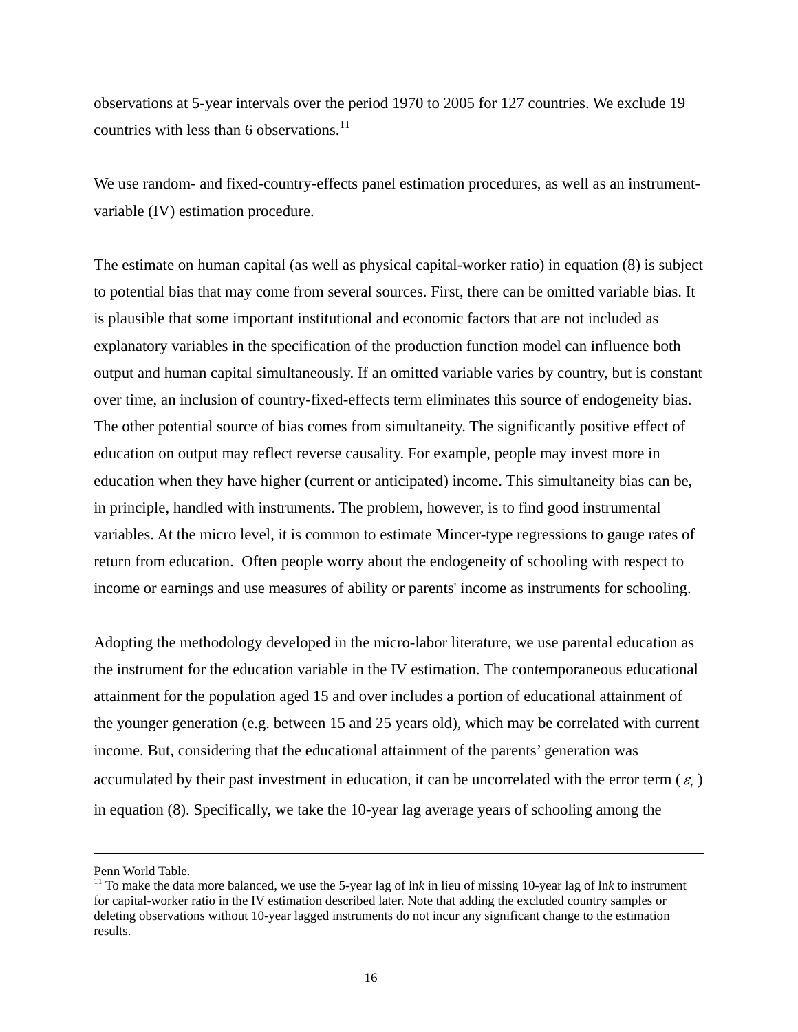observations at 5-year intervals over the period 1970 to 2005 for 127 countries. We exclude 19 countries with less than 6 observations.[11]

We use random- and fixed-country-effects panel estimation procedures, as well as an instrument-variable (IV) estimation procedure.

The estimate on human capital (as well as physical capital-worker ratio) in equation (8) is subject to potential bias that may come from several sources. First, there can be omitted variable bias. It is plausible that some important institutional and economic factors that are not included as explanatory variables in the specification of the production function model can influence both output and human capital simultaneously. If an omitted variable varies by country, but is constant over time, an inclusion of country-fixed-effects term eliminates this source of endogeneity bias. The other potential source of bias comes from simultaneity. The significantly positive effect of education on output may reflect reverse causality. For example, people may invest more in education when they have higher (current or anticipated) income. This simultaneity bias can be, in principle, handled with instruments. The problem, however, is to find good instrumental variables. At the micro level, it is common to estimate Mincer-type regressions to gauge rates of return from education. Often people worry about the endogeneity of schooling with respect to income or earnings and use measures of ability or parents' income as instruments for schooling.

Adopting the methodology developed in the micro-labor literature, we use parental education as the instrument for the education variable in the IV estimation. The contemporaneous educational attainment for the population aged 15 and over includes a portion of educational attainment of the younger generation (e.g. between 15 and 25 years old), which may be correlated with current income. But, considering that the educational attainment of the parents' generation was accumulated by their past investment in education, it can be uncorrelated with the error term ($\varepsilon_t$) in equation (8). Specifically, we take the 10-year lag average years of schooling among the

---

Penn World Table.

[11] To make the data more balanced, we use the 5-year lag of ln*k* in lieu of missing 10-year lag of ln*k* to instrument for capital-worker ratio in the IV estimation described later. Note that adding the excluded country samples or deleting observations without 10-year lagged instruments do not incur any significant change to the estimation results.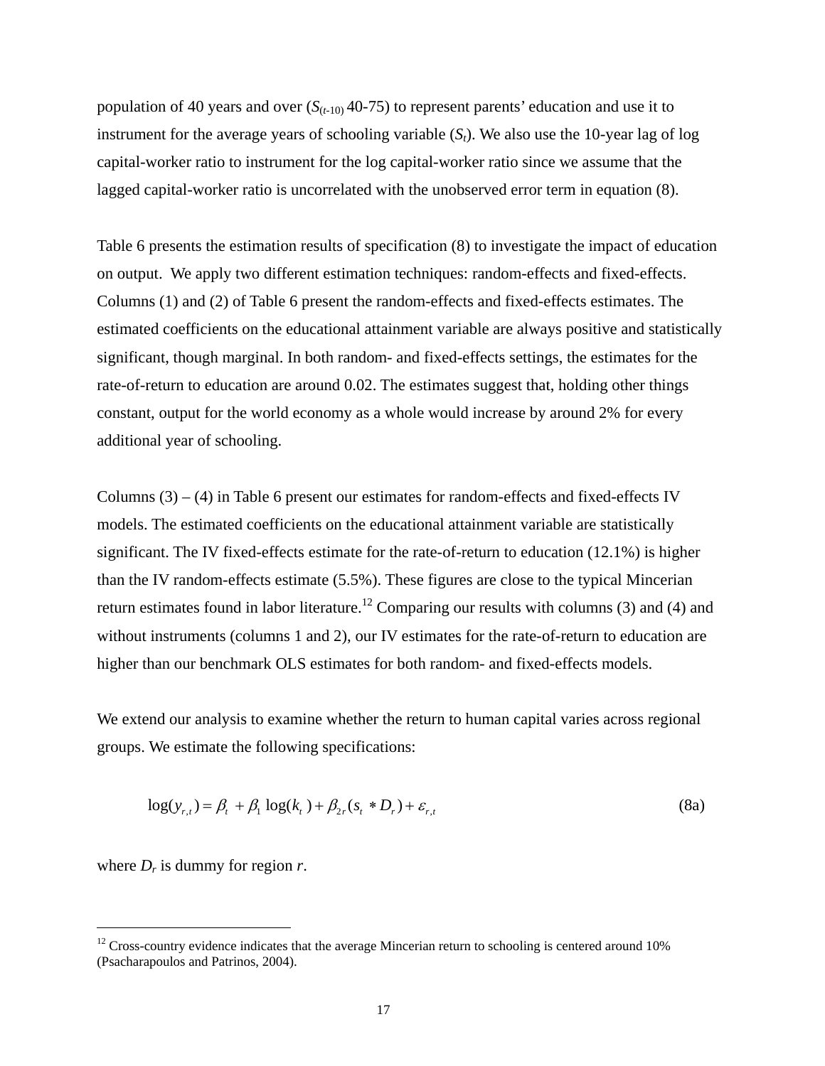population of 40 years and over ($S_{(t\text{-}10)}$ 40-75) to represent parents' education and use it to instrument for the average years of schooling variable ($S_t$). We also use the 10-year lag of log capital-worker ratio to instrument for the log capital-worker ratio since we assume that the lagged capital-worker ratio is uncorrelated with the unobserved error term in equation (8).

Table 6 presents the estimation results of specification (8) to investigate the impact of education on output. We apply two different estimation techniques: random-effects and fixed-effects. Columns (1) and (2) of Table 6 present the random-effects and fixed-effects estimates. The estimated coefficients on the educational attainment variable are always positive and statistically significant, though marginal. In both random- and fixed-effects settings, the estimates for the rate-of-return to education are around 0.02. The estimates suggest that, holding other things constant, output for the world economy as a whole would increase by around 2% for every additional year of schooling.

Columns (3) – (4) in Table 6 present our estimates for random-effects and fixed-effects IV models. The estimated coefficients on the educational attainment variable are statistically significant. The IV fixed-effects estimate for the rate-of-return to education (12.1%) is higher than the IV random-effects estimate (5.5%). These figures are close to the typical Mincerian return estimates found in labor literature.[12] Comparing our results with columns (3) and (4) and without instruments (columns 1 and 2), our IV estimates for the rate-of-return to education are higher than our benchmark OLS estimates for both random- and fixed-effects models.

We extend our analysis to examine whether the return to human capital varies across regional groups. We estimate the following specifications:

$$\log(y_{r,t}) = \beta_t + \beta_1 \log(k_t) + \beta_{2r}(s_t * D_r) + \varepsilon_{r,t} \tag{8a}$$

where $D_r$ is dummy for region $r$.

[12] Cross-country evidence indicates that the average Mincerian return to schooling is centered around 10% (Psacharapoulos and Patrinos, 2004).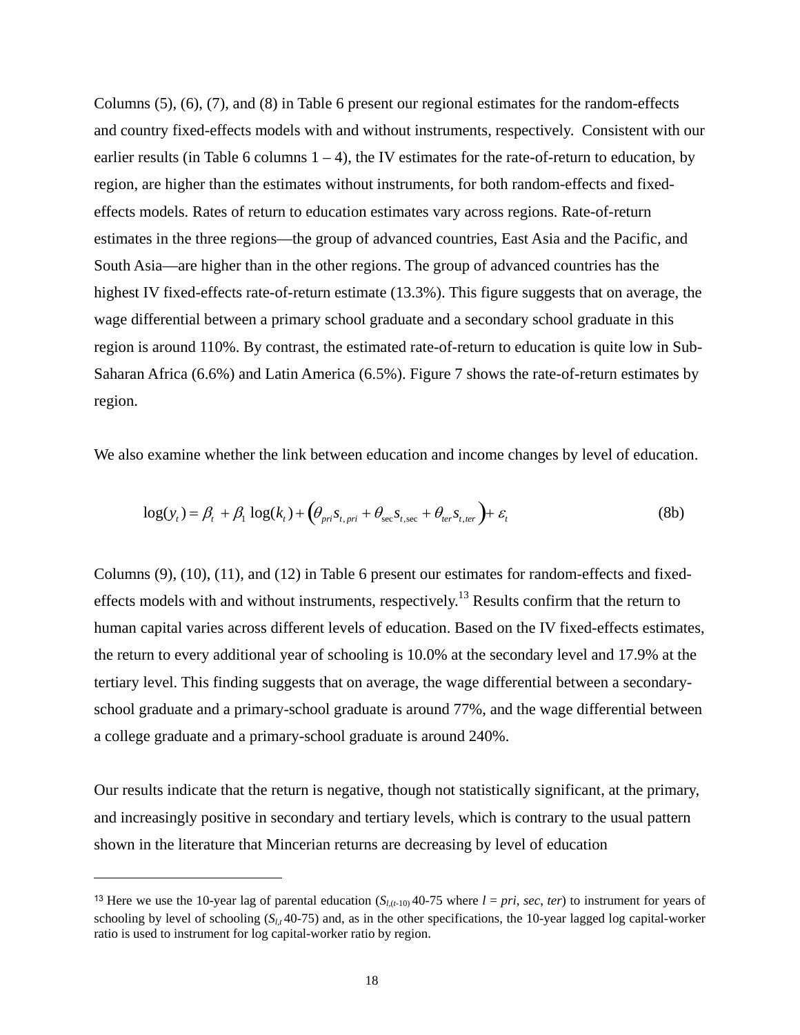Columns (5), (6), (7), and (8) in Table 6 present our regional estimates for the random-effects and country fixed-effects models with and without instruments, respectively. Consistent with our earlier results (in Table 6 columns 1 – 4), the IV estimates for the rate-of-return to education, by region, are higher than the estimates without instruments, for both random-effects and fixed-effects models. Rates of return to education estimates vary across regions. Rate-of-return estimates in the three regions—the group of advanced countries, East Asia and the Pacific, and South Asia—are higher than in the other regions. The group of advanced countries has the highest IV fixed-effects rate-of-return estimate (13.3%). This figure suggests that on average, the wage differential between a primary school graduate and a secondary school graduate in this region is around 110%. By contrast, the estimated rate-of-return to education is quite low in Sub-Saharan Africa (6.6%) and Latin America (6.5%). Figure 7 shows the rate-of-return estimates by region.

We also examine whether the link between education and income changes by level of education.

$$\log(y_t) = \beta_t + \beta_1 \log(k_t) + \left(\theta_{pri} s_{t,pri} + \theta_{\sec} s_{t,\sec} + \theta_{ter} s_{t,ter}\right) + \varepsilon_t \tag{8b}$$

Columns (9), (10), (11), and (12) in Table 6 present our estimates for random-effects and fixed-effects models with and without instruments, respectively.[13] Results confirm that the return to human capital varies across different levels of education. Based on the IV fixed-effects estimates, the return to every additional year of schooling is 10.0% at the secondary level and 17.9% at the tertiary level. This finding suggests that on average, the wage differential between a secondary-school graduate and a primary-school graduate is around 77%, and the wage differential between a college graduate and a primary-school graduate is around 240%.

Our results indicate that the return is negative, though not statistically significant, at the primary, and increasingly positive in secondary and tertiary levels, which is contrary to the usual pattern shown in the literature that Mincerian returns are decreasing by level of education

---

[13] Here we use the 10-year lag of parental education ($S_{l,(t-10)}$ 40-75 where $l$ = *pri*, *sec*, *ter*) to instrument for years of schooling by level of schooling ($S_{l,t}$ 40-75) and, as in the other specifications, the 10-year lagged log capital-worker ratio is used to instrument for log capital-worker ratio by region.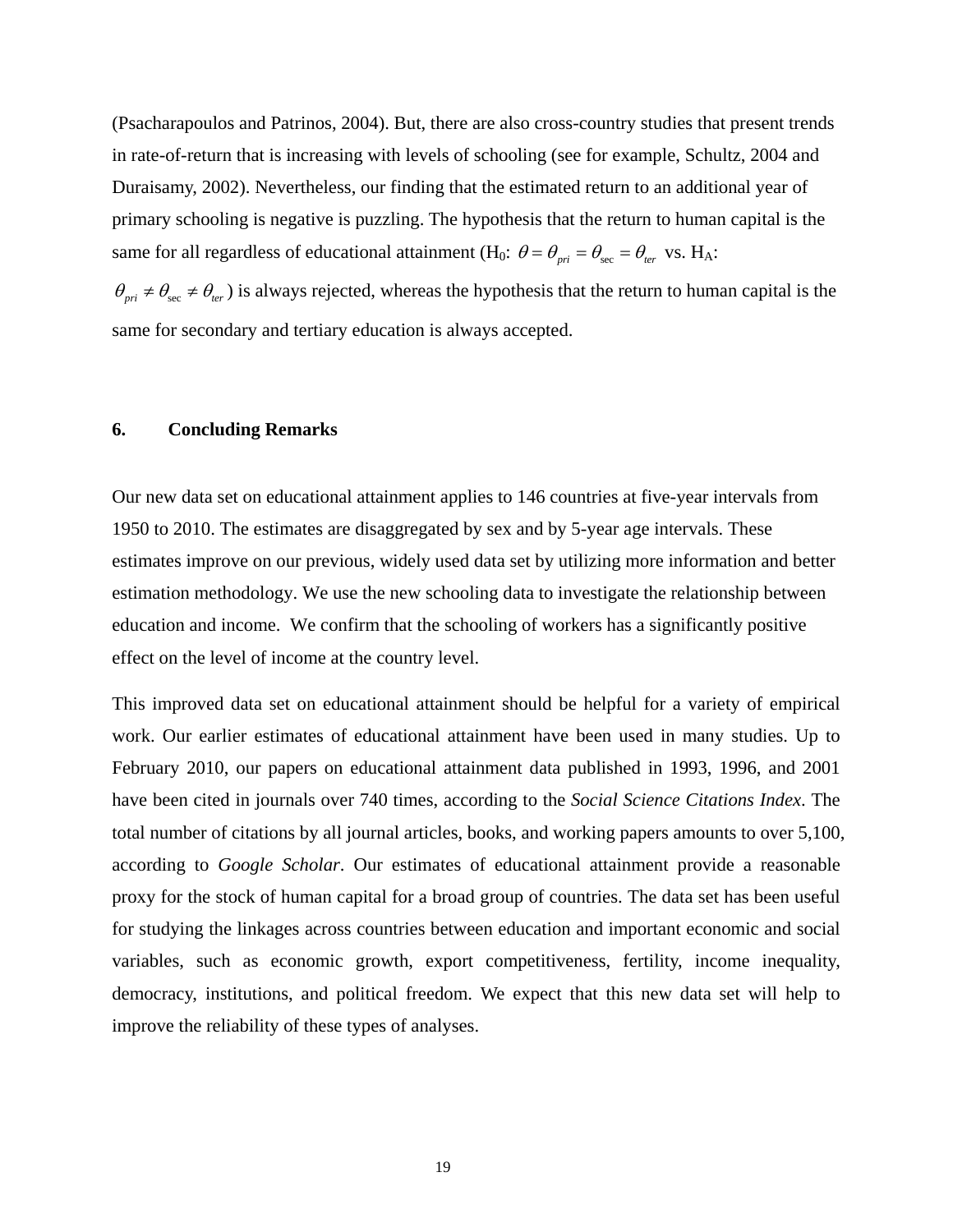(Psacharapoulos and Patrinos, 2004). But, there are also cross-country studies that present trends in rate-of-return that is increasing with levels of schooling (see for example, Schultz, 2004 and Duraisamy, 2002). Nevertheless, our finding that the estimated return to an additional year of primary schooling is negative is puzzling. The hypothesis that the return to human capital is the same for all regardless of educational attainment ($H_0$: $\theta = \theta_{pri} = \theta_{sec} = \theta_{ter}$ vs. $H_A$: $\theta_{pri} \neq \theta_{sec} \neq \theta_{ter}$) is always rejected, whereas the hypothesis that the return to human capital is the same for secondary and tertiary education is always accepted.

## 6. Concluding Remarks

Our new data set on educational attainment applies to 146 countries at five-year intervals from 1950 to 2010. The estimates are disaggregated by sex and by 5-year age intervals. These estimates improve on our previous, widely used data set by utilizing more information and better estimation methodology. We use the new schooling data to investigate the relationship between education and income. We confirm that the schooling of workers has a significantly positive effect on the level of income at the country level.

This improved data set on educational attainment should be helpful for a variety of empirical work. Our earlier estimates of educational attainment have been used in many studies. Up to February 2010, our papers on educational attainment data published in 1993, 1996, and 2001 have been cited in journals over 740 times, according to the *Social Science Citations Index*. The total number of citations by all journal articles, books, and working papers amounts to over 5,100, according to *Google Scholar*. Our estimates of educational attainment provide a reasonable proxy for the stock of human capital for a broad group of countries. The data set has been useful for studying the linkages across countries between education and important economic and social variables, such as economic growth, export competitiveness, fertility, income inequality, democracy, institutions, and political freedom. We expect that this new data set will help to improve the reliability of these types of analyses.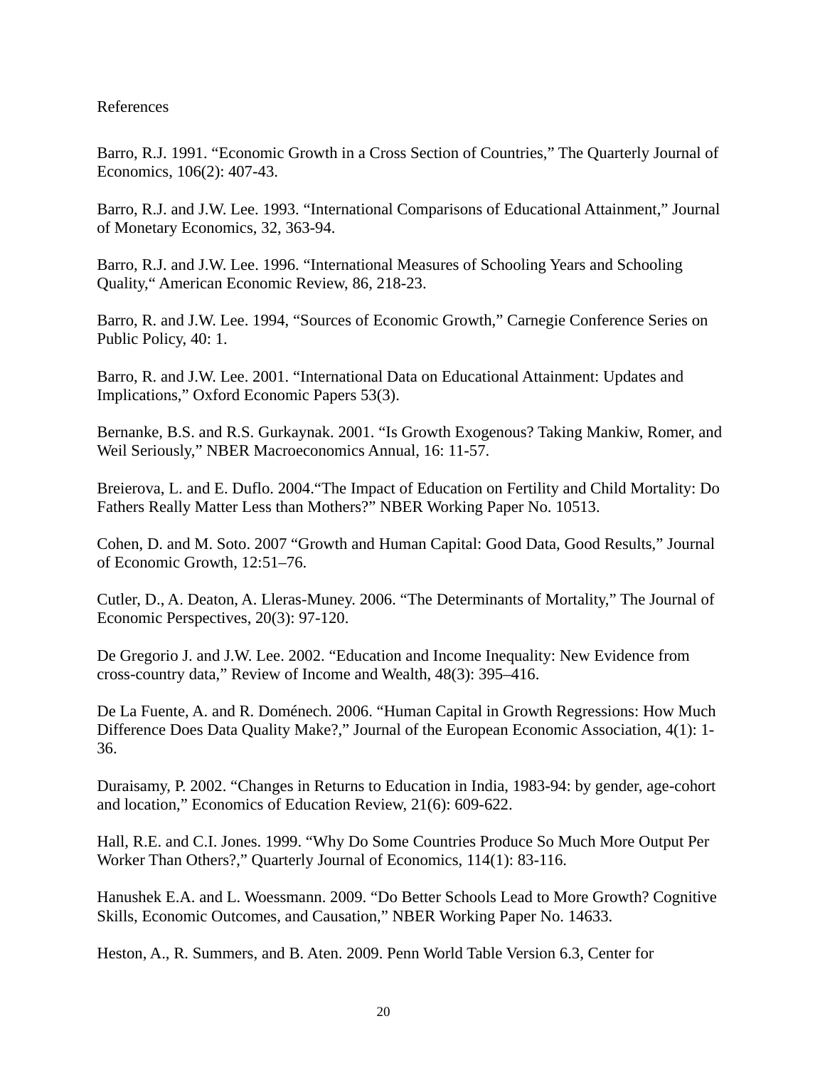# References

Barro, R.J. 1991. “Economic Growth in a Cross Section of Countries,” The Quarterly Journal of Economics, 106(2): 407-43.

Barro, R.J. and J.W. Lee. 1993. “International Comparisons of Educational Attainment,” Journal of Monetary Economics, 32, 363-94.

Barro, R.J. and J.W. Lee. 1996. “International Measures of Schooling Years and Schooling Quality,“ American Economic Review, 86, 218-23.

Barro, R. and J.W. Lee. 1994, “Sources of Economic Growth,” Carnegie Conference Series on Public Policy, 40: 1.

Barro, R. and J.W. Lee. 2001. “International Data on Educational Attainment: Updates and Implications,” Oxford Economic Papers 53(3).

Bernanke, B.S. and R.S. Gurkaynak. 2001. “Is Growth Exogenous? Taking Mankiw, Romer, and Weil Seriously,” NBER Macroeconomics Annual, 16: 11-57.

Breierova, L. and E. Duflo. 2004.“The Impact of Education on Fertility and Child Mortality: Do Fathers Really Matter Less than Mothers?” NBER Working Paper No. 10513.

Cohen, D. and M. Soto. 2007 “Growth and Human Capital: Good Data, Good Results,” Journal of Economic Growth, 12:51–76.

Cutler, D., A. Deaton, A. Lleras-Muney. 2006. “The Determinants of Mortality,” The Journal of Economic Perspectives, 20(3): 97-120.

De Gregorio J. and J.W. Lee. 2002. “Education and Income Inequality: New Evidence from cross-country data,” Review of Income and Wealth, 48(3): 395–416.

De La Fuente, A. and R. Doménech. 2006. “Human Capital in Growth Regressions: How Much Difference Does Data Quality Make?,” Journal of the European Economic Association, 4(1): 1-36.

Duraisamy, P. 2002. “Changes in Returns to Education in India, 1983-94: by gender, age-cohort and location,” Economics of Education Review, 21(6): 609-622.

Hall, R.E. and C.I. Jones. 1999. “Why Do Some Countries Produce So Much More Output Per Worker Than Others?,” Quarterly Journal of Economics, 114(1): 83-116.

Hanushek E.A. and L. Woessmann. 2009. “Do Better Schools Lead to More Growth? Cognitive Skills, Economic Outcomes, and Causation,” NBER Working Paper No. 14633.

Heston, A., R. Summers, and B. Aten. 2009. Penn World Table Version 6.3, Center for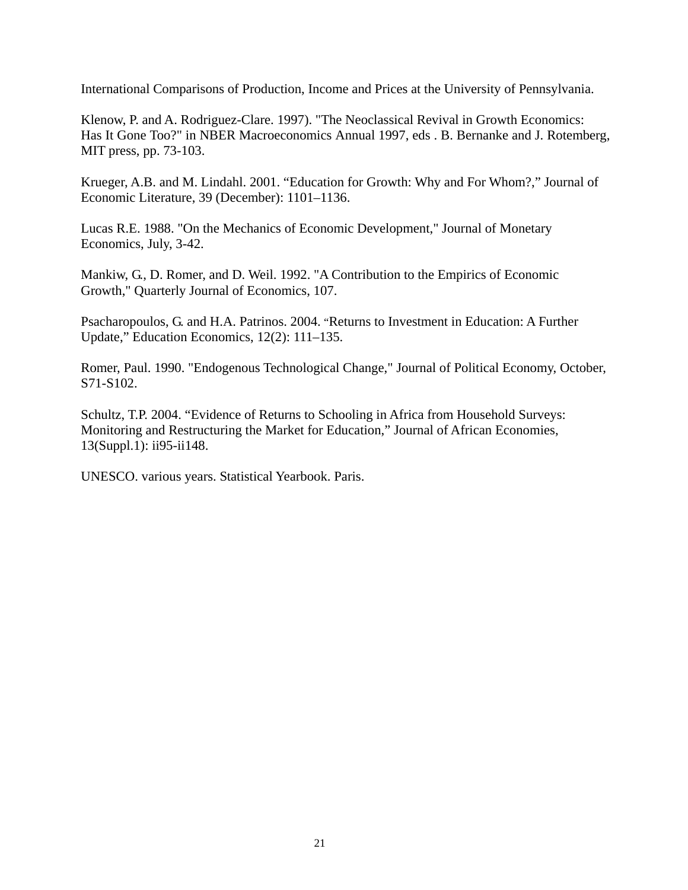International Comparisons of Production, Income and Prices at the University of Pennsylvania.

Klenow, P. and A. Rodriguez-Clare. 1997). "The Neoclassical Revival in Growth Economics: Has It Gone Too?" in NBER Macroeconomics Annual 1997, eds . B. Bernanke and J. Rotemberg, MIT press, pp. 73-103.

Krueger, A.B. and M. Lindahl. 2001. “Education for Growth: Why and For Whom?,” Journal of Economic Literature, 39 (December): 1101–1136.

Lucas R.E. 1988. "On the Mechanics of Economic Development," Journal of Monetary Economics, July, 3-42.

Mankiw, G., D. Romer, and D. Weil. 1992. "A Contribution to the Empirics of Economic Growth," Quarterly Journal of Economics, 107.

Psacharopoulos, G. and H.A. Patrinos. 2004. “Returns to Investment in Education: A Further Update,” Education Economics, 12(2): 111–135.

Romer, Paul. 1990. "Endogenous Technological Change," Journal of Political Economy, October, S71-S102.

Schultz, T.P. 2004. “Evidence of Returns to Schooling in Africa from Household Surveys: Monitoring and Restructuring the Market for Education,” Journal of African Economies, 13(Suppl.1): ii95-ii148.

UNESCO. various years. Statistical Yearbook. Paris.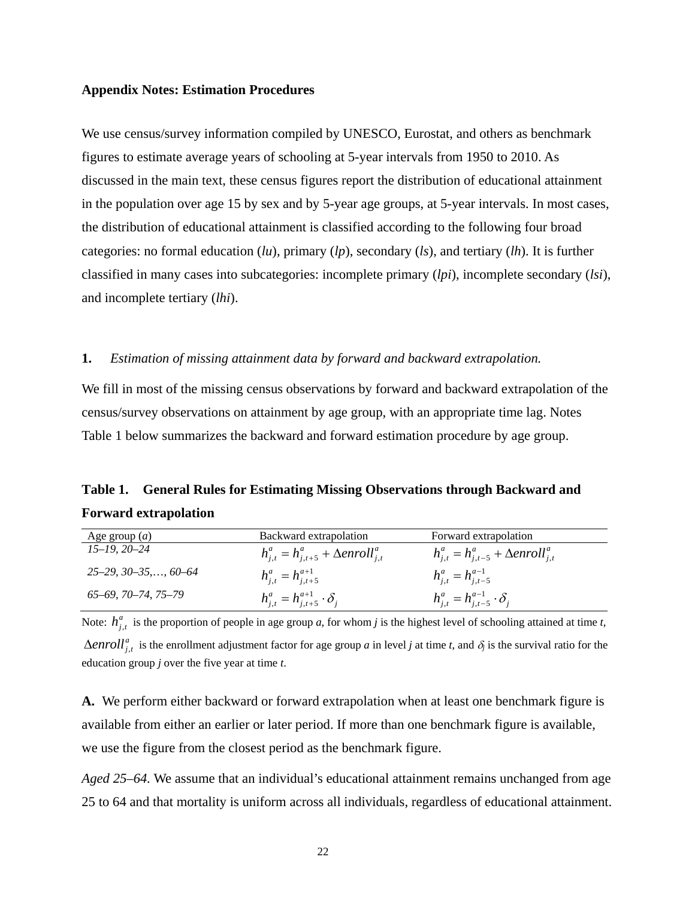**Appendix Notes: Estimation Procedures**

We use census/survey information compiled by UNESCO, Eurostat, and others as benchmark figures to estimate average years of schooling at 5-year intervals from 1950 to 2010. As discussed in the main text, these census figures report the distribution of educational attainment in the population over age 15 by sex and by 5-year age groups, at 5-year intervals. In most cases, the distribution of educational attainment is classified according to the following four broad categories: no formal education (*lu*), primary (*lp*), secondary (*ls*), and tertiary (*lh*). It is further classified in many cases into subcategories: incomplete primary (*lpi*), incomplete secondary (*lsi*), and incomplete tertiary (*lhi*).

**1.** *Estimation of missing attainment data by forward and backward extrapolation.*

We fill in most of the missing census observations by forward and backward extrapolation of the census/survey observations on attainment by age group, with an appropriate time lag. Notes Table 1 below summarizes the backward and forward estimation procedure by age group.

**Table 1. General Rules for Estimating Missing Observations through Backward and Forward extrapolation**

| Age group (*a*) | Backward extrapolation | Forward extrapolation |
|---|---|---|
| *15–19, 20–24* | $h^{a}_{j,t} = h^{a}_{j,t+5} + \Delta enroll^{a}_{j,t}$ | $h^{a}_{j,t} = h^{a}_{j,t-5} + \Delta enroll^{a}_{j,t}$ |
| *25–29, 30–35,…, 60–64* | $h^{a}_{j,t} = h^{a+1}_{j,t+5}$ | $h^{a}_{j,t} = h^{a-1}_{j,t-5}$ |
| *65–69, 70–74, 75–79* | $h^{a}_{j,t} = h^{a+1}_{j,t+5} \cdot \delta_{j}$ | $h^{a}_{j,t} = h^{a-1}_{j,t-5} \cdot \delta_{j}$ |

Note: $h^{a}_{j,t}$ is the proportion of people in age group *a*, for whom *j* is the highest level of schooling attained at time *t*, $\Delta enroll^{a}_{j,t}$ is the enrollment adjustment factor for age group *a* in level *j* at time *t*, and $\delta_j$ is the survival ratio for the education group *j* over the five year at time *t*.

**A.** We perform either backward or forward extrapolation when at least one benchmark figure is available from either an earlier or later period. If more than one benchmark figure is available, we use the figure from the closest period as the benchmark figure.

*Aged 25–64.* We assume that an individual's educational attainment remains unchanged from age 25 to 64 and that mortality is uniform across all individuals, regardless of educational attainment.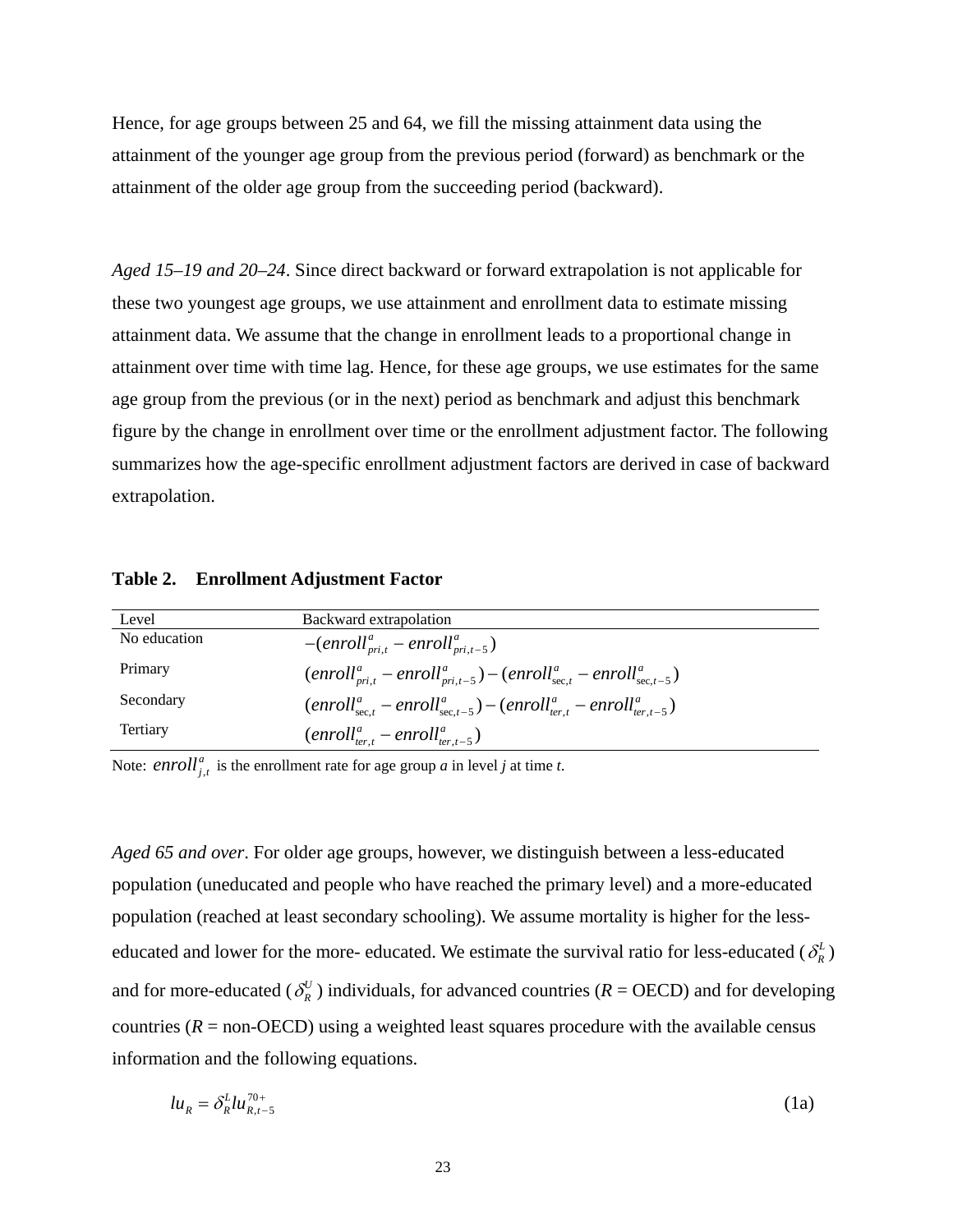Hence, for age groups between 25 and 64, we fill the missing attainment data using the attainment of the younger age group from the previous period (forward) as benchmark or the attainment of the older age group from the succeeding period (backward).

*Aged 15–19 and 20–24*. Since direct backward or forward extrapolation is not applicable for these two youngest age groups, we use attainment and enrollment data to estimate missing attainment data. We assume that the change in enrollment leads to a proportional change in attainment over time with time lag. Hence, for these age groups, we use estimates for the same age group from the previous (or in the next) period as benchmark and adjust this benchmark figure by the change in enrollment over time or the enrollment adjustment factor. The following summarizes how the age-specific enrollment adjustment factors are derived in case of backward extrapolation.

**Table 2. Enrollment Adjustment Factor**

| Level | Backward extrapolation |
|---|---|
| No education | $-(enroll^a_{pri,t} - enroll^a_{pri,t-5})$ |
| Primary | $(enroll^a_{pri,t} - enroll^a_{pri,t-5}) - (enroll^a_{\sec,t} - enroll^a_{\sec,t-5})$ |
| Secondary | $(enroll^a_{\sec,t} - enroll^a_{\sec,t-5}) - (enroll^a_{ter,t} - enroll^a_{ter,t-5})$ |
| Tertiary | $(enroll^a_{ter,t} - enroll^a_{ter,t-5})$ |

Note: $enroll^a_{j,t}$ is the enrollment rate for age group *a* in level *j* at time *t*.

*Aged 65 and over*. For older age groups, however, we distinguish between a less-educated population (uneducated and people who have reached the primary level) and a more-educated population (reached at least secondary schooling). We assume mortality is higher for the less-educated and lower for the more- educated. We estimate the survival ratio for less-educated ($\delta^L_R$) and for more-educated ($\delta^U_R$) individuals, for advanced countries (*R* = OECD) and for developing countries (*R* = non-OECD) using a weighted least squares procedure with the available census information and the following equations.

$$lu_R = \delta^L_R lu^{70+}_{R,t-5} \tag{1a}$$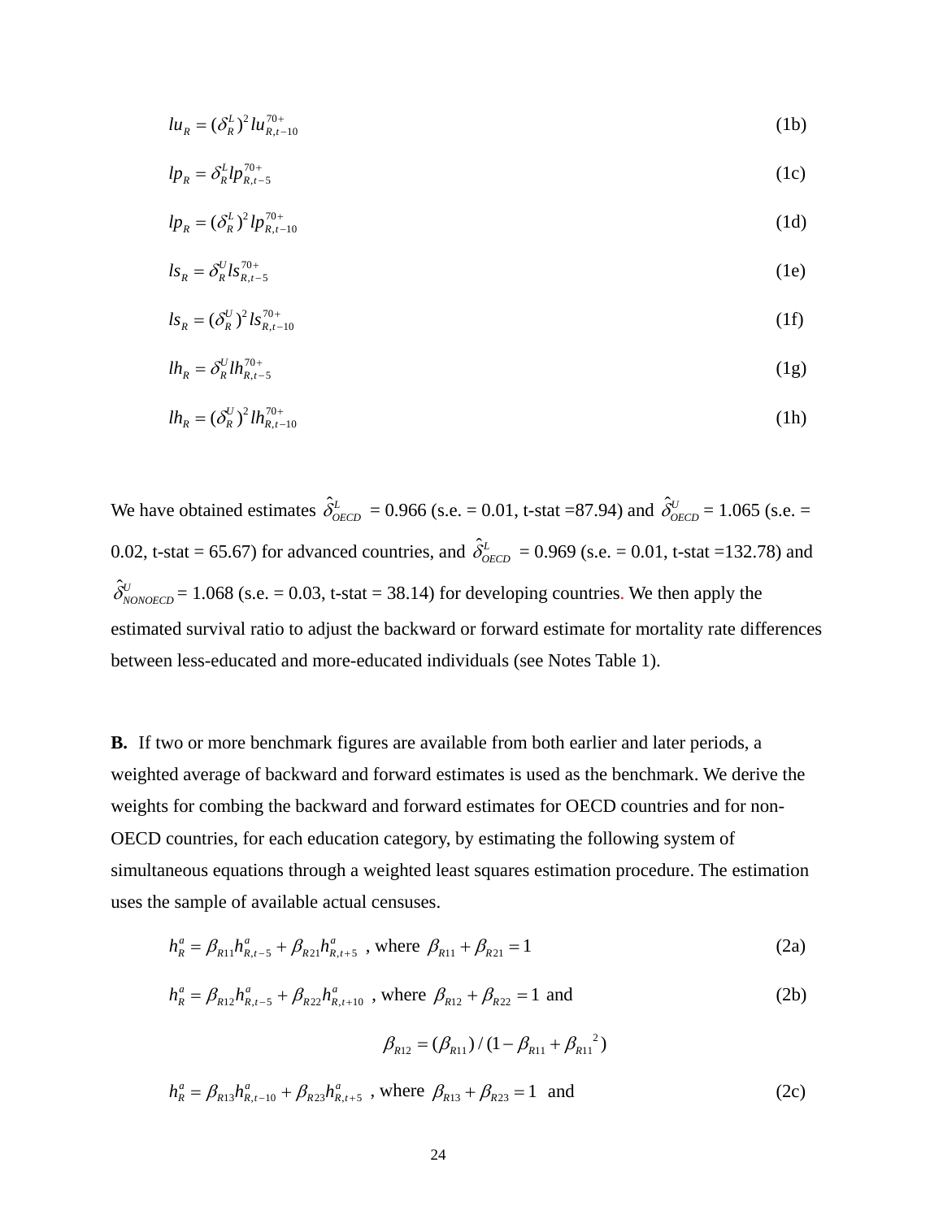$$lu_R = (\delta_R^L)^2 lu_{R,t-10}^{70+} \tag{1b}$$

$$lp_R = \delta_R^L lp_{R,t-5}^{70+} \tag{1c}$$

$$lp_R = (\delta_R^L)^2 lp_{R,t-10}^{70+} \tag{1d}$$

$$ls_R = \delta_R^U ls_{R,t-5}^{70+} \tag{1e}$$

$$ls_R = (\delta_R^U)^2 ls_{R,t-10}^{70+} \tag{1f}$$

$$lh_R = \delta_R^U lh_{R,t-5}^{70+} \tag{1g}$$

$$lh_R = (\delta_R^U)^2 lh_{R,t-10}^{70+} \tag{1h}$$

We have obtained estimates $\hat{\delta}_{OECD}^L$ = 0.966 (s.e. = 0.01, t-stat =87.94) and $\hat{\delta}_{OECD}^U$ = 1.065 (s.e. = 0.02, t-stat = 65.67) for advanced countries, and $\hat{\delta}_{OECD}^L$ = 0.969 (s.e. = 0.01, t-stat =132.78) and $\hat{\delta}_{NONOECD}^U$ = 1.068 (s.e. = 0.03, t-stat = 38.14) for developing countries. We then apply the estimated survival ratio to adjust the backward or forward estimate for mortality rate differences between less-educated and more-educated individuals (see Notes Table 1).

**B.** If two or more benchmark figures are available from both earlier and later periods, a weighted average of backward and forward estimates is used as the benchmark. We derive the weights for combing the backward and forward estimates for OECD countries and for non-OECD countries, for each education category, by estimating the following system of simultaneous equations through a weighted least squares estimation procedure. The estimation uses the sample of available actual censuses.

$$h_R^a = \beta_{R11} h_{R,t-5}^a + \beta_{R21} h_{R,t+5}^a \text{ , where } \beta_{R11} + \beta_{R21} = 1 \tag{2a}$$

$$h_R^a = \beta_{R12} h_{R,t-5}^a + \beta_{R22} h_{R,t+10}^a \text{ , where } \beta_{R12} + \beta_{R22} = 1 \text{ and} \tag{2b}$$

$$\beta_{R12} = (\beta_{R11}) / (1 - \beta_{R11} + \beta_{R11}{}^2)$$

$$h_R^a = \beta_{R13} h_{R,t-10}^a + \beta_{R23} h_{R,t+5}^a \text{ , where } \beta_{R13} + \beta_{R23} = 1 \text{ and} \tag{2c}$$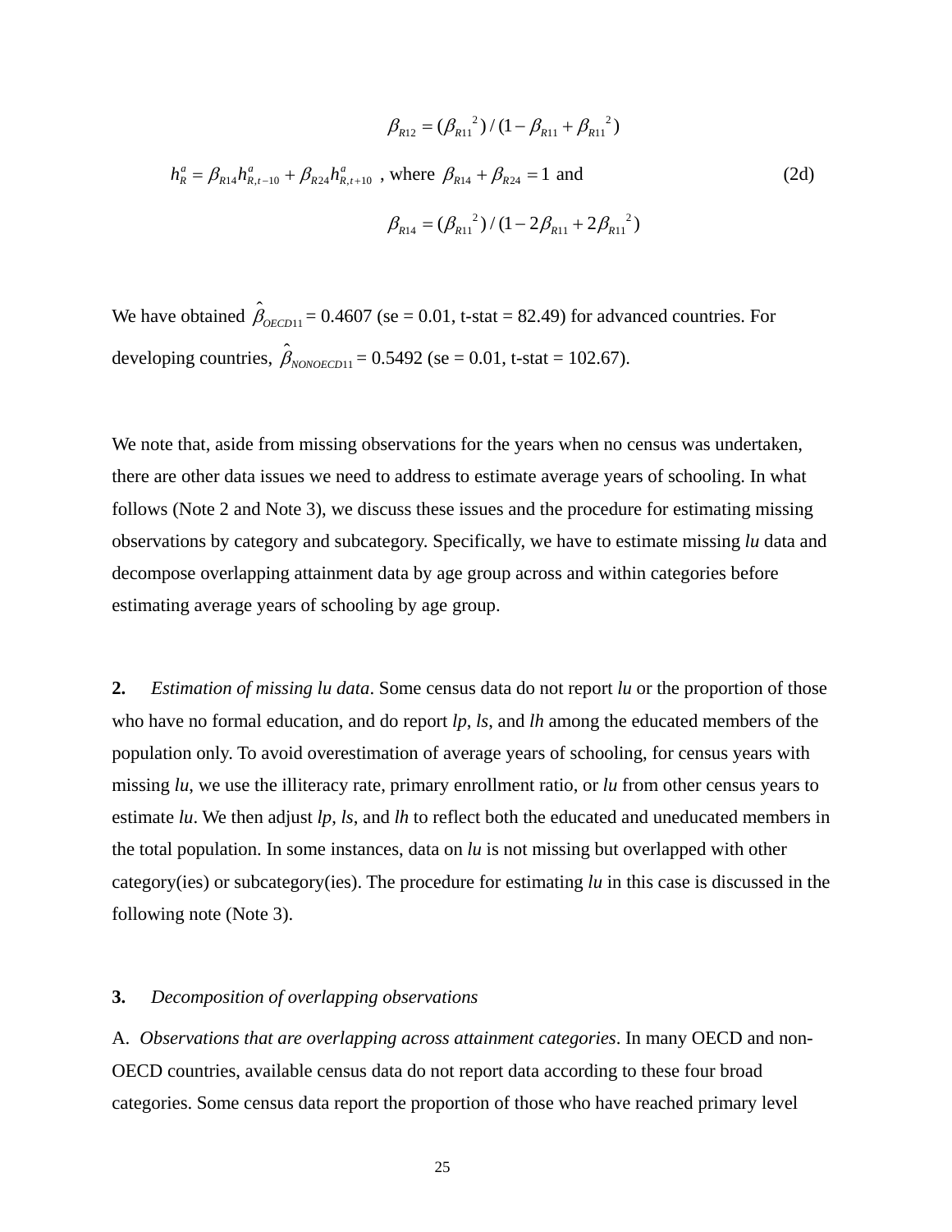$$\beta_{R12} = (\beta_{R11}{}^2) / (1 - \beta_{R11} + \beta_{R11}{}^2)$$

$$h_R^a = \beta_{R14} h_{R,t-10}^a + \beta_{R24} h_{R,t+10}^a \text{ , where } \beta_{R14} + \beta_{R24} = 1 \text{ and} \tag{2d}$$

$$\beta_{R14} = (\beta_{R11}{}^2) / (1 - 2\beta_{R11} + 2\beta_{R11}{}^2)$$

We have obtained $\hat{\beta}_{OECD11}$ = 0.4607 (se = 0.01, t-stat = 82.49) for advanced countries. For developing countries, $\hat{\beta}_{NONOECD11}$ = 0.5492 (se = 0.01, t-stat = 102.67).

We note that, aside from missing observations for the years when no census was undertaken, there are other data issues we need to address to estimate average years of schooling. In what follows (Note 2 and Note 3), we discuss these issues and the procedure for estimating missing observations by category and subcategory. Specifically, we have to estimate missing *lu* data and decompose overlapping attainment data by age group across and within categories before estimating average years of schooling by age group.

**2.** *Estimation of missing lu data*. Some census data do not report *lu* or the proportion of those who have no formal education, and do report *lp*, *ls*, and *lh* among the educated members of the population only. To avoid overestimation of average years of schooling, for census years with missing *lu*, we use the illiteracy rate, primary enrollment ratio, or *lu* from other census years to estimate *lu*. We then adjust *lp*, *ls*, and *lh* to reflect both the educated and uneducated members in the total population. In some instances, data on *lu* is not missing but overlapped with other category(ies) or subcategory(ies). The procedure for estimating *lu* in this case is discussed in the following note (Note 3).

**3.** *Decomposition of overlapping observations*

A. *Observations that are overlapping across attainment categories*. In many OECD and non-OECD countries, available census data do not report data according to these four broad categories. Some census data report the proportion of those who have reached primary level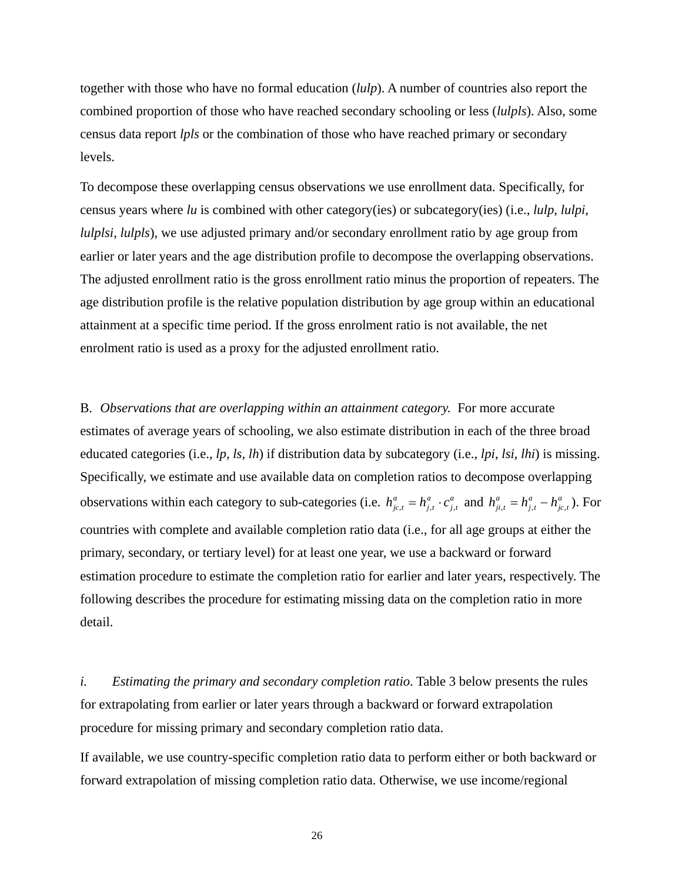together with those who have no formal education (*lulp*). A number of countries also report the combined proportion of those who have reached secondary schooling or less (*lulpls*). Also, some census data report *lpls* or the combination of those who have reached primary or secondary levels.

To decompose these overlapping census observations we use enrollment data. Specifically, for census years where *lu* is combined with other category(ies) or subcategory(ies) (i.e., *lulp*, *lulpi*, *lulplsi*, *lulpls*), we use adjusted primary and/or secondary enrollment ratio by age group from earlier or later years and the age distribution profile to decompose the overlapping observations. The adjusted enrollment ratio is the gross enrollment ratio minus the proportion of repeaters. The age distribution profile is the relative population distribution by age group within an educational attainment at a specific time period. If the gross enrolment ratio is not available, the net enrolment ratio is used as a proxy for the adjusted enrollment ratio.

B. *Observations that are overlapping within an attainment category.* For more accurate estimates of average years of schooling, we also estimate distribution in each of the three broad educated categories (i.e., *lp*, *ls*, *lh*) if distribution data by subcategory (i.e., *lpi*, *lsi*, *lhi*) is missing. Specifically, we estimate and use available data on completion ratios to decompose overlapping observations within each category to sub-categories (i.e. $h^{a}_{jc,t} = h^{a}_{j,t} \cdot c^{a}_{j,t}$ and $h^{a}_{ji,t} = h^{a}_{j,t} - h^{a}_{jc,t}$). For countries with complete and available completion ratio data (i.e., for all age groups at either the primary, secondary, or tertiary level) for at least one year, we use a backward or forward estimation procedure to estimate the completion ratio for earlier and later years, respectively. The following describes the procedure for estimating missing data on the completion ratio in more detail.

*i. Estimating the primary and secondary completion ratio*. Table 3 below presents the rules for extrapolating from earlier or later years through a backward or forward extrapolation procedure for missing primary and secondary completion ratio data.

If available, we use country-specific completion ratio data to perform either or both backward or forward extrapolation of missing completion ratio data. Otherwise, we use income/regional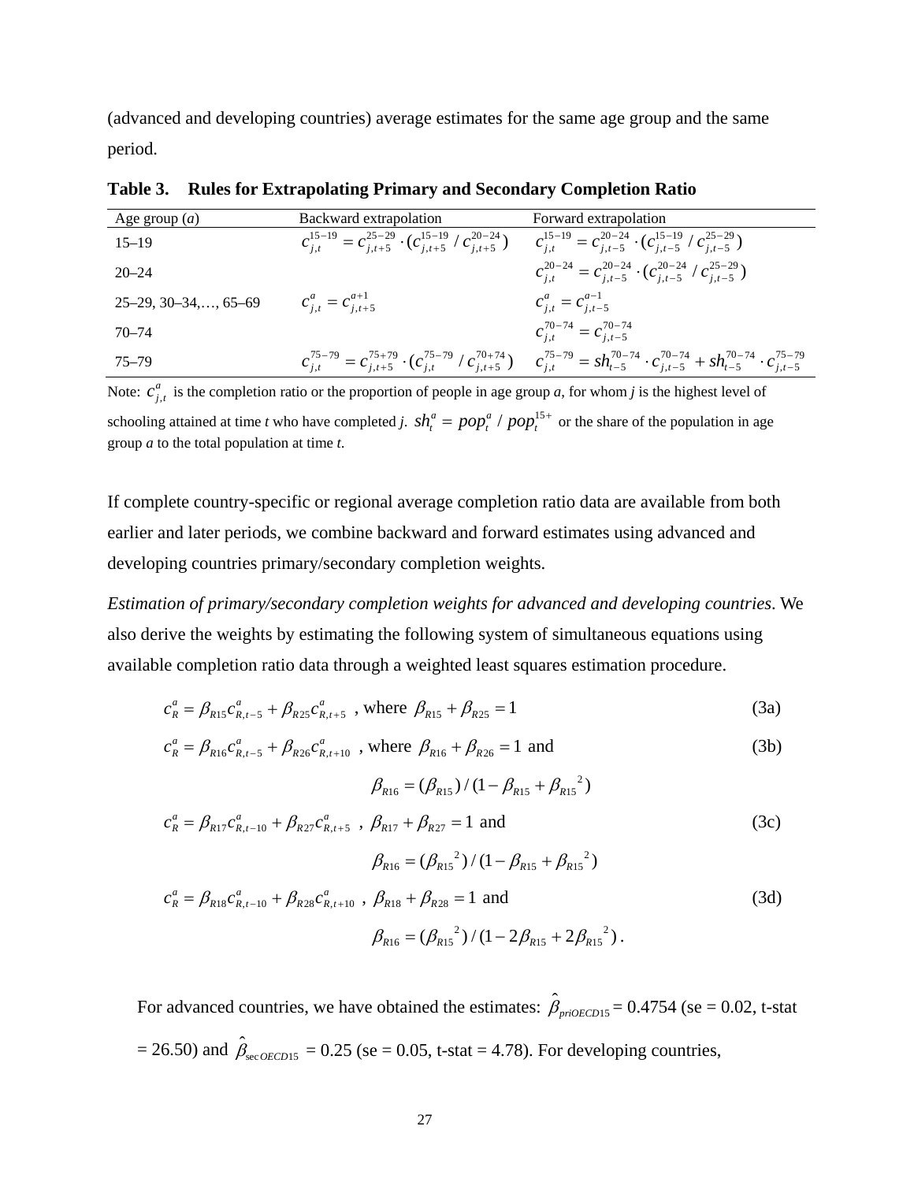(advanced and developing countries) average estimates for the same age group and the same period.

**Table 3. Rules for Extrapolating Primary and Secondary Completion Ratio**

| Age group ($a$) | Backward extrapolation | Forward extrapolation |
|---|---|---|
| 15–19 | $c_{j,t}^{15-19} = c_{j,t+5}^{25-29} \cdot (c_{j,t+5}^{15-19} / c_{j,t+5}^{20-24})$ | $c_{j,t}^{15-19} = c_{j,t-5}^{20-24} \cdot (c_{j,t-5}^{15-19} / c_{j,t-5}^{25-29})$ |
| 20–24 | | $c_{j,t}^{20-24} = c_{j,t-5}^{20-24} \cdot (c_{j,t-5}^{20-24} / c_{j,t-5}^{25-29})$ |
| 25–29, 30–34,…, 65–69 | $c_{j,t}^{a} = c_{j,t+5}^{a+1}$ | $c_{j,t}^{a} = c_{j,t-5}^{a-1}$ |
| 70–74 | | $c_{j,t}^{70-74} = c_{j,t-5}^{70-74}$ |
| 75–79 | $c_{j,t}^{75-79} = c_{j,t+5}^{75+79} \cdot (c_{j,t}^{75-79} / c_{j,t+5}^{70+74})$ | $c_{j,t}^{75-79} = sh_{t-5}^{70-74} \cdot c_{j,t-5}^{70-74} + sh_{t-5}^{70-74} \cdot c_{j,t-5}^{75-79}$ |

Note: $c_{j,t}^{a}$ is the completion ratio or the proportion of people in age group *a*, for whom *j* is the highest level of schooling attained at time *t* who have completed *j*. $sh_t^a = pop_t^a / pop_t^{15+}$ or the share of the population in age group *a* to the total population at time *t*.

If complete country-specific or regional average completion ratio data are available from both earlier and later periods, we combine backward and forward estimates using advanced and developing countries primary/secondary completion weights.

*Estimation of primary/secondary completion weights for advanced and developing countries*. We also derive the weights by estimating the following system of simultaneous equations using available completion ratio data through a weighted least squares estimation procedure.

$$c_R^a = \beta_{R15} c_{R,t-5}^a + \beta_{R25} c_{R,t+5}^a \text{ , where } \beta_{R15} + \beta_{R25} = 1 \tag{3a}$$

$$c_R^a = \beta_{R16} c_{R,t-5}^a + \beta_{R26} c_{R,t+10}^a \text{ , where } \beta_{R16} + \beta_{R26} = 1 \text{ and} \tag{3b}$$

$$\beta_{R16} = (\beta_{R15}) / (1 - \beta_{R15} + \beta_{R15}{}^2)$$

$$c_R^a = \beta_{R17} c_{R,t-10}^a + \beta_{R27} c_{R,t+5}^a \text{ , } \beta_{R17} + \beta_{R27} = 1 \text{ and} \tag{3c}$$

$$\beta_{R16} = (\beta_{R15}{}^2) / (1 - \beta_{R15} + \beta_{R15}{}^2)$$

$$c_R^a = \beta_{R18} c_{R,t-10}^a + \beta_{R28} c_{R,t+10}^a \text{ , } \beta_{R18} + \beta_{R28} = 1 \text{ and} \tag{3d}$$

$$\beta_{R16} = (\beta_{R15}{}^2) / (1 - 2\beta_{R15} + 2\beta_{R15}{}^2) .$$

For advanced countries, we have obtained the estimates: $\hat{\beta}_{priOECD15}$ = 0.4754 (se = 0.02, t-stat = 26.50) and $\hat{\beta}_{\sec OECD15}$ = 0.25 (se = 0.05, t-stat = 4.78). For developing countries,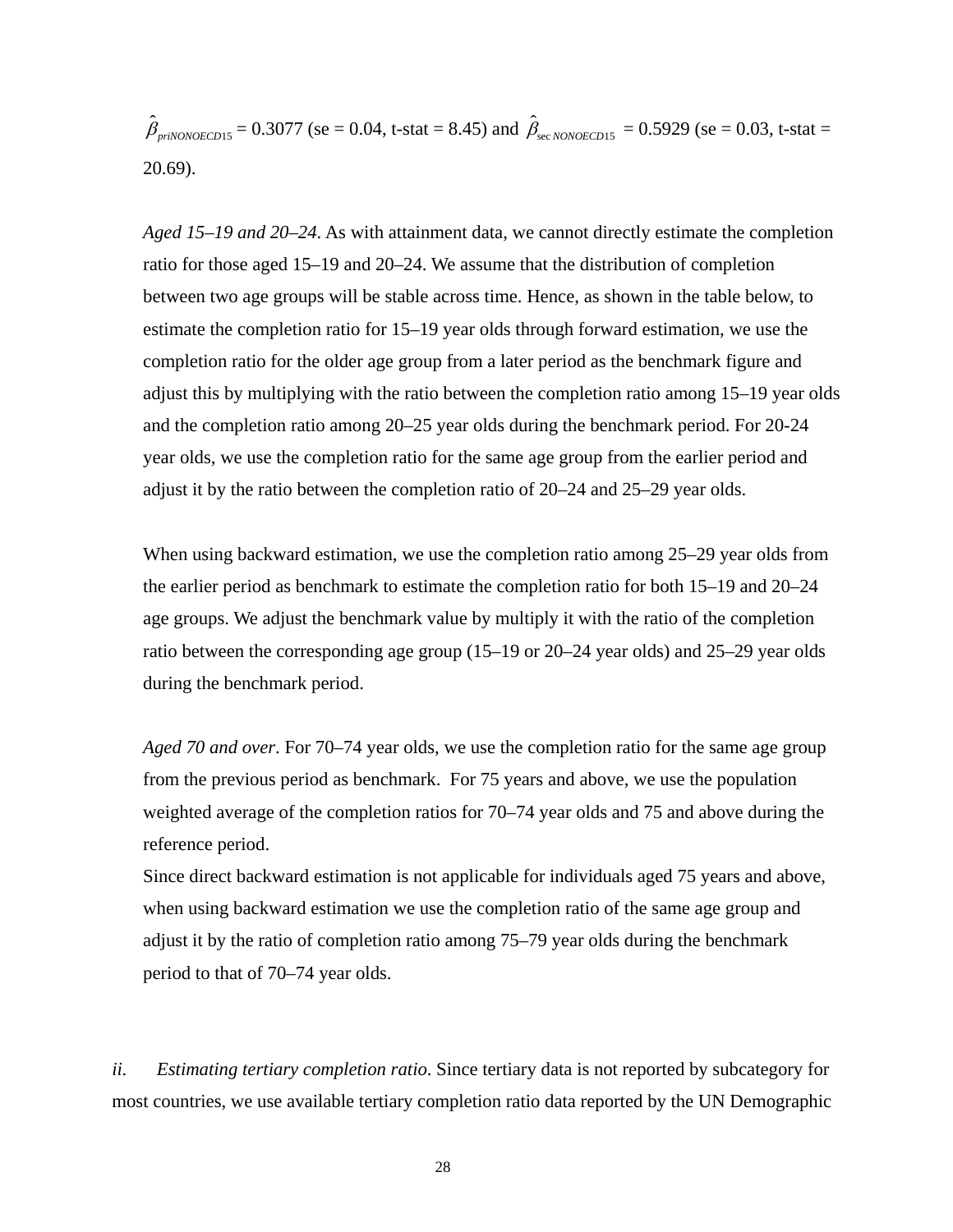$\hat{\beta}_{priNONOECD15}$ = 0.3077 (se = 0.04, t-stat = 8.45) and $\hat{\beta}_{\sec NONOECD15}$ = 0.5929 (se = 0.03, t-stat = 20.69).

*Aged 15–19 and 20–24*. As with attainment data, we cannot directly estimate the completion ratio for those aged 15–19 and 20–24. We assume that the distribution of completion between two age groups will be stable across time. Hence, as shown in the table below, to estimate the completion ratio for 15–19 year olds through forward estimation, we use the completion ratio for the older age group from a later period as the benchmark figure and adjust this by multiplying with the ratio between the completion ratio among 15–19 year olds and the completion ratio among 20–25 year olds during the benchmark period. For 20-24 year olds, we use the completion ratio for the same age group from the earlier period and adjust it by the ratio between the completion ratio of 20–24 and 25–29 year olds.

When using backward estimation, we use the completion ratio among 25–29 year olds from the earlier period as benchmark to estimate the completion ratio for both 15–19 and 20–24 age groups. We adjust the benchmark value by multiply it with the ratio of the completion ratio between the corresponding age group (15–19 or 20–24 year olds) and 25–29 year olds during the benchmark period.

*Aged 70 and over*. For 70–74 year olds, we use the completion ratio for the same age group from the previous period as benchmark. For 75 years and above, we use the population weighted average of the completion ratios for 70–74 year olds and 75 and above during the reference period.
Since direct backward estimation is not applicable for individuals aged 75 years and above, when using backward estimation we use the completion ratio of the same age group and adjust it by the ratio of completion ratio among 75–79 year olds during the benchmark period to that of 70–74 year olds.

*ii. Estimating tertiary completion ratio*. Since tertiary data is not reported by subcategory for most countries, we use available tertiary completion ratio data reported by the UN Demographic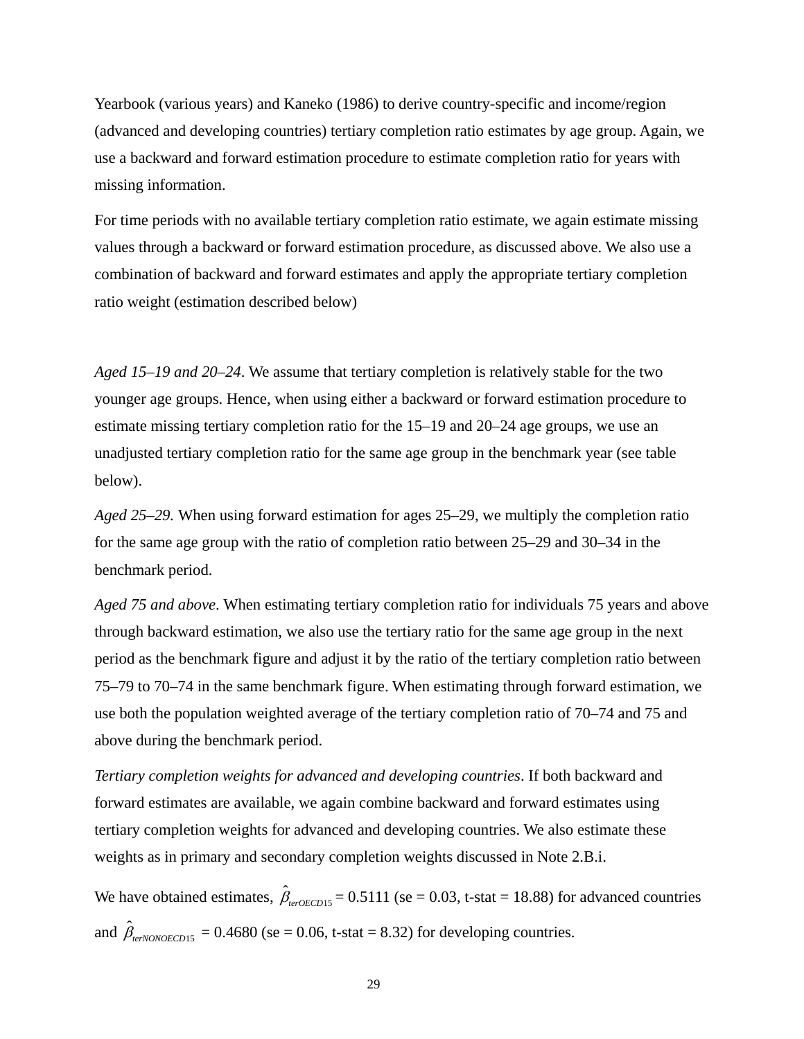Yearbook (various years) and Kaneko (1986) to derive country-specific and income/region (advanced and developing countries) tertiary completion ratio estimates by age group. Again, we use a backward and forward estimation procedure to estimate completion ratio for years with missing information.

For time periods with no available tertiary completion ratio estimate, we again estimate missing values through a backward or forward estimation procedure, as discussed above. We also use a combination of backward and forward estimates and apply the appropriate tertiary completion ratio weight (estimation described below)

*Aged 15–19 and 20–24*. We assume that tertiary completion is relatively stable for the two younger age groups. Hence, when using either a backward or forward estimation procedure to estimate missing tertiary completion ratio for the 15–19 and 20–24 age groups, we use an unadjusted tertiary completion ratio for the same age group in the benchmark year (see table below).

*Aged 25–29.* When using forward estimation for ages 25–29, we multiply the completion ratio for the same age group with the ratio of completion ratio between 25–29 and 30–34 in the benchmark period.

*Aged 75 and above*. When estimating tertiary completion ratio for individuals 75 years and above through backward estimation, we also use the tertiary ratio for the same age group in the next period as the benchmark figure and adjust it by the ratio of the tertiary completion ratio between 75–79 to 70–74 in the same benchmark figure. When estimating through forward estimation, we use both the population weighted average of the tertiary completion ratio of 70–74 and 75 and above during the benchmark period.

*Tertiary completion weights for advanced and developing countries*. If both backward and forward estimates are available, we again combine backward and forward estimates using tertiary completion weights for advanced and developing countries. We also estimate these weights as in primary and secondary completion weights discussed in Note 2.B.i.

We have obtained estimates, $\hat{\beta}_{terOECD15}$ = 0.5111 (se = 0.03, t-stat = 18.88) for advanced countries and $\hat{\beta}_{terNONOECD15}$ = 0.4680 (se = 0.06, t-stat = 8.32) for developing countries.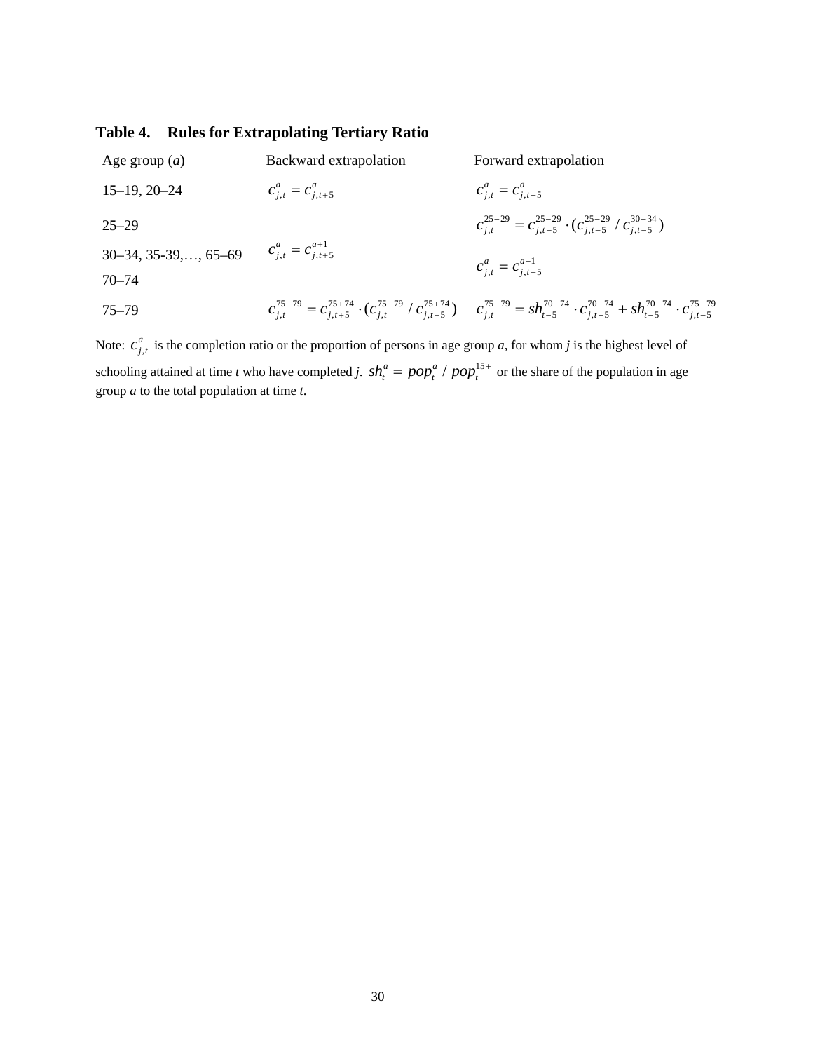**Table 4. Rules for Extrapolating Tertiary Ratio**

| Age group ($a$) | Backward extrapolation | Forward extrapolation |
|---|---|---|
| 15–19, 20–24 | $c_{j,t}^{a} = c_{j,t+5}^{a}$ | $c_{j,t}^{a} = c_{j,t-5}^{a}$ |
| 25–29 | $c_{j,t}^{a} = c_{j,t+5}^{a+1}$ | $c_{j,t}^{25-29} = c_{j,t-5}^{25-29} \cdot (c_{j,t-5}^{25-29} / c_{j,t-5}^{30-34})$ |
| 30–34, 35-39,…, 65–69 | $c_{j,t}^{a} = c_{j,t+5}^{a+1}$ | $c_{j,t}^{a} = c_{j,t-5}^{a-1}$ |
| 70–74 | $c_{j,t}^{a} = c_{j,t+5}^{a+1}$ | $c_{j,t}^{a} = c_{j,t-5}^{a-1}$ |
| 75–79 | $c_{j,t}^{75-79} = c_{j,t+5}^{75+74} \cdot (c_{j,t}^{75-79} / c_{j,t+5}^{75+74})$ | $c_{j,t}^{75-79} = sh_{t-5}^{70-74} \cdot c_{j,t-5}^{70-74} + sh_{t-5}^{70-74} \cdot c_{j,t-5}^{75-79}$ |

Note: $c_{j,t}^{a}$ is the completion ratio or the proportion of persons in age group *a*, for whom *j* is the highest level of schooling attained at time *t* who have completed *j*. $sh_{t}^{a} = pop_{t}^{a} / pop_{t}^{15+}$ or the share of the population in age group *a* to the total population at time *t*.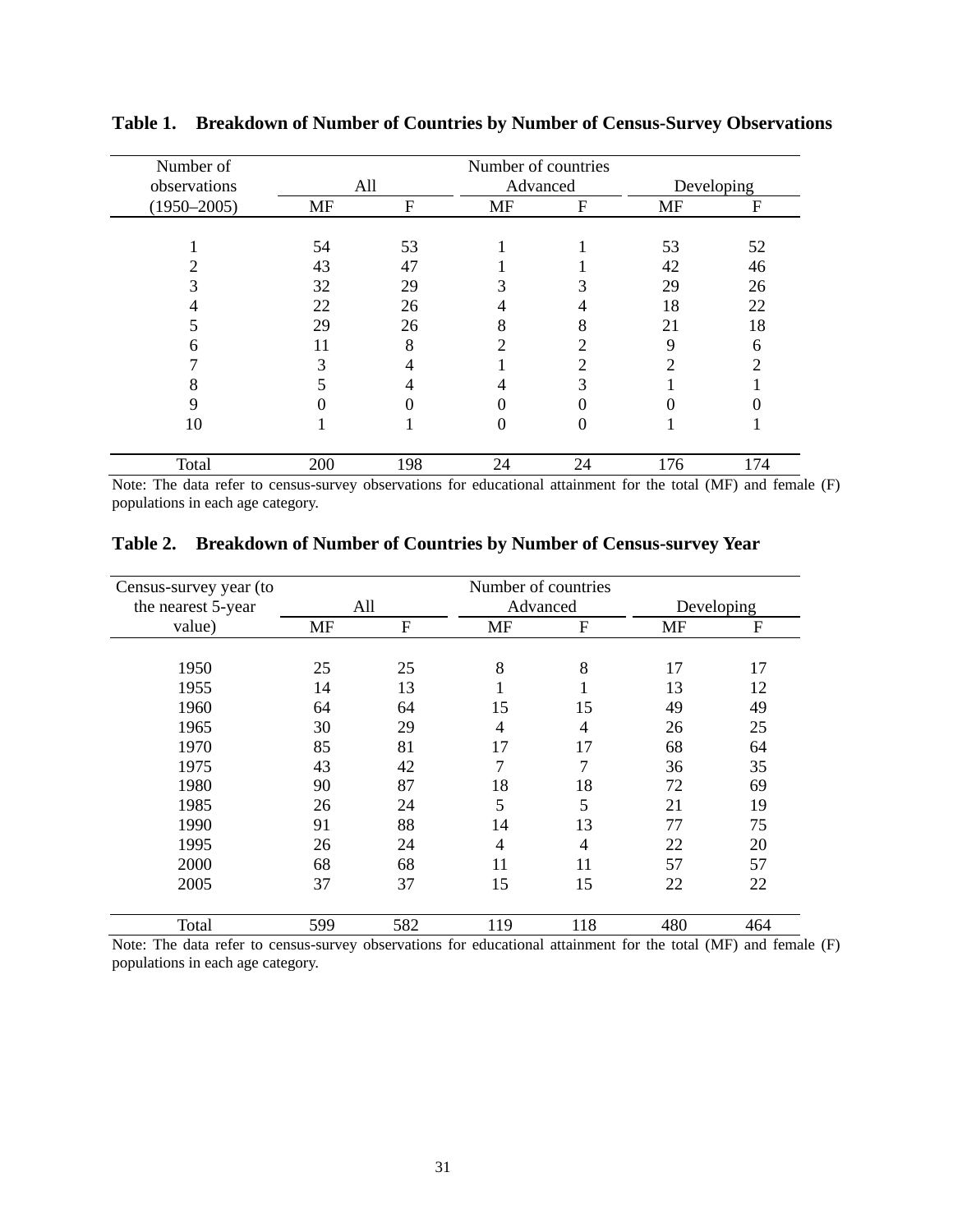**Table 1. Breakdown of Number of Countries by Number of Census-Survey Observations**

| Number of observations (1950–2005) | Number of countries | | | | | |
|---|---|---|---|---|---|---|
| | All | | Advanced | | Developing | |
| | MF | F | MF | F | MF | F |
| 1 | 54 | 53 | 1 | 1 | 53 | 52 |
| 2 | 43 | 47 | 1 | 1 | 42 | 46 |
| 3 | 32 | 29 | 3 | 3 | 29 | 26 |
| 4 | 22 | 26 | 4 | 4 | 18 | 22 |
| 5 | 29 | 26 | 8 | 8 | 21 | 18 |
| 6 | 11 | 8 | 2 | 2 | 9 | 6 |
| 7 | 3 | 4 | 1 | 2 | 2 | 2 |
| 8 | 5 | 4 | 4 | 3 | 1 | 1 |
| 9 | 0 | 0 | 0 | 0 | 0 | 0 |
| 10 | 1 | 1 | 0 | 0 | 1 | 1 |
| Total | 200 | 198 | 24 | 24 | 176 | 174 |

Note: The data refer to census-survey observations for educational attainment for the total (MF) and female (F) populations in each age category.

**Table 2. Breakdown of Number of Countries by Number of Census-survey Year**

| Census-survey year (to the nearest 5-year value) | Number of countries | | | | | |
|---|---|---|---|---|---|---|
| | All | | Advanced | | Developing | |
| | MF | F | MF | F | MF | F |
| 1950 | 25 | 25 | 8 | 8 | 17 | 17 |
| 1955 | 14 | 13 | 1 | 1 | 13 | 12 |
| 1960 | 64 | 64 | 15 | 15 | 49 | 49 |
| 1965 | 30 | 29 | 4 | 4 | 26 | 25 |
| 1970 | 85 | 81 | 17 | 17 | 68 | 64 |
| 1975 | 43 | 42 | 7 | 7 | 36 | 35 |
| 1980 | 90 | 87 | 18 | 18 | 72 | 69 |
| 1985 | 26 | 24 | 5 | 5 | 21 | 19 |
| 1990 | 91 | 88 | 14 | 13 | 77 | 75 |
| 1995 | 26 | 24 | 4 | 4 | 22 | 20 |
| 2000 | 68 | 68 | 11 | 11 | 57 | 57 |
| 2005 | 37 | 37 | 15 | 15 | 22 | 22 |
| Total | 599 | 582 | 119 | 118 | 480 | 464 |

Note: The data refer to census-survey observations for educational attainment for the total (MF) and female (F) populations in each age category.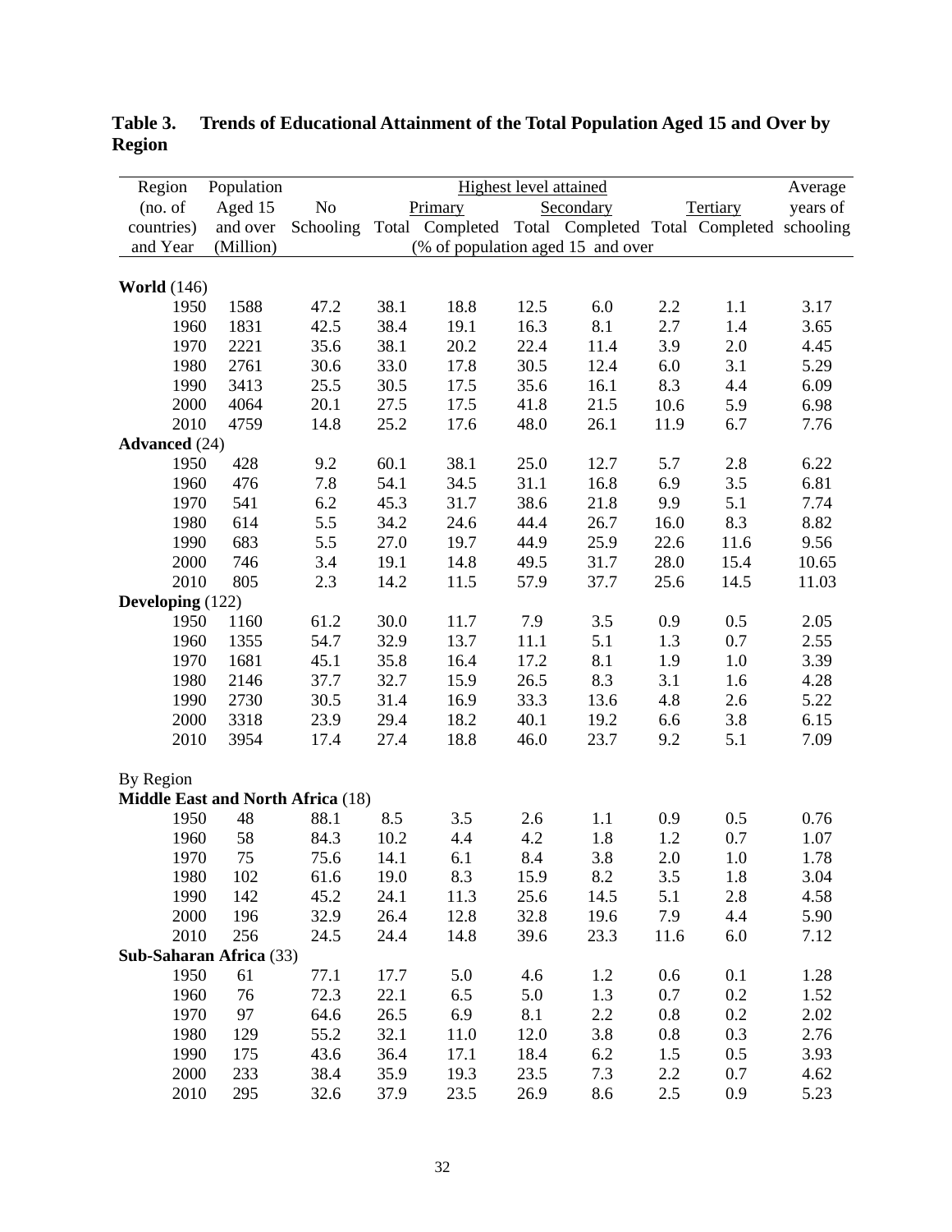**Table 3. Trends of Educational Attainment of the Total Population Aged 15 and Over by Region**

| Region (no. of countries) and Year | Population Aged 15 and over (Million) | No Schooling | Primary Total | Primary Completed | Secondary Total | Secondary Completed | Tertiary Total | Tertiary Completed | Average years of schooling |
|---|---|---|---|---|---|---|---|---|---|
| | | | (% of population aged 15 and over | | | | | | |
| **World** (146) | | | | | | | | | |
| 1950 | 1588 | 47.2 | 38.1 | 18.8 | 12.5 | 6.0 | 2.2 | 1.1 | 3.17 |
| 1960 | 1831 | 42.5 | 38.4 | 19.1 | 16.3 | 8.1 | 2.7 | 1.4 | 3.65 |
| 1970 | 2221 | 35.6 | 38.1 | 20.2 | 22.4 | 11.4 | 3.9 | 2.0 | 4.45 |
| 1980 | 2761 | 30.6 | 33.0 | 17.8 | 30.5 | 12.4 | 6.0 | 3.1 | 5.29 |
| 1990 | 3413 | 25.5 | 30.5 | 17.5 | 35.6 | 16.1 | 8.3 | 4.4 | 6.09 |
| 2000 | 4064 | 20.1 | 27.5 | 17.5 | 41.8 | 21.5 | 10.6 | 5.9 | 6.98 |
| 2010 | 4759 | 14.8 | 25.2 | 17.6 | 48.0 | 26.1 | 11.9 | 6.7 | 7.76 |
| **Advanced** (24) | | | | | | | | | |
| 1950 | 428 | 9.2 | 60.1 | 38.1 | 25.0 | 12.7 | 5.7 | 2.8 | 6.22 |
| 1960 | 476 | 7.8 | 54.1 | 34.5 | 31.1 | 16.8 | 6.9 | 3.5 | 6.81 |
| 1970 | 541 | 6.2 | 45.3 | 31.7 | 38.6 | 21.8 | 9.9 | 5.1 | 7.74 |
| 1980 | 614 | 5.5 | 34.2 | 24.6 | 44.4 | 26.7 | 16.0 | 8.3 | 8.82 |
| 1990 | 683 | 5.5 | 27.0 | 19.7 | 44.9 | 25.9 | 22.6 | 11.6 | 9.56 |
| 2000 | 746 | 3.4 | 19.1 | 14.8 | 49.5 | 31.7 | 28.0 | 15.4 | 10.65 |
| 2010 | 805 | 2.3 | 14.2 | 11.5 | 57.9 | 37.7 | 25.6 | 14.5 | 11.03 |
| **Developing** (122) | | | | | | | | | |
| 1950 | 1160 | 61.2 | 30.0 | 11.7 | 7.9 | 3.5 | 0.9 | 0.5 | 2.05 |
| 1960 | 1355 | 54.7 | 32.9 | 13.7 | 11.1 | 5.1 | 1.3 | 0.7 | 2.55 |
| 1970 | 1681 | 45.1 | 35.8 | 16.4 | 17.2 | 8.1 | 1.9 | 1.0 | 3.39 |
| 1980 | 2146 | 37.7 | 32.7 | 15.9 | 26.5 | 8.3 | 3.1 | 1.6 | 4.28 |
| 1990 | 2730 | 30.5 | 31.4 | 16.9 | 33.3 | 13.6 | 4.8 | 2.6 | 5.22 |
| 2000 | 3318 | 23.9 | 29.4 | 18.2 | 40.1 | 19.2 | 6.6 | 3.8 | 6.15 |
| 2010 | 3954 | 17.4 | 27.4 | 18.8 | 46.0 | 23.7 | 9.2 | 5.1 | 7.09 |
| By Region | | | | | | | | | |
| **Middle East and North Africa** (18) | | | | | | | | | |
| 1950 | 48 | 88.1 | 8.5 | 3.5 | 2.6 | 1.1 | 0.9 | 0.5 | 0.76 |
| 1960 | 58 | 84.3 | 10.2 | 4.4 | 4.2 | 1.8 | 1.2 | 0.7 | 1.07 |
| 1970 | 75 | 75.6 | 14.1 | 6.1 | 8.4 | 3.8 | 2.0 | 1.0 | 1.78 |
| 1980 | 102 | 61.6 | 19.0 | 8.3 | 15.9 | 8.2 | 3.5 | 1.8 | 3.04 |
| 1990 | 142 | 45.2 | 24.1 | 11.3 | 25.6 | 14.5 | 5.1 | 2.8 | 4.58 |
| 2000 | 196 | 32.9 | 26.4 | 12.8 | 32.8 | 19.6 | 7.9 | 4.4 | 5.90 |
| 2010 | 256 | 24.5 | 24.4 | 14.8 | 39.6 | 23.3 | 11.6 | 6.0 | 7.12 |
| **Sub-Saharan Africa** (33) | | | | | | | | | |
| 1950 | 61 | 77.1 | 17.7 | 5.0 | 4.6 | 1.2 | 0.6 | 0.1 | 1.28 |
| 1960 | 76 | 72.3 | 22.1 | 6.5 | 5.0 | 1.3 | 0.7 | 0.2 | 1.52 |
| 1970 | 97 | 64.6 | 26.5 | 6.9 | 8.1 | 2.2 | 0.8 | 0.2 | 2.02 |
| 1980 | 129 | 55.2 | 32.1 | 11.0 | 12.0 | 3.8 | 0.8 | 0.3 | 2.76 |
| 1990 | 175 | 43.6 | 36.4 | 17.1 | 18.4 | 6.2 | 1.5 | 0.5 | 3.93 |
| 2000 | 233 | 38.4 | 35.9 | 19.3 | 23.5 | 7.3 | 2.2 | 0.7 | 4.62 |
| 2010 | 295 | 32.6 | 37.9 | 23.5 | 26.9 | 8.6 | 2.5 | 0.9 | 5.23 |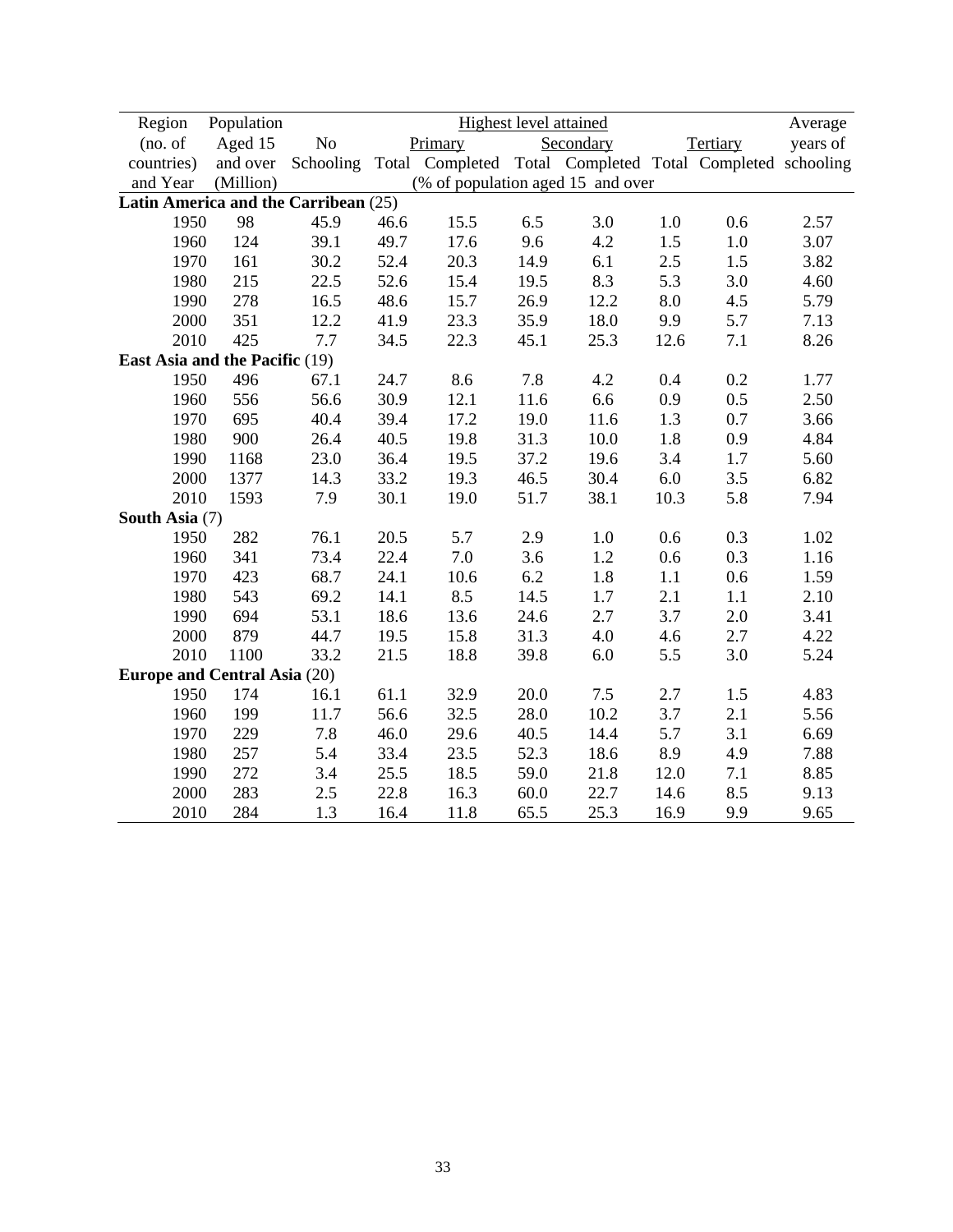| Region (no. of countries) and Year | Population Aged 15 and over (Million) | No Schooling | Highest level attained | | | | | | Average years of schooling |
|---|---|---|---|---|---|---|---|---|---|
| | | | Primary | | Secondary | | Tertiary | | |
| | | | Total | Completed | Total | Completed | Total | Completed | |
| | | (% of population aged 15 and over | | | | | | | |
| **Latin America and the Carribean** (25) | | | | | | | | | |
| 1950 | 98 | 45.9 | 46.6 | 15.5 | 6.5 | 3.0 | 1.0 | 0.6 | 2.57 |
| 1960 | 124 | 39.1 | 49.7 | 17.6 | 9.6 | 4.2 | 1.5 | 1.0 | 3.07 |
| 1970 | 161 | 30.2 | 52.4 | 20.3 | 14.9 | 6.1 | 2.5 | 1.5 | 3.82 |
| 1980 | 215 | 22.5 | 52.6 | 15.4 | 19.5 | 8.3 | 5.3 | 3.0 | 4.60 |
| 1990 | 278 | 16.5 | 48.6 | 15.7 | 26.9 | 12.2 | 8.0 | 4.5 | 5.79 |
| 2000 | 351 | 12.2 | 41.9 | 23.3 | 35.9 | 18.0 | 9.9 | 5.7 | 7.13 |
| 2010 | 425 | 7.7 | 34.5 | 22.3 | 45.1 | 25.3 | 12.6 | 7.1 | 8.26 |
| **East Asia and the Pacific** (19) | | | | | | | | | |
| 1950 | 496 | 67.1 | 24.7 | 8.6 | 7.8 | 4.2 | 0.4 | 0.2 | 1.77 |
| 1960 | 556 | 56.6 | 30.9 | 12.1 | 11.6 | 6.6 | 0.9 | 0.5 | 2.50 |
| 1970 | 695 | 40.4 | 39.4 | 17.2 | 19.0 | 11.6 | 1.3 | 0.7 | 3.66 |
| 1980 | 900 | 26.4 | 40.5 | 19.8 | 31.3 | 10.0 | 1.8 | 0.9 | 4.84 |
| 1990 | 1168 | 23.0 | 36.4 | 19.5 | 37.2 | 19.6 | 3.4 | 1.7 | 5.60 |
| 2000 | 1377 | 14.3 | 33.2 | 19.3 | 46.5 | 30.4 | 6.0 | 3.5 | 6.82 |
| 2010 | 1593 | 7.9 | 30.1 | 19.0 | 51.7 | 38.1 | 10.3 | 5.8 | 7.94 |
| **South Asia** (7) | | | | | | | | | |
| 1950 | 282 | 76.1 | 20.5 | 5.7 | 2.9 | 1.0 | 0.6 | 0.3 | 1.02 |
| 1960 | 341 | 73.4 | 22.4 | 7.0 | 3.6 | 1.2 | 0.6 | 0.3 | 1.16 |
| 1970 | 423 | 68.7 | 24.1 | 10.6 | 6.2 | 1.8 | 1.1 | 0.6 | 1.59 |
| 1980 | 543 | 69.2 | 14.1 | 8.5 | 14.5 | 1.7 | 2.1 | 1.1 | 2.10 |
| 1990 | 694 | 53.1 | 18.6 | 13.6 | 24.6 | 2.7 | 3.7 | 2.0 | 3.41 |
| 2000 | 879 | 44.7 | 19.5 | 15.8 | 31.3 | 4.0 | 4.6 | 2.7 | 4.22 |
| 2010 | 1100 | 33.2 | 21.5 | 18.8 | 39.8 | 6.0 | 5.5 | 3.0 | 5.24 |
| **Europe and Central Asia** (20) | | | | | | | | | |
| 1950 | 174 | 16.1 | 61.1 | 32.9 | 20.0 | 7.5 | 2.7 | 1.5 | 4.83 |
| 1960 | 199 | 11.7 | 56.6 | 32.5 | 28.0 | 10.2 | 3.7 | 2.1 | 5.56 |
| 1970 | 229 | 7.8 | 46.0 | 29.6 | 40.5 | 14.4 | 5.7 | 3.1 | 6.69 |
| 1980 | 257 | 5.4 | 33.4 | 23.5 | 52.3 | 18.6 | 8.9 | 4.9 | 7.88 |
| 1990 | 272 | 3.4 | 25.5 | 18.5 | 59.0 | 21.8 | 12.0 | 7.1 | 8.85 |
| 2000 | 283 | 2.5 | 22.8 | 16.3 | 60.0 | 22.7 | 14.6 | 8.5 | 9.13 |
| 2010 | 284 | 1.3 | 16.4 | 11.8 | 65.5 | 25.3 | 16.9 | 9.9 | 9.65 |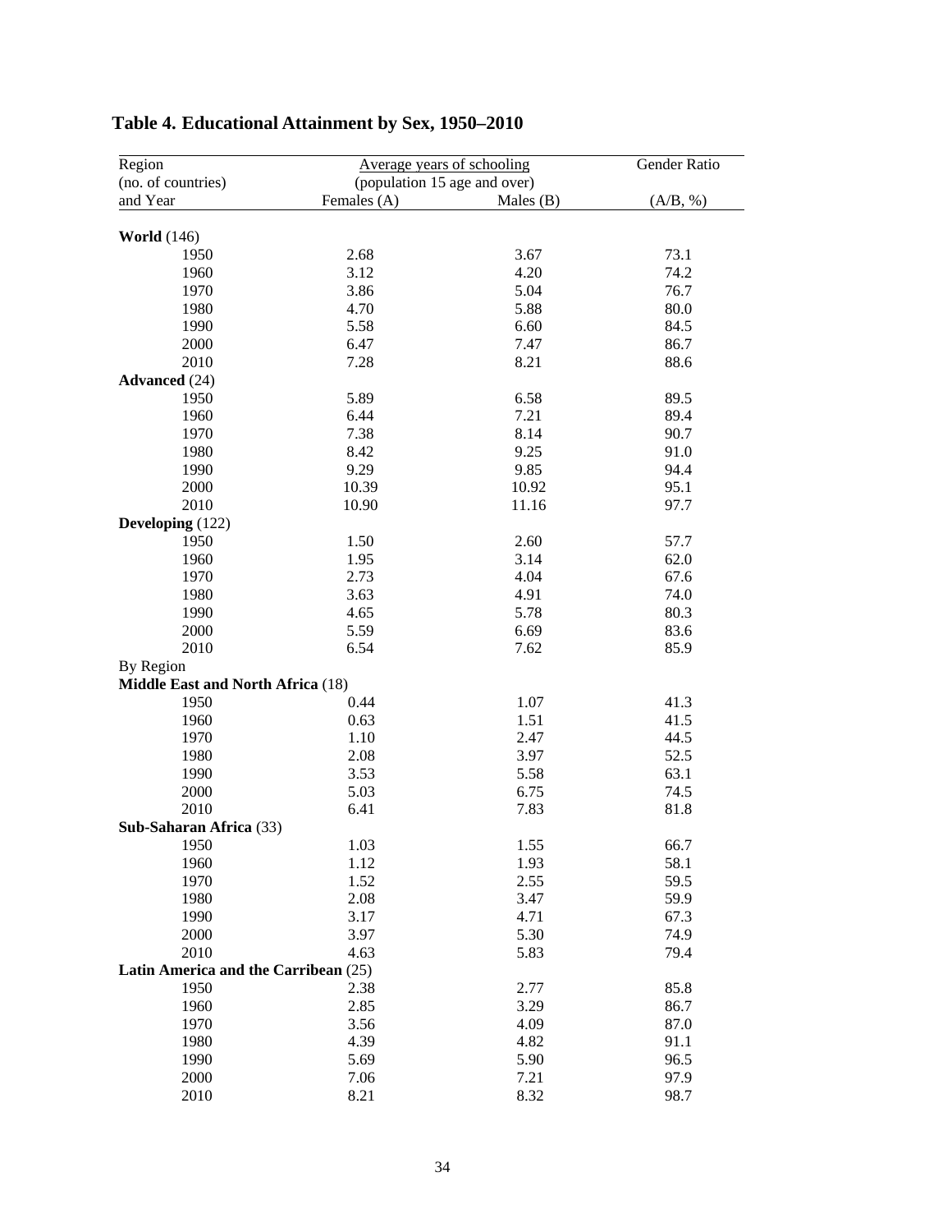## Table 4. Educational Attainment by Sex, 1950–2010

| Region (no. of countries) and Year | Average years of schooling (population 15 age and over) | | Gender Ratio |
|---|---|---|---|
| | Females (A) | Males (B) | (A/B, %) |
| **World** (146) | | | |
| 1950 | 2.68 | 3.67 | 73.1 |
| 1960 | 3.12 | 4.20 | 74.2 |
| 1970 | 3.86 | 5.04 | 76.7 |
| 1980 | 4.70 | 5.88 | 80.0 |
| 1990 | 5.58 | 6.60 | 84.5 |
| 2000 | 6.47 | 7.47 | 86.7 |
| 2010 | 7.28 | 8.21 | 88.6 |
| **Advanced** (24) | | | |
| 1950 | 5.89 | 6.58 | 89.5 |
| 1960 | 6.44 | 7.21 | 89.4 |
| 1970 | 7.38 | 8.14 | 90.7 |
| 1980 | 8.42 | 9.25 | 91.0 |
| 1990 | 9.29 | 9.85 | 94.4 |
| 2000 | 10.39 | 10.92 | 95.1 |
| 2010 | 10.90 | 11.16 | 97.7 |
| **Developing** (122) | | | |
| 1950 | 1.50 | 2.60 | 57.7 |
| 1960 | 1.95 | 3.14 | 62.0 |
| 1970 | 2.73 | 4.04 | 67.6 |
| 1980 | 3.63 | 4.91 | 74.0 |
| 1990 | 4.65 | 5.78 | 80.3 |
| 2000 | 5.59 | 6.69 | 83.6 |
| 2010 | 6.54 | 7.62 | 85.9 |
| By Region | | | |
| **Middle East and North Africa** (18) | | | |
| 1950 | 0.44 | 1.07 | 41.3 |
| 1960 | 0.63 | 1.51 | 41.5 |
| 1970 | 1.10 | 2.47 | 44.5 |
| 1980 | 2.08 | 3.97 | 52.5 |
| 1990 | 3.53 | 5.58 | 63.1 |
| 2000 | 5.03 | 6.75 | 74.5 |
| 2010 | 6.41 | 7.83 | 81.8 |
| **Sub-Saharan Africa** (33) | | | |
| 1950 | 1.03 | 1.55 | 66.7 |
| 1960 | 1.12 | 1.93 | 58.1 |
| 1970 | 1.52 | 2.55 | 59.5 |
| 1980 | 2.08 | 3.47 | 59.9 |
| 1990 | 3.17 | 4.71 | 67.3 |
| 2000 | 3.97 | 5.30 | 74.9 |
| 2010 | 4.63 | 5.83 | 79.4 |
| **Latin America and the Carribean** (25) | | | |
| 1950 | 2.38 | 2.77 | 85.8 |
| 1960 | 2.85 | 3.29 | 86.7 |
| 1970 | 3.56 | 4.09 | 87.0 |
| 1980 | 4.39 | 4.82 | 91.1 |
| 1990 | 5.69 | 5.90 | 96.5 |
| 2000 | 7.06 | 7.21 | 97.9 |
| 2010 | 8.21 | 8.32 | 98.7 |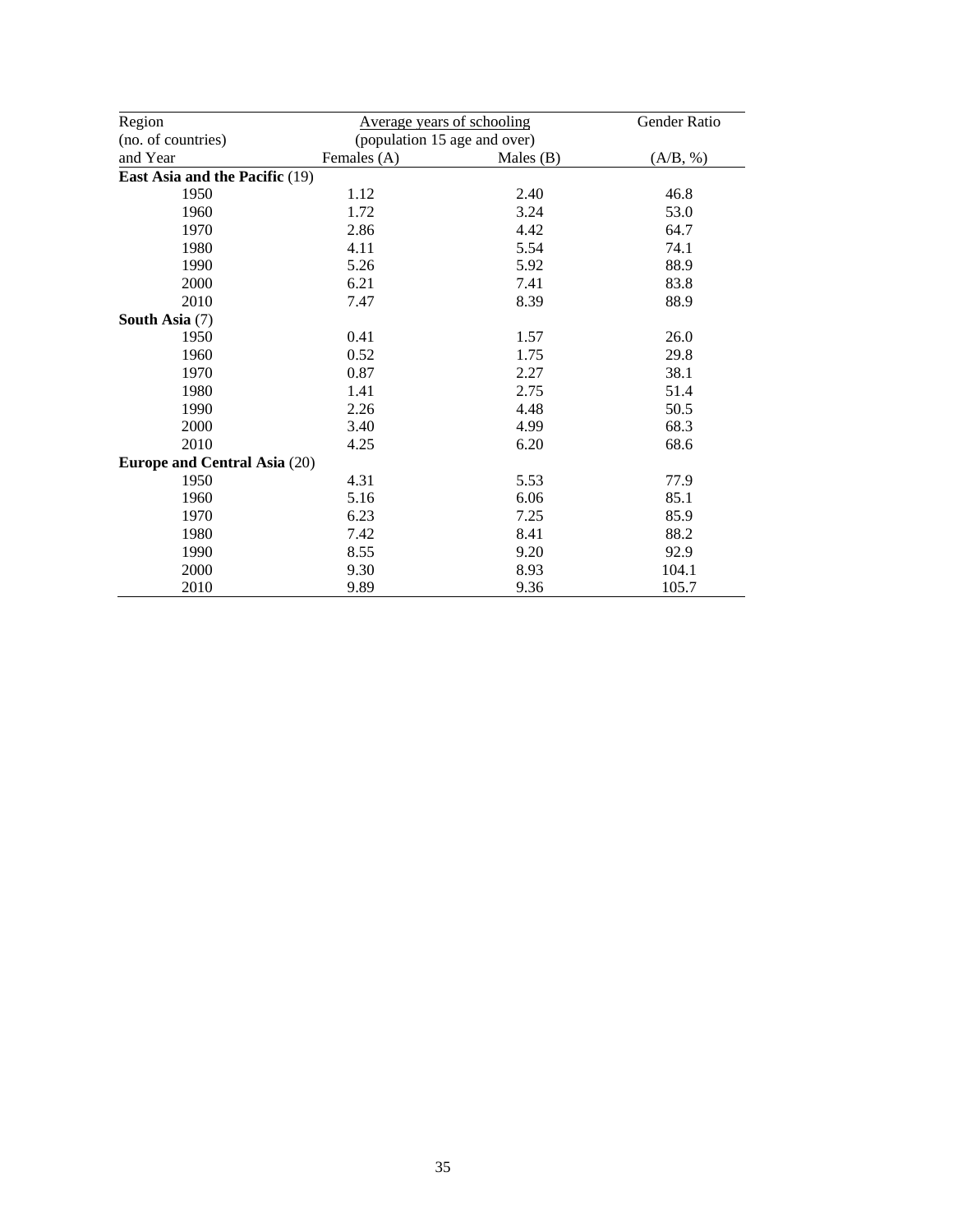| Region (no. of countries) and Year | Average years of schooling (population 15 age and over) Females (A) | Males (B) | Gender Ratio (A/B, %) |
|---|---|---|---|
| **East Asia and the Pacific** (19) | | | |
| 1950 | 1.12 | 2.40 | 46.8 |
| 1960 | 1.72 | 3.24 | 53.0 |
| 1970 | 2.86 | 4.42 | 64.7 |
| 1980 | 4.11 | 5.54 | 74.1 |
| 1990 | 5.26 | 5.92 | 88.9 |
| 2000 | 6.21 | 7.41 | 83.8 |
| 2010 | 7.47 | 8.39 | 88.9 |
| **South Asia** (7) | | | |
| 1950 | 0.41 | 1.57 | 26.0 |
| 1960 | 0.52 | 1.75 | 29.8 |
| 1970 | 0.87 | 2.27 | 38.1 |
| 1980 | 1.41 | 2.75 | 51.4 |
| 1990 | 2.26 | 4.48 | 50.5 |
| 2000 | 3.40 | 4.99 | 68.3 |
| 2010 | 4.25 | 6.20 | 68.6 |
| **Europe and Central Asia** (20) | | | |
| 1950 | 4.31 | 5.53 | 77.9 |
| 1960 | 5.16 | 6.06 | 85.1 |
| 1970 | 6.23 | 7.25 | 85.9 |
| 1980 | 7.42 | 8.41 | 88.2 |
| 1990 | 8.55 | 9.20 | 92.9 |
| 2000 | 9.30 | 8.93 | 104.1 |
| 2010 | 9.89 | 9.36 | 105.7 |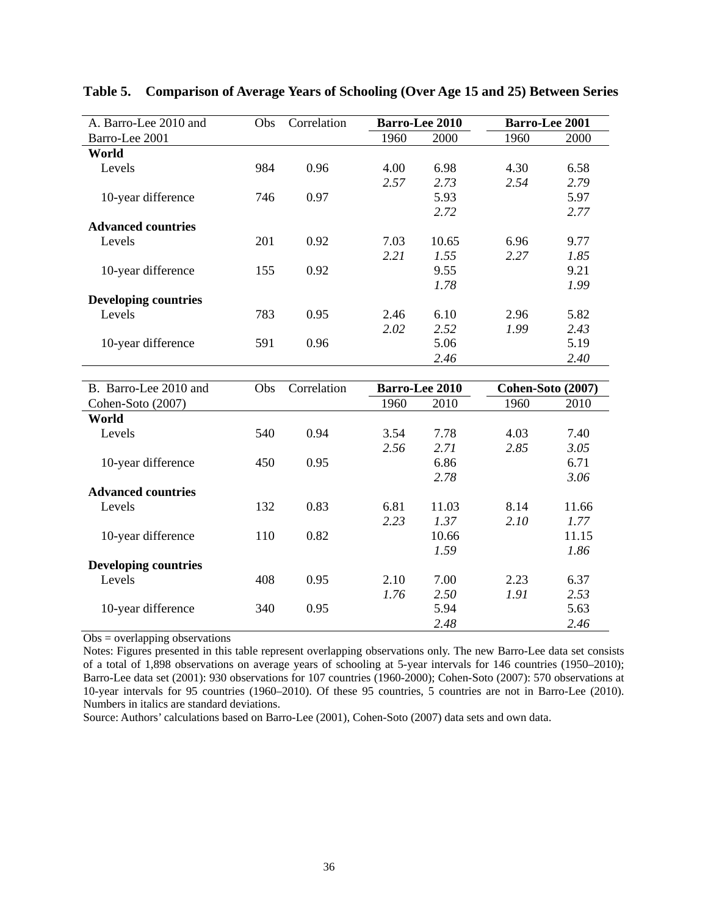**Table 5. Comparison of Average Years of Schooling (Over Age 15 and 25) Between Series**

| A. Barro-Lee 2010 and Barro-Lee 2001 | Obs | Correlation | Barro-Lee 2010 | | Barro-Lee 2001 | |
|---|---|---|---|---|---|---|
| | | | 1960 | 2000 | 1960 | 2000 |
| **World** | | | | | | |
| Levels | 984 | 0.96 | 4.00 | 6.98 | 4.30 | 6.58 |
| | | | *2.57* | *2.73* | *2.54* | *2.79* |
| 10-year difference | 746 | 0.97 | | 5.93 | | 5.97 |
| | | | | *2.72* | | *2.77* |
| **Advanced countries** | | | | | | |
| Levels | 201 | 0.92 | 7.03 | 10.65 | 6.96 | 9.77 |
| | | | *2.21* | *1.55* | *2.27* | *1.85* |
| 10-year difference | 155 | 0.92 | | 9.55 | | 9.21 |
| | | | | *1.78* | | *1.99* |
| **Developing countries** | | | | | | |
| Levels | 783 | 0.95 | 2.46 | 6.10 | 2.96 | 5.82 |
| | | | *2.02* | *2.52* | *1.99* | *2.43* |
| 10-year difference | 591 | 0.96 | | 5.06 | | 5.19 |
| | | | | *2.46* | | *2.40* |

| B. Barro-Lee 2010 and Cohen-Soto (2007) | Obs | Correlation | Barro-Lee 2010 | | Cohen-Soto (2007) | |
|---|---|---|---|---|---|---|
| | | | 1960 | 2010 | 1960 | 2010 |
| **World** | | | | | | |
| Levels | 540 | 0.94 | 3.54 | 7.78 | 4.03 | 7.40 |
| | | | *2.56* | *2.71* | *2.85* | *3.05* |
| 10-year difference | 450 | 0.95 | | 6.86 | | 6.71 |
| | | | | *2.78* | | *3.06* |
| **Advanced countries** | | | | | | |
| Levels | 132 | 0.83 | 6.81 | 11.03 | 8.14 | 11.66 |
| | | | *2.23* | *1.37* | *2.10* | *1.77* |
| 10-year difference | 110 | 0.82 | | 10.66 | | 11.15 |
| | | | | *1.59* | | *1.86* |
| **Developing countries** | | | | | | |
| Levels | 408 | 0.95 | 2.10 | 7.00 | 2.23 | 6.37 |
| | | | *1.76* | *2.50* | *1.91* | *2.53* |
| 10-year difference | 340 | 0.95 | | 5.94 | | 5.63 |
| | | | | *2.48* | | *2.46* |

Obs = overlapping observations

Notes: Figures presented in this table represent overlapping observations only. The new Barro-Lee data set consists of a total of 1,898 observations on average years of schooling at 5-year intervals for 146 countries (1950–2010); Barro-Lee data set (2001): 930 observations for 107 countries (1960-2000); Cohen-Soto (2007): 570 observations at 10-year intervals for 95 countries (1960–2010). Of these 95 countries, 5 countries are not in Barro-Lee (2010). Numbers in italics are standard deviations.

Source: Authors' calculations based on Barro-Lee (2001), Cohen-Soto (2007) data sets and own data.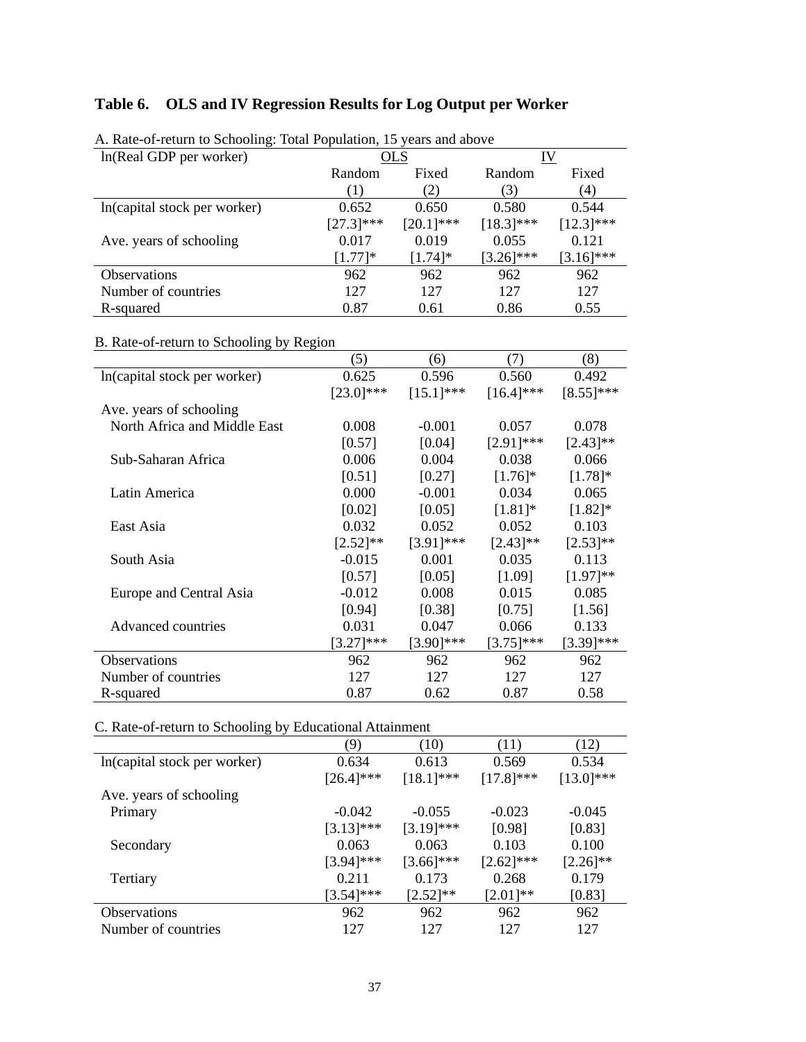### Table 6. OLS and IV Regression Results for Log Output per Worker

A. Rate-of-return to Schooling: Total Population, 15 years and above

| ln(Real GDP per worker) | OLS | | IV | |
|---|---|---|---|---|
| | Random | Fixed | Random | Fixed |
| | (1) | (2) | (3) | (4) |
| ln(capital stock per worker) | 0.652 | 0.650 | 0.580 | 0.544 |
| | [27.3]*** | [20.1]*** | [18.3]*** | [12.3]*** |
| Ave. years of schooling | 0.017 | 0.019 | 0.055 | 0.121 |
| | [1.77]* | [1.74]* | [3.26]*** | [3.16]*** |
| Observations | 962 | 962 | 962 | 962 |
| Number of countries | 127 | 127 | 127 | 127 |
| R-squared | 0.87 | 0.61 | 0.86 | 0.55 |

B. Rate-of-return to Schooling by Region

| | (5) | (6) | (7) | (8) |
|---|---|---|---|---|
| ln(capital stock per worker) | 0.625 | 0.596 | 0.560 | 0.492 |
| | [23.0]*** | [15.1]*** | [16.4]*** | [8.55]*** |
| Ave. years of schooling | | | | |
| North Africa and Middle East | 0.008 | -0.001 | 0.057 | 0.078 |
| | [0.57] | [0.04] | [2.91]*** | [2.43]** |
| Sub-Saharan Africa | 0.006 | 0.004 | 0.038 | 0.066 |
| | [0.51] | [0.27] | [1.76]* | [1.78]* |
| Latin America | 0.000 | -0.001 | 0.034 | 0.065 |
| | [0.02] | [0.05] | [1.81]* | [1.82]* |
| East Asia | 0.032 | 0.052 | 0.052 | 0.103 |
| | [2.52]** | [3.91]*** | [2.43]** | [2.53]** |
| South Asia | -0.015 | 0.001 | 0.035 | 0.113 |
| | [0.57] | [0.05] | [1.09] | [1.97]** |
| Europe and Central Asia | -0.012 | 0.008 | 0.015 | 0.085 |
| | [0.94] | [0.38] | [0.75] | [1.56] |
| Advanced countries | 0.031 | 0.047 | 0.066 | 0.133 |
| | [3.27]*** | [3.90]*** | [3.75]*** | [3.39]*** |
| Observations | 962 | 962 | 962 | 962 |
| Number of countries | 127 | 127 | 127 | 127 |
| R-squared | 0.87 | 0.62 | 0.87 | 0.58 |

C. Rate-of-return to Schooling by Educational Attainment

| | (9) | (10) | (11) | (12) |
|---|---|---|---|---|
| ln(capital stock per worker) | 0.634 | 0.613 | 0.569 | 0.534 |
| | [26.4]*** | [18.1]*** | [17.8]*** | [13.0]*** |
| Ave. years of schooling | | | | |
| Primary | -0.042 | -0.055 | -0.023 | -0.045 |
| | [3.13]*** | [3.19]*** | [0.98] | [0.83] |
| Secondary | 0.063 | 0.063 | 0.103 | 0.100 |
| | [3.94]*** | [3.66]*** | [2.62]*** | [2.26]** |
| Tertiary | 0.211 | 0.173 | 0.268 | 0.179 |
| | [3.54]*** | [2.52]** | [2.01]** | [0.83] |
| Observations | 962 | 962 | 962 | 962 |
| Number of countries | 127 | 127 | 127 | 127 |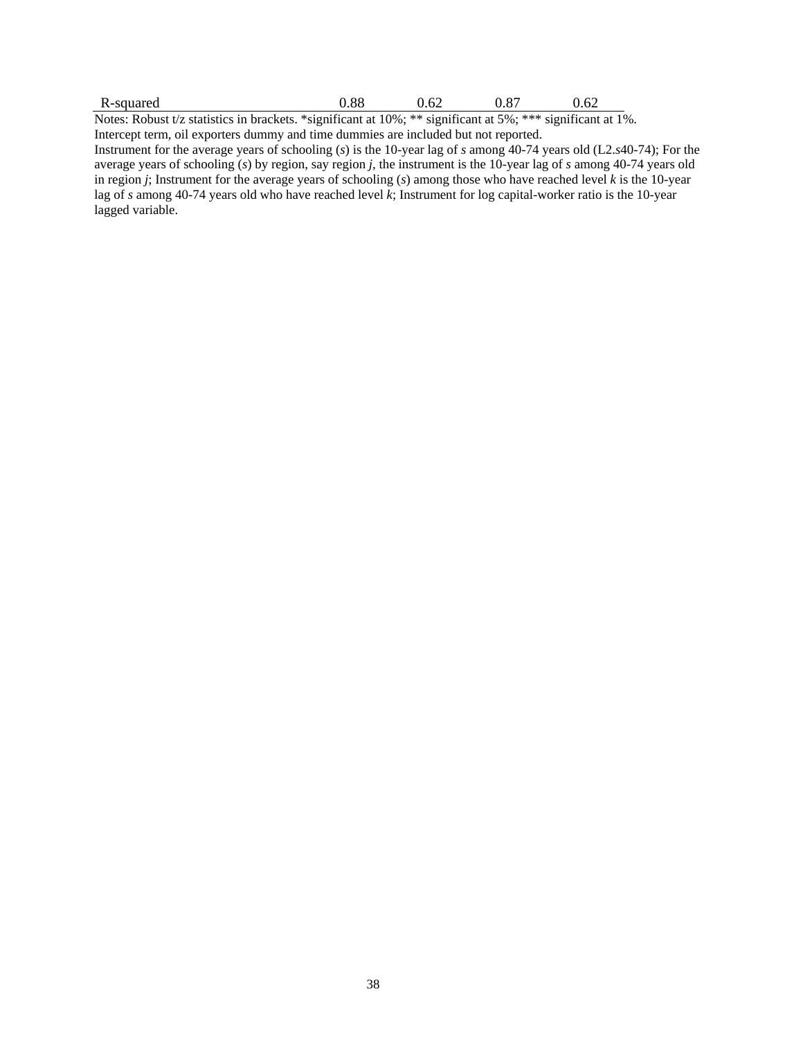| | | | | |
|---|---|---|---|---|
| R-squared | 0.88 | 0.62 | 0.87 | 0.62 |

Notes: Robust t/z statistics in brackets. *significant at 10%; ** significant at 5%; *** significant at 1%.
Intercept term, oil exporters dummy and time dummies are included but not reported.
Instrument for the average years of schooling (*s*) is the 10-year lag of *s* among 40-74 years old (L2.*s*40-74); For the average years of schooling (*s*) by region, say region *j*, the instrument is the 10-year lag of *s* among 40-74 years old in region *j*; Instrument for the average years of schooling (*s*) among those who have reached level *k* is the 10-year lag of *s* among 40-74 years old who have reached level *k*; Instrument for log capital-worker ratio is the 10-year lagged variable.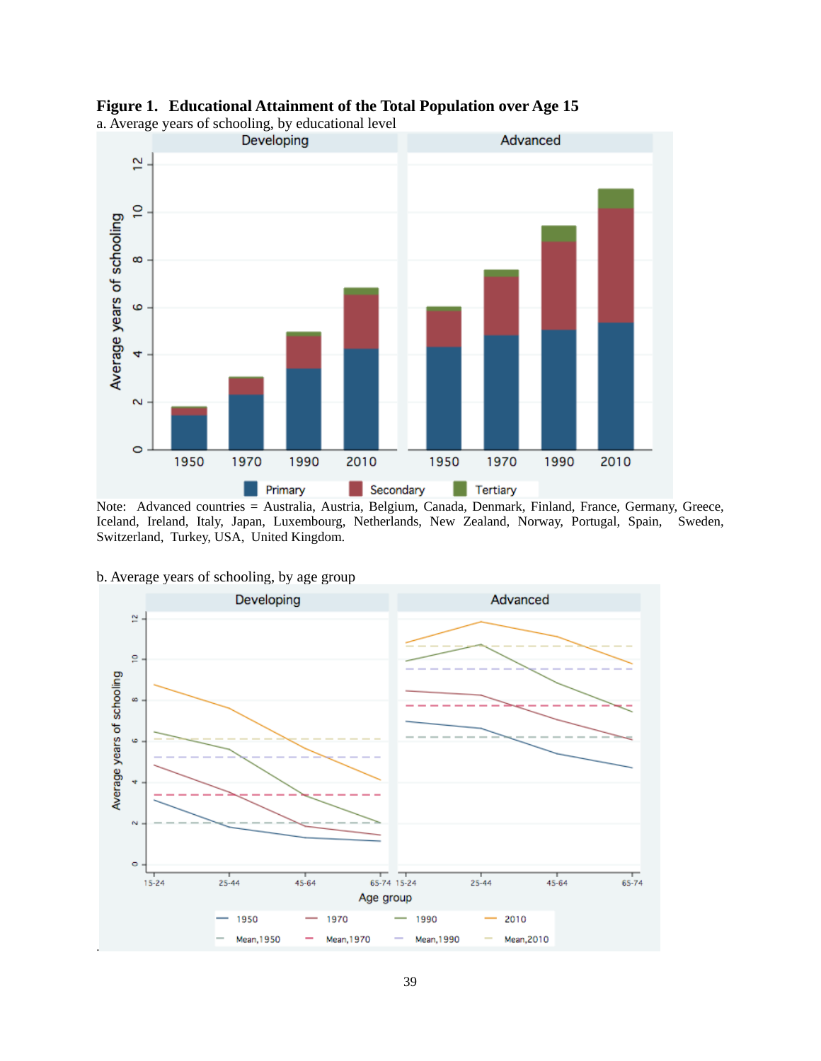**Figure 1. Educational Attainment of the Total Population over Age 15**

a. Average years of schooling, by educational level

Note: Advanced countries = Australia, Austria, Belgium, Canada, Denmark, Finland, France, Germany, Greece, Iceland, Ireland, Italy, Japan, Luxembourg, Netherlands, New Zealand, Norway, Portugal, Spain, Sweden, Switzerland, Turkey, USA, United Kingdom.

b. Average years of schooling, by age group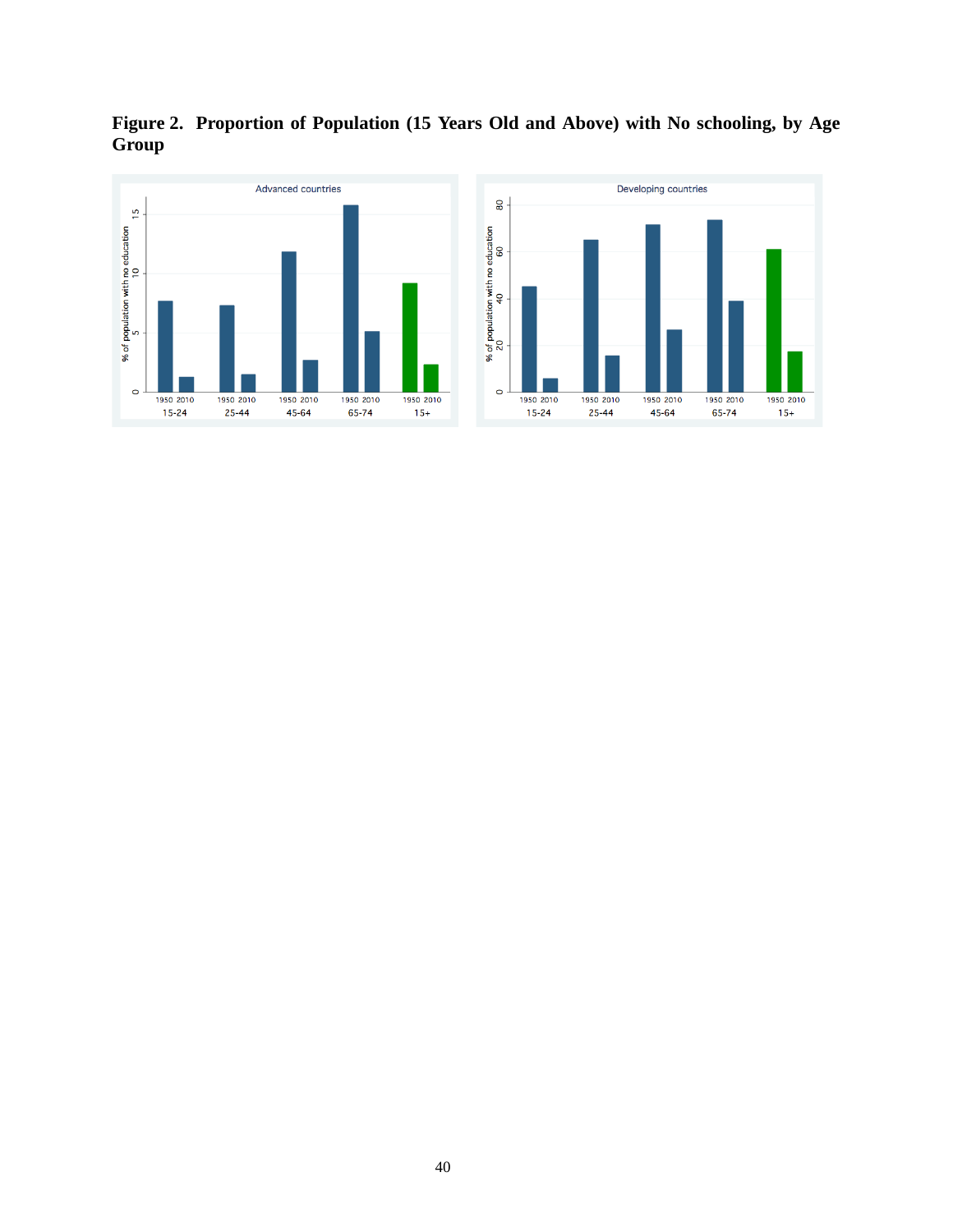**Figure 2. Proportion of Population (15 Years Old and Above) with No schooling, by Age Group**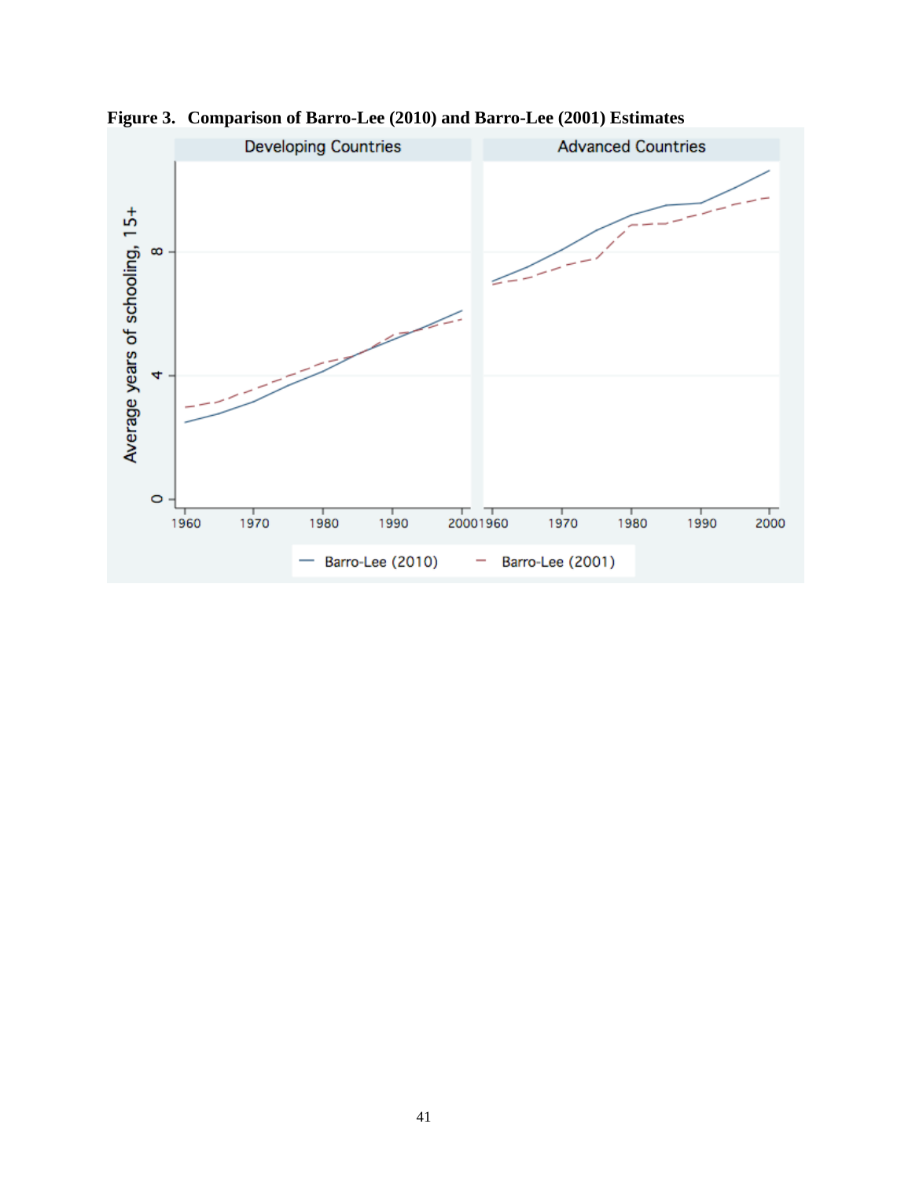**Figure 3. Comparison of Barro-Lee (2010) and Barro-Lee (2001) Estimates**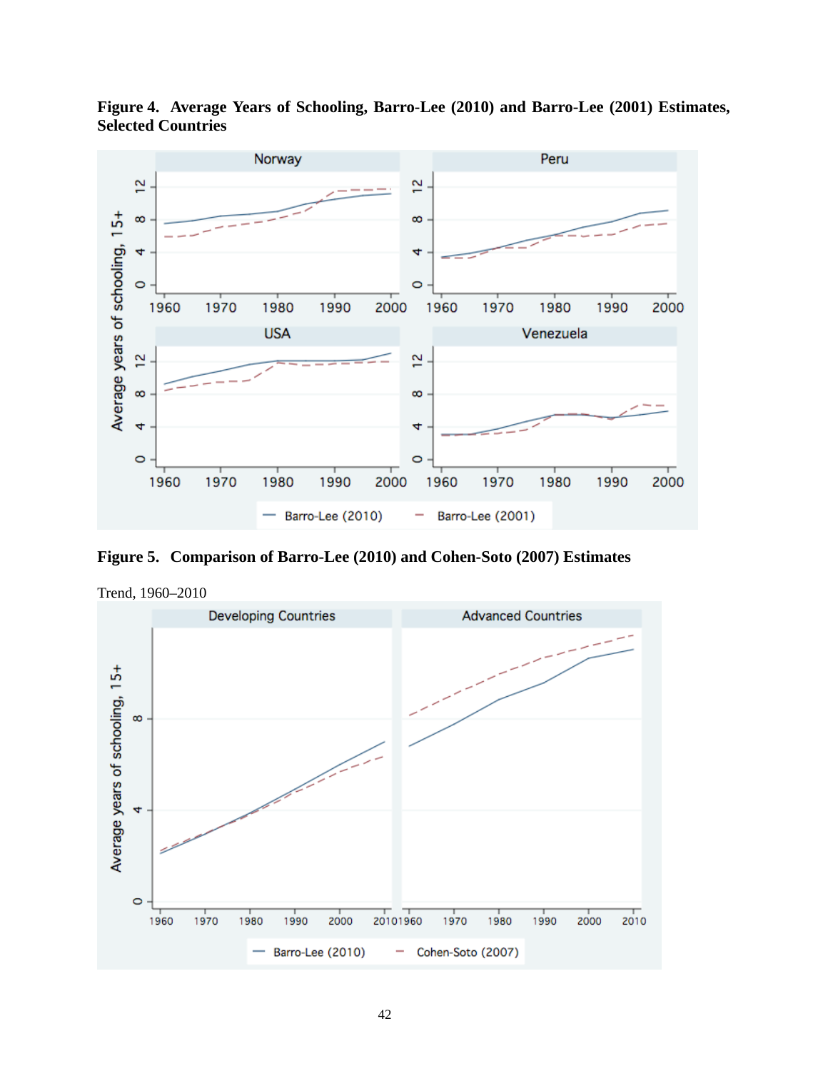**Figure 4. Average Years of Schooling, Barro-Lee (2010) and Barro-Lee (2001) Estimates, Selected Countries**

**Figure 5. Comparison of Barro-Lee (2010) and Cohen-Soto (2007) Estimates**

Trend, 1960–2010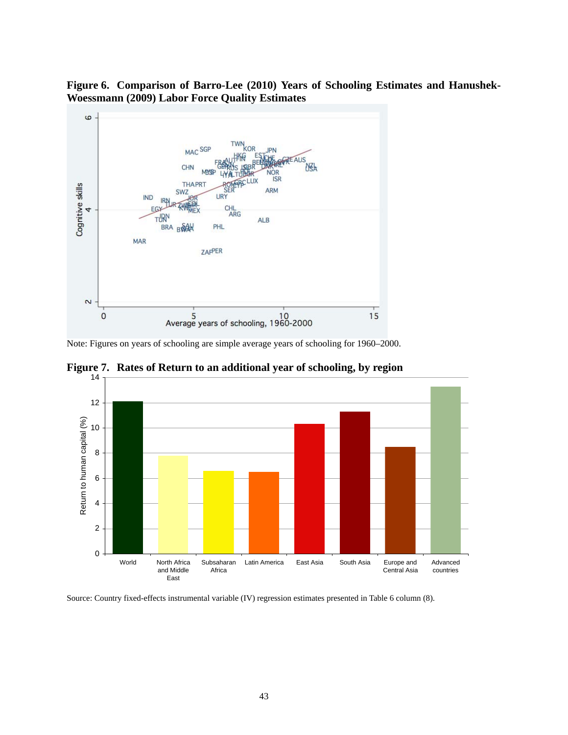**Figure 6. Comparison of Barro-Lee (2010) Years of Schooling Estimates and Hanushek-Woessmann (2009) Labor Force Quality Estimates**

Note: Figures on years of schooling are simple average years of schooling for 1960–2000.

**Figure 7. Rates of Return to an additional year of schooling, by region**

Source: Country fixed-effects instrumental variable (IV) regression estimates presented in Table 6 column (8).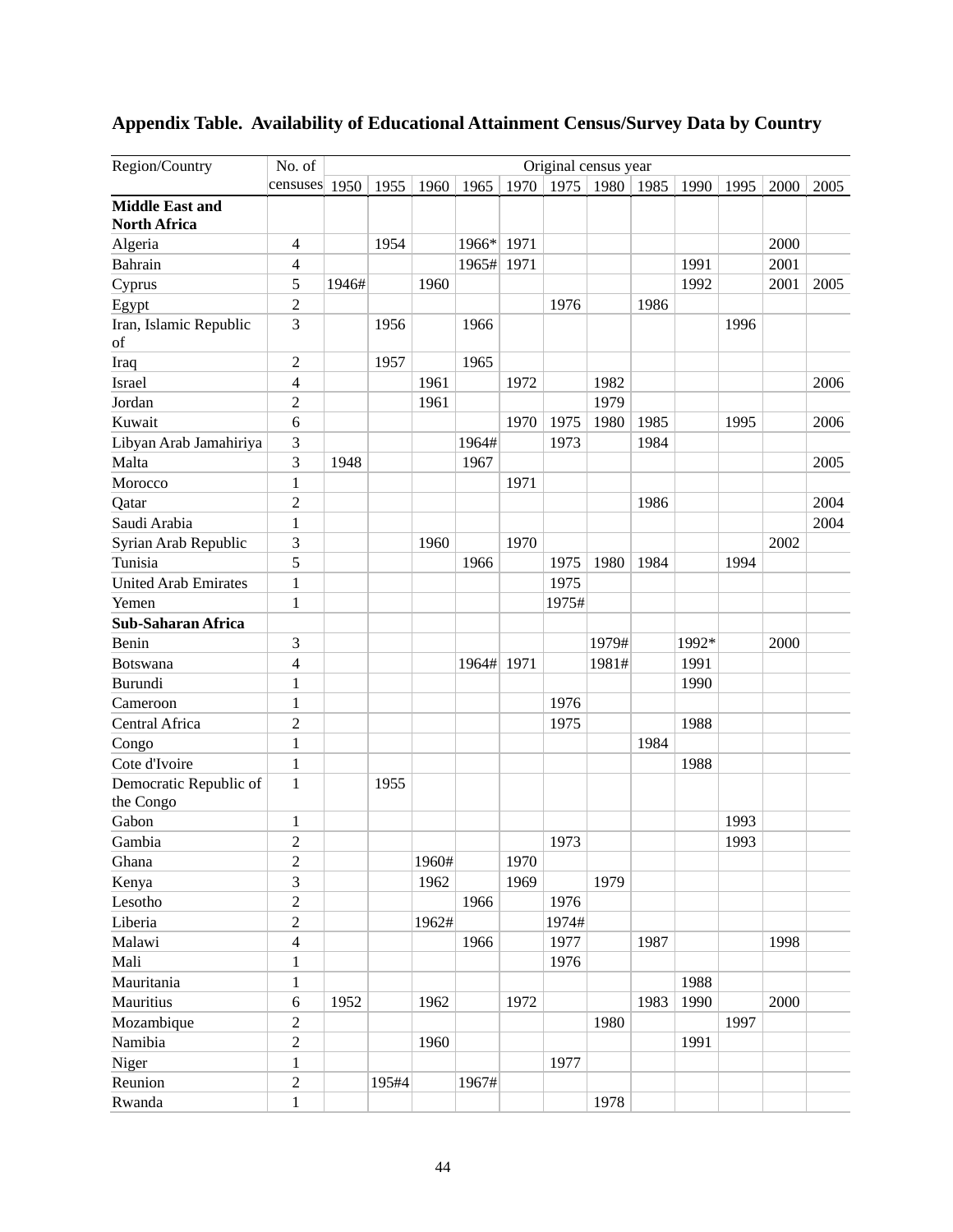## Appendix Table. Availability of Educational Attainment Census/Survey Data by Country

| Region/Country | No. of censuses | Original census year | | | | | | | | | | | |
|---|---|---|---|---|---|---|---|---|---|---|---|---|---|
| | | 1950 | 1955 | 1960 | 1965 | 1970 | 1975 | 1980 | 1985 | 1990 | 1995 | 2000 | 2005 |
| **Middle East and North Africa** | | | | | | | | | | | | | |
| Algeria | 4 | | 1954 | | 1966* | 1971 | | | | | | 2000 | |
| Bahrain | 4 | | | | 1965# | 1971 | | | | 1991 | | 2001 | |
| Cyprus | 5 | 1946# | | 1960 | | | | | | 1992 | | 2001 | 2005 |
| Egypt | 2 | | | | | | 1976 | | 1986 | | | | |
| Iran, Islamic Republic of | 3 | | 1956 | | 1966 | | | | | | 1996 | | |
| Iraq | 2 | | 1957 | | 1965 | | | | | | | | |
| Israel | 4 | | | 1961 | | 1972 | | 1982 | | | | | 2006 |
| Jordan | 2 | | | 1961 | | | | 1979 | | | | | |
| Kuwait | 6 | | | | | 1970 | 1975 | 1980 | 1985 | | 1995 | | 2006 |
| Libyan Arab Jamahiriya | 3 | | | | 1964# | | 1973 | | 1984 | | | | |
| Malta | 3 | 1948 | | | 1967 | | | | | | | | 2005 |
| Morocco | 1 | | | | | 1971 | | | | | | | |
| Qatar | 2 | | | | | | | | 1986 | | | | 2004 |
| Saudi Arabia | 1 | | | | | | | | | | | | 2004 |
| Syrian Arab Republic | 3 | | | 1960 | | 1970 | | | | | | 2002 | |
| Tunisia | 5 | | | | 1966 | | 1975 | 1980 | 1984 | | 1994 | | |
| United Arab Emirates | 1 | | | | | | 1975 | | | | | | |
| Yemen | 1 | | | | | | 1975# | | | | | | |
| **Sub-Saharan Africa** | | | | | | | | | | | | | |
| Benin | 3 | | | | | | | 1979# | | 1992* | | 2000 | |
| Botswana | 4 | | | | 1964# | 1971 | | 1981# | | 1991 | | | |
| Burundi | 1 | | | | | | | | | 1990 | | | |
| Cameroon | 1 | | | | | | 1976 | | | | | | |
| Central Africa | 2 | | | | | | 1975 | | | 1988 | | | |
| Congo | 1 | | | | | | | | 1984 | | | | |
| Cote d'Ivoire | 1 | | | | | | | | | 1988 | | | |
| Democratic Republic of the Congo | 1 | | 1955 | | | | | | | | | | |
| Gabon | 1 | | | | | | | | | | 1993 | | |
| Gambia | 2 | | | | | | 1973 | | | | 1993 | | |
| Ghana | 2 | | | 1960# | | 1970 | | | | | | | |
| Kenya | 3 | | | 1962 | | 1969 | | 1979 | | | | | |
| Lesotho | 2 | | | | 1966 | | 1976 | | | | | | |
| Liberia | 2 | | | 1962# | | | 1974# | | | | | | |
| Malawi | 4 | | | | 1966 | | 1977 | | 1987 | | | 1998 | |
| Mali | 1 | | | | | | 1976 | | | | | | |
| Mauritania | 1 | | | | | | | | | 1988 | | | |
| Mauritius | 6 | 1952 | | 1962 | | 1972 | | | 1983 | 1990 | | 2000 | |
| Mozambique | 2 | | | | | | | 1980 | | | 1997 | | |
| Namibia | 2 | | | 1960 | | | | | | 1991 | | | |
| Niger | 1 | | | | | | 1977 | | | | | | |
| Reunion | 2 | | 195#4 | | 1967# | | | | | | | | |
| Rwanda | 1 | | | | | | | 1978 | | | | | |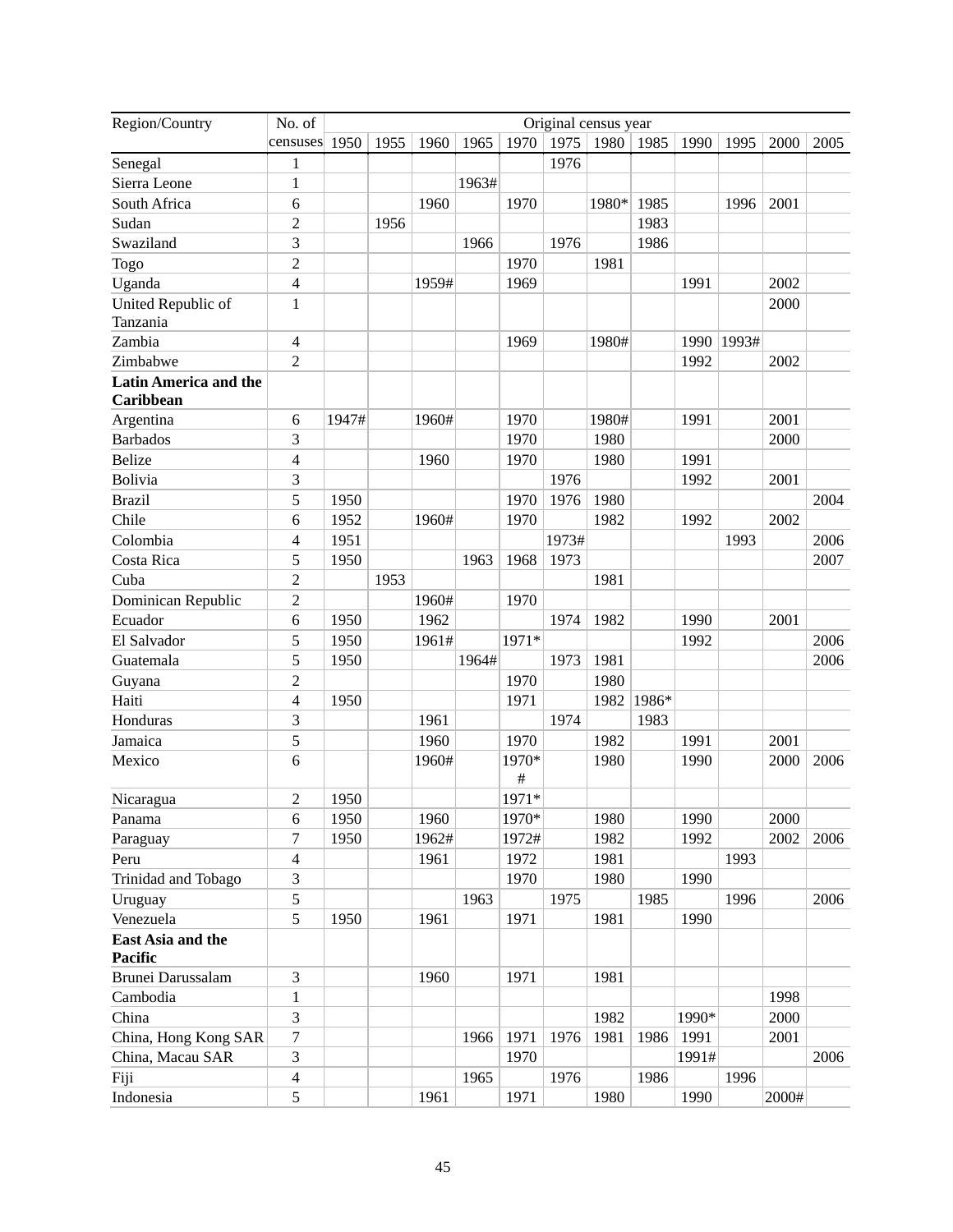| Region/Country | No. of censuses | Original census year | | | | | | | | | | | |
|---|---|---|---|---|---|---|---|---|---|---|---|---|---|
| | | 1950 | 1955 | 1960 | 1965 | 1970 | 1975 | 1980 | 1985 | 1990 | 1995 | 2000 | 2005 |
| Senegal | 1 | | | | | | 1976 | | | | | | |
| Sierra Leone | 1 | | | | 1963# | | | | | | | | |
| South Africa | 6 | | | 1960 | | 1970 | | 1980* | 1985 | | 1996 | 2001 | |
| Sudan | 2 | | 1956 | | | | | | 1983 | | | | |
| Swaziland | 3 | | | | 1966 | | 1976 | | 1986 | | | | |
| Togo | 2 | | | | | 1970 | | 1981 | | | | | |
| Uganda | 4 | | | 1959# | | 1969 | | | | 1991 | | 2002 | |
| United Republic of Tanzania | 1 | | | | | | | | | | | 2000 | |
| Zambia | 4 | | | | | 1969 | | 1980# | | 1990 | 1993# | | |
| Zimbabwe | 2 | | | | | | | | | 1992 | | 2002 | |
| **Latin America and the Caribbean** | | | | | | | | | | | | | |
| Argentina | 6 | 1947# | | 1960# | | 1970 | | 1980# | | 1991 | | 2001 | |
| Barbados | 3 | | | | | 1970 | | 1980 | | | | 2000 | |
| Belize | 4 | | | 1960 | | 1970 | | 1980 | | 1991 | | | |
| Bolivia | 3 | | | | | | 1976 | | | 1992 | | 2001 | |
| Brazil | 5 | 1950 | | | | 1970 | 1976 | 1980 | | | | | 2004 |
| Chile | 6 | 1952 | | 1960# | | 1970 | | 1982 | | 1992 | | 2002 | |
| Colombia | 4 | 1951 | | | | | 1973# | | | | 1993 | | 2006 |
| Costa Rica | 5 | 1950 | | | 1963 | 1968 | 1973 | | | | | | 2007 |
| Cuba | 2 | | 1953 | | | | | 1981 | | | | | |
| Dominican Republic | 2 | | | 1960# | | 1970 | | | | | | | |
| Ecuador | 6 | 1950 | | 1962 | | | 1974 | 1982 | | 1990 | | 2001 | |
| El Salvador | 5 | 1950 | | 1961# | | 1971* | | | | 1992 | | | 2006 |
| Guatemala | 5 | 1950 | | | 1964# | | 1973 | 1981 | | | | | 2006 |
| Guyana | 2 | | | | | 1970 | | 1980 | | | | | |
| Haiti | 4 | 1950 | | | | 1971 | | 1982 | 1986* | | | | |
| Honduras | 3 | | | 1961 | | | 1974 | | 1983 | | | | |
| Jamaica | 5 | | | 1960 | | 1970 | | 1982 | | 1991 | | 2001 | |
| Mexico | 6 | | | 1960# | | 1970*# | | 1980 | | 1990 | | 2000 | 2006 |
| Nicaragua | 2 | 1950 | | | | 1971* | | | | | | | |
| Panama | 6 | 1950 | | 1960 | | 1970* | | 1980 | | 1990 | | 2000 | |
| Paraguay | 7 | 1950 | | 1962# | | 1972# | | 1982 | | 1992 | | 2002 | 2006 |
| Peru | 4 | | | 1961 | | 1972 | | 1981 | | | 1993 | | |
| Trinidad and Tobago | 3 | | | | | 1970 | | 1980 | | 1990 | | | |
| Uruguay | 5 | | | | 1963 | | 1975 | | 1985 | | 1996 | | 2006 |
| Venezuela | 5 | 1950 | | 1961 | | 1971 | | 1981 | | 1990 | | | |
| **East Asia and the Pacific** | | | | | | | | | | | | | |
| Brunei Darussalam | 3 | | | 1960 | | 1971 | | 1981 | | | | | |
| Cambodia | 1 | | | | | | | | | | | 1998 | |
| China | 3 | | | | | | | 1982 | | 1990* | | 2000 | |
| China, Hong Kong SAR | 7 | | | | 1966 | 1971 | 1976 | 1981 | 1986 | 1991 | | 2001 | |
| China, Macau SAR | 3 | | | | | 1970 | | | | 1991# | | | 2006 |
| Fiji | 4 | | | | 1965 | | 1976 | | 1986 | | 1996 | | |
| Indonesia | 5 | | | 1961 | | 1971 | | 1980 | | 1990 | | 2000# | |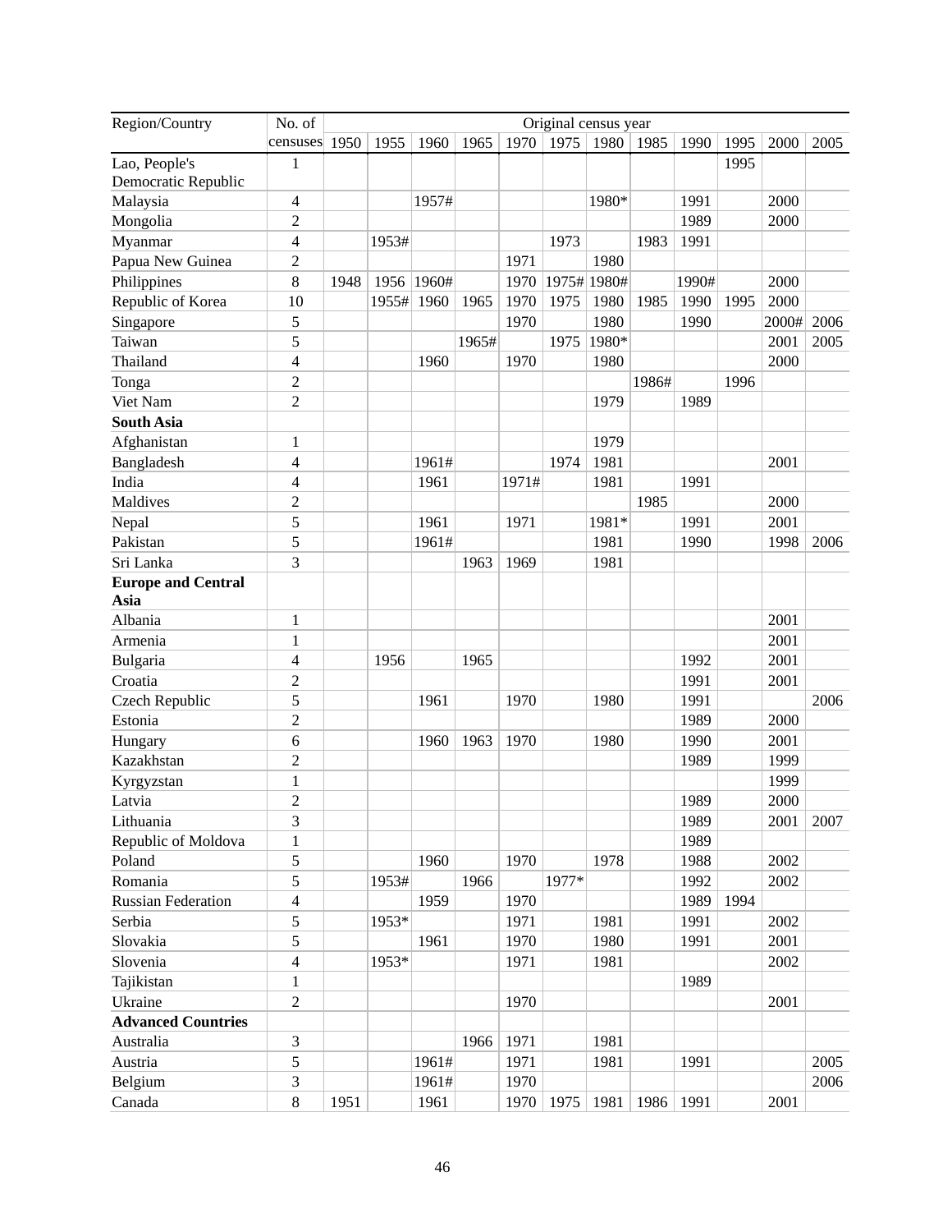| Region/Country | No. of censuses | Original census year | | | | | | | | | | | |
|---|---|---|---|---|---|---|---|---|---|---|---|---|---|
| | | 1950 | 1955 | 1960 | 1965 | 1970 | 1975 | 1980 | 1985 | 1990 | 1995 | 2000 | 2005 |
| Lao, People's Democratic Republic | 1 | | | | | | | | | | 1995 | | |
| Malaysia | 4 | | | 1957# | | | | 1980* | | 1991 | | 2000 | |
| Mongolia | 2 | | | | | | | | | 1989 | | 2000 | |
| Myanmar | 4 | | 1953# | | | | 1973 | | 1983 | 1991 | | | |
| Papua New Guinea | 2 | | | | | 1971 | | 1980 | | | | | |
| Philippines | 8 | 1948 | 1956 | 1960# | | 1970 | 1975# | 1980# | | 1990# | | 2000 | |
| Republic of Korea | 10 | | 1955# | 1960 | 1965 | 1970 | 1975 | 1980 | 1985 | 1990 | 1995 | 2000 | |
| Singapore | 5 | | | | | 1970 | | 1980 | | 1990 | | 2000# | 2006 |
| Taiwan | 5 | | | | 1965# | | 1975 | 1980* | | | | 2001 | 2005 |
| Thailand | 4 | | | 1960 | | 1970 | | 1980 | | | | 2000 | |
| Tonga | 2 | | | | | | | | 1986# | | 1996 | | |
| Viet Nam | 2 | | | | | | | 1979 | | 1989 | | | |
| **South Asia** | | | | | | | | | | | | | |
| Afghanistan | 1 | | | | | | | 1979 | | | | | |
| Bangladesh | 4 | | | 1961# | | | 1974 | 1981 | | | | 2001 | |
| India | 4 | | | 1961 | | 1971# | | 1981 | | 1991 | | | |
| Maldives | 2 | | | | | | | | 1985 | | | 2000 | |
| Nepal | 5 | | | 1961 | | 1971 | | 1981* | | 1991 | | 2001 | |
| Pakistan | 5 | | | 1961# | | | | 1981 | | 1990 | | 1998 | 2006 |
| Sri Lanka | 3 | | | | 1963 | 1969 | | 1981 | | | | | |
| **Europe and Central Asia** | | | | | | | | | | | | | |
| Albania | 1 | | | | | | | | | | | 2001 | |
| Armenia | 1 | | | | | | | | | | | 2001 | |
| Bulgaria | 4 | | 1956 | | 1965 | | | | | 1992 | | 2001 | |
| Croatia | 2 | | | | | | | | | 1991 | | 2001 | |
| Czech Republic | 5 | | | 1961 | | 1970 | | 1980 | | 1991 | | | 2006 |
| Estonia | 2 | | | | | | | | | 1989 | | 2000 | |
| Hungary | 6 | | | 1960 | 1963 | 1970 | | 1980 | | 1990 | | 2001 | |
| Kazakhstan | 2 | | | | | | | | | 1989 | | 1999 | |
| Kyrgyzstan | 1 | | | | | | | | | | | 1999 | |
| Latvia | 2 | | | | | | | | | 1989 | | 2000 | |
| Lithuania | 3 | | | | | | | | | 1989 | | 2001 | 2007 |
| Republic of Moldova | 1 | | | | | | | | | 1989 | | | |
| Poland | 5 | | | 1960 | | 1970 | | 1978 | | 1988 | | 2002 | |
| Romania | 5 | | 1953# | | 1966 | | 1977* | | | 1992 | | 2002 | |
| Russian Federation | 4 | | | 1959 | | 1970 | | | | 1989 | 1994 | | |
| Serbia | 5 | | 1953* | | | 1971 | | 1981 | | 1991 | | 2002 | |
| Slovakia | 5 | | | 1961 | | 1970 | | 1980 | | 1991 | | 2001 | |
| Slovenia | 4 | | 1953* | | | 1971 | | 1981 | | | | 2002 | |
| Tajikistan | 1 | | | | | | | | | 1989 | | | |
| Ukraine | 2 | | | | | 1970 | | | | | | 2001 | |
| **Advanced Countries** | | | | | | | | | | | | | |
| Australia | 3 | | | | 1966 | 1971 | | 1981 | | | | | |
| Austria | 5 | | | 1961# | | 1971 | | 1981 | | 1991 | | | 2005 |
| Belgium | 3 | | | 1961# | | 1970 | | | | | | | 2006 |
| Canada | 8 | 1951 | | 1961 | | 1970 | 1975 | 1981 | 1986 | 1991 | | 2001 | |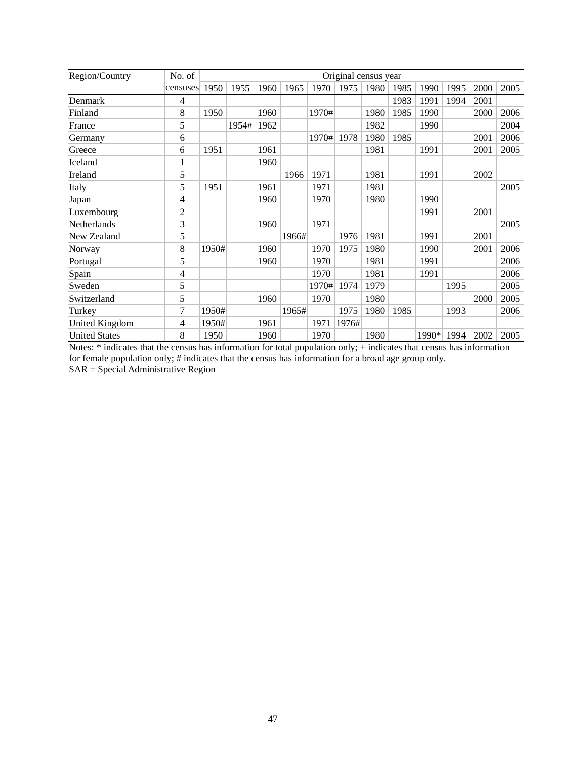| Region/Country | No. of censuses | Original census year | | | | | | | | | | | |
|---|---|---|---|---|---|---|---|---|---|---|---|---|---|
| | | 1950 | 1955 | 1960 | 1965 | 1970 | 1975 | 1980 | 1985 | 1990 | 1995 | 2000 | 2005 |
| Denmark | 4 | | | | | | | | 1983 | 1991 | 1994 | 2001 | |
| Finland | 8 | 1950 | | 1960 | | 1970# | | 1980 | 1985 | 1990 | | 2000 | 2006 |
| France | 5 | | 1954# | 1962 | | | | 1982 | | 1990 | | | 2004 |
| Germany | 6 | | | | | 1970# | 1978 | 1980 | 1985 | | | 2001 | 2006 |
| Greece | 6 | 1951 | | 1961 | | | | 1981 | | 1991 | | 2001 | 2005 |
| Iceland | 1 | | | 1960 | | | | | | | | | |
| Ireland | 5 | | | | 1966 | 1971 | | 1981 | | 1991 | | 2002 | |
| Italy | 5 | 1951 | | 1961 | | 1971 | | 1981 | | | | | 2005 |
| Japan | 4 | | | 1960 | | 1970 | | 1980 | | 1990 | | | |
| Luxembourg | 2 | | | | | | | | | 1991 | | 2001 | |
| Netherlands | 3 | | | 1960 | | 1971 | | | | | | | 2005 |
| New Zealand | 5 | | | | 1966# | | 1976 | 1981 | | 1991 | | 2001 | |
| Norway | 8 | 1950# | | 1960 | | 1970 | 1975 | 1980 | | 1990 | | 2001 | 2006 |
| Portugal | 5 | | | 1960 | | 1970 | | 1981 | | 1991 | | | 2006 |
| Spain | 4 | | | | | 1970 | | 1981 | | 1991 | | | 2006 |
| Sweden | 5 | | | | | 1970# | 1974 | 1979 | | | 1995 | | 2005 |
| Switzerland | 5 | | | 1960 | | 1970 | | 1980 | | | | 2000 | 2005 |
| Turkey | 7 | 1950# | | | 1965# | | 1975 | 1980 | 1985 | | 1993 | | 2006 |
| United Kingdom | 4 | 1950# | | 1961 | | 1971 | 1976# | | | | | | |
| United States | 8 | 1950 | | 1960 | | 1970 | | 1980 | | 1990* | 1994 | 2002 | 2005 |

Notes: * indicates that the census has information for total population only; + indicates that census has information for female population only; # indicates that the census has information for a broad age group only.
SAR = Special Administrative Region